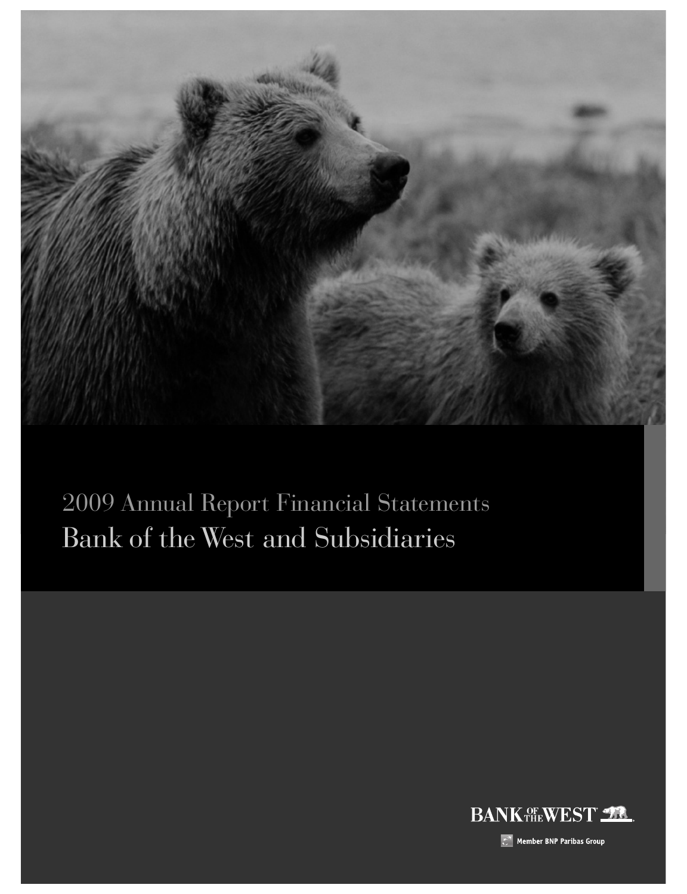2009 Annual Report Financial Statements

# Bank of the West and Subsidiaries

BANK OF THE WEST

Member BNP Paribas Group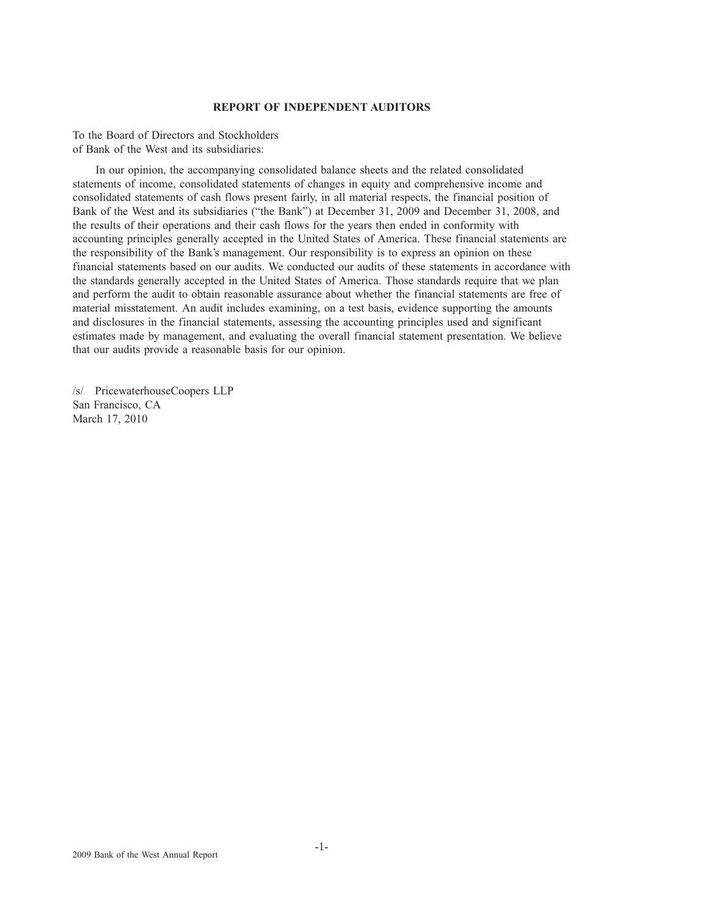# REPORT OF INDEPENDENT AUDITORS

To the Board of Directors and Stockholders
of Bank of the West and its subsidiaries:

In our opinion, the accompanying consolidated balance sheets and the related consolidated statements of income, consolidated statements of changes in equity and comprehensive income and consolidated statements of cash flows present fairly, in all material respects, the financial position of Bank of the West and its subsidiaries ("the Bank") at December 31, 2009 and December 31, 2008, and the results of their operations and their cash flows for the years then ended in conformity with accounting principles generally accepted in the United States of America. These financial statements are the responsibility of the Bank's management. Our responsibility is to express an opinion on these financial statements based on our audits. We conducted our audits of these statements in accordance with the standards generally accepted in the United States of America. Those standards require that we plan and perform the audit to obtain reasonable assurance about whether the financial statements are free of material misstatement. An audit includes examining, on a test basis, evidence supporting the amounts and disclosures in the financial statements, assessing the accounting principles used and significant estimates made by management, and evaluating the overall financial statement presentation. We believe that our audits provide a reasonable basis for our opinion.

/s/ PricewaterhouseCoopers LLP
San Francisco, CA
March 17, 2010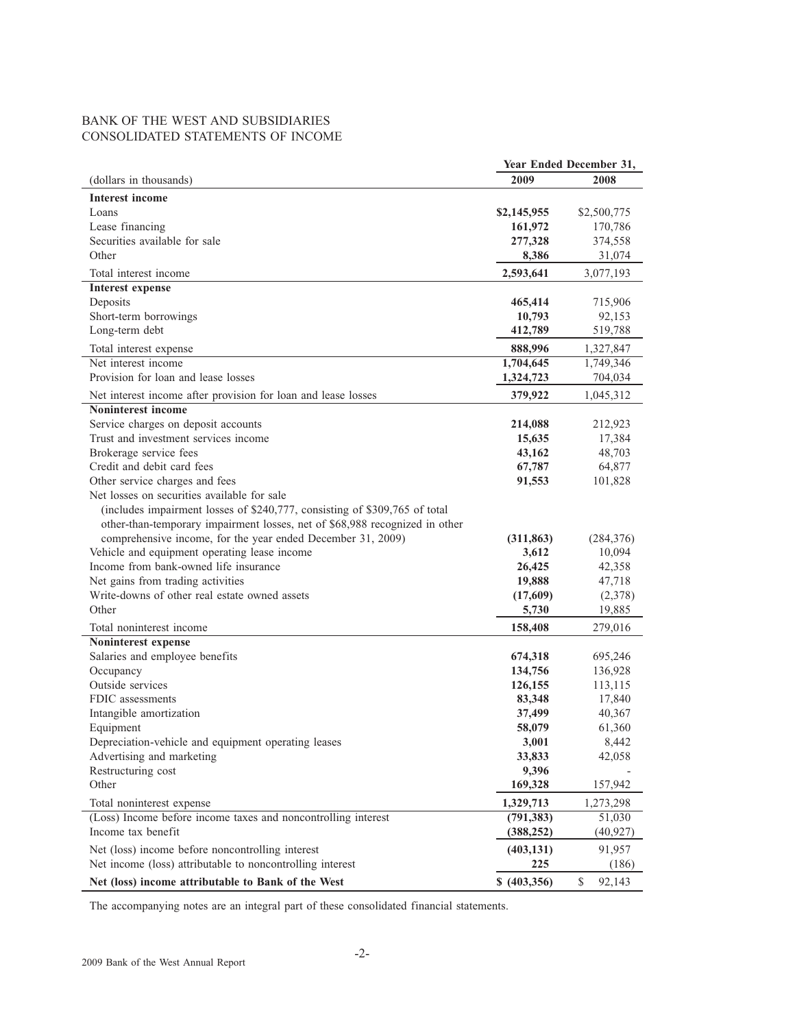BANK OF THE WEST AND SUBSIDIARIES
CONSOLIDATED STATEMENTS OF INCOME

| (dollars in thousands) | Year Ended December 31, 2009 | 2008 |
|---|---|---|
| **Interest income** | | |
| Loans | **$2,145,955** | $2,500,775 |
| Lease financing | **161,972** | 170,786 |
| Securities available for sale | **277,328** | 374,558 |
| Other | **8,386** | 31,074 |
| Total interest income | **2,593,641** | 3,077,193 |
| **Interest expense** | | |
| Deposits | **465,414** | 715,906 |
| Short-term borrowings | **10,793** | 92,153 |
| Long-term debt | **412,789** | 519,788 |
| Total interest expense | **888,996** | 1,327,847 |
| Net interest income | **1,704,645** | 1,749,346 |
| Provision for loan and lease losses | **1,324,723** | 704,034 |
| Net interest income after provision for loan and lease losses | **379,922** | 1,045,312 |
| **Noninterest income** | | |
| Service charges on deposit accounts | **214,088** | 212,923 |
| Trust and investment services income | **15,635** | 17,384 |
| Brokerage service fees | **43,162** | 48,703 |
| Credit and debit card fees | **67,787** | 64,877 |
| Other service charges and fees | **91,553** | 101,828 |
| Net losses on securities available for sale (includes impairment losses of $240,777, consisting of $309,765 of total other-than-temporary impairment losses, net of $68,988 recognized in other comprehensive income, for the year ended December 31, 2009) | **(311,863)** | (284,376) |
| Vehicle and equipment operating lease income | **3,612** | 10,094 |
| Income from bank-owned life insurance | **26,425** | 42,358 |
| Net gains from trading activities | **19,888** | 47,718 |
| Write-downs of other real estate owned assets | **(17,609)** | (2,378) |
| Other | **5,730** | 19,885 |
| Total noninterest income | **158,408** | 279,016 |
| **Noninterest expense** | | |
| Salaries and employee benefits | **674,318** | 695,246 |
| Occupancy | **134,756** | 136,928 |
| Outside services | **126,155** | 113,115 |
| FDIC assessments | **83,348** | 17,840 |
| Intangible amortization | **37,499** | 40,367 |
| Equipment | **58,079** | 61,360 |
| Depreciation-vehicle and equipment operating leases | **3,001** | 8,442 |
| Advertising and marketing | **33,833** | 42,058 |
| Restructuring cost | **9,396** | - |
| Other | **169,328** | 157,942 |
| Total noninterest expense | **1,329,713** | 1,273,298 |
| (Loss) Income before income taxes and noncontrolling interest | **(791,383)** | 51,030 |
| Income tax benefit | **(388,252)** | (40,927) |
| Net (loss) income before noncontrolling interest | **(403,131)** | 91,957 |
| Net income (loss) attributable to noncontrolling interest | **225** | (186) |
| **Net (loss) income attributable to Bank of the West** | **$ (403,356)** | $ 92,143 |

The accompanying notes are an integral part of these consolidated financial statements.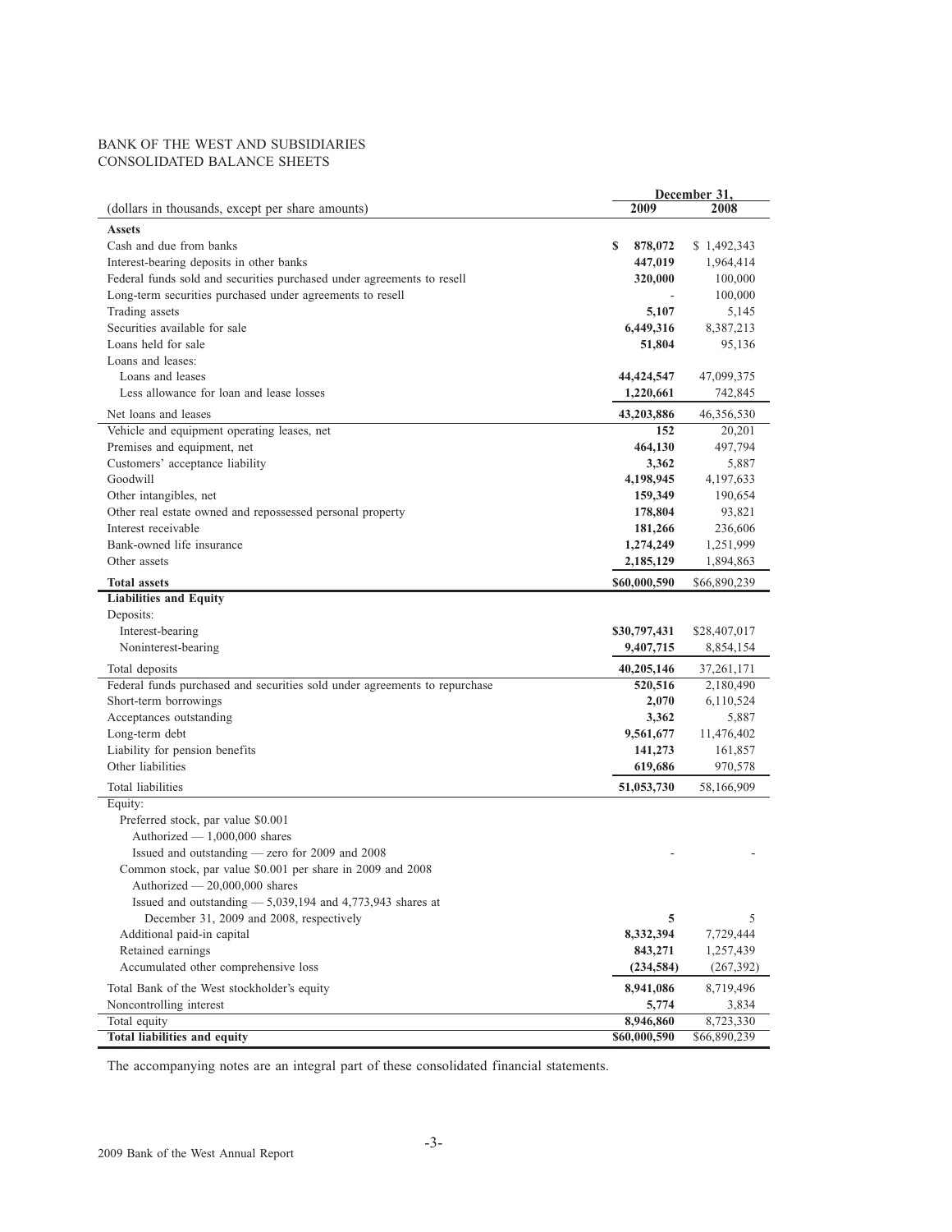BANK OF THE WEST AND SUBSIDIARIES
CONSOLIDATED BALANCE SHEETS

| (dollars in thousands, except per share amounts) | December 31, 2009 | 2008 |
|---|---|---|
| **Assets** | | |
| Cash and due from banks | **$ 878,072** | $ 1,492,343 |
| Interest-bearing deposits in other banks | **447,019** | 1,964,414 |
| Federal funds sold and securities purchased under agreements to resell | **320,000** | 100,000 |
| Long-term securities purchased under agreements to resell | **-** | 100,000 |
| Trading assets | **5,107** | 5,145 |
| Securities available for sale | **6,449,316** | 8,387,213 |
| Loans held for sale | **51,804** | 95,136 |
| Loans and leases: | | |
| Loans and leases | **44,424,547** | 47,099,375 |
| Less allowance for loan and lease losses | **1,220,661** | 742,845 |
| Net loans and leases | **43,203,886** | 46,356,530 |
| Vehicle and equipment operating leases, net | **152** | 20,201 |
| Premises and equipment, net | **464,130** | 497,794 |
| Customers' acceptance liability | **3,362** | 5,887 |
| Goodwill | **4,198,945** | 4,197,633 |
| Other intangibles, net | **159,349** | 190,654 |
| Other real estate owned and repossessed personal property | **178,804** | 93,821 |
| Interest receivable | **181,266** | 236,606 |
| Bank-owned life insurance | **1,274,249** | 1,251,999 |
| Other assets | **2,185,129** | 1,894,863 |
| **Total assets** | **$60,000,590** | $66,890,239 |
| **Liabilities and Equity** | | |
| Deposits: | | |
| Interest-bearing | **$30,797,431** | $28,407,017 |
| Noninterest-bearing | **9,407,715** | 8,854,154 |
| Total deposits | **40,205,146** | 37,261,171 |
| Federal funds purchased and securities sold under agreements to repurchase | **520,516** | 2,180,490 |
| Short-term borrowings | **2,070** | 6,110,524 |
| Acceptances outstanding | **3,362** | 5,887 |
| Long-term debt | **9,561,677** | 11,476,402 |
| Liability for pension benefits | **141,273** | 161,857 |
| Other liabilities | **619,686** | 970,578 |
| Total liabilities | **51,053,730** | 58,166,909 |
| Equity: | | |
| Preferred stock, par value $0.001 | | |
| Authorized — 1,000,000 shares | | |
| Issued and outstanding — zero for 2009 and 2008 | **-** | - |
| Common stock, par value $0.001 per share in 2009 and 2008 | | |
| Authorized — 20,000,000 shares | | |
| Issued and outstanding — 5,039,194 and 4,773,943 shares at | | |
| December 31, 2009 and 2008, respectively | **5** | 5 |
| Additional paid-in capital | **8,332,394** | 7,729,444 |
| Retained earnings | **843,271** | 1,257,439 |
| Accumulated other comprehensive loss | **(234,584)** | (267,392) |
| Total Bank of the West stockholder's equity | **8,941,086** | 8,719,496 |
| Noncontrolling interest | **5,774** | 3,834 |
| Total equity | **8,946,860** | 8,723,330 |
| **Total liabilities and equity** | **$60,000,590** | $66,890,239 |

The accompanying notes are an integral part of these consolidated financial statements.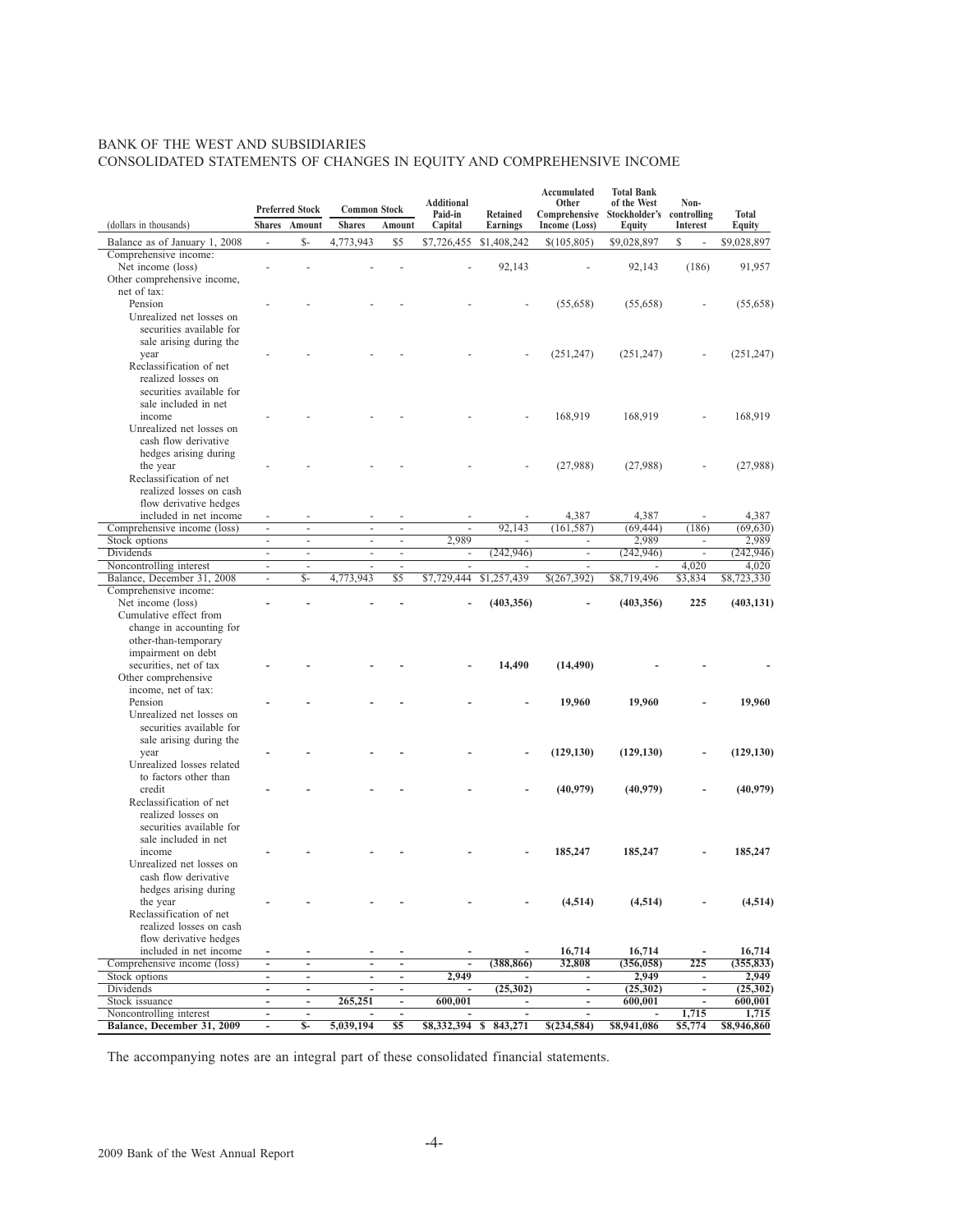BANK OF THE WEST AND SUBSIDIARIES
CONSOLIDATED STATEMENTS OF CHANGES IN EQUITY AND COMPREHENSIVE INCOME

| (dollars in thousands) | Preferred Stock Shares | Preferred Stock Amount | Common Stock Shares | Common Stock Amount | Additional Paid-in Capital | Retained Earnings | Accumulated Other Comprehensive Income (Loss) | Total Bank of the West Stockholder's Equity | Non-controlling Interest | Total Equity |
|---|---|---|---|---|---|---|---|---|---|---|
| Balance as of January 1, 2008 | - | $- | 4,773,943 | $5 | $7,726,455 | $1,408,242 | $(105,805) | $9,028,897 | $ - | $9,028,897 |
| Comprehensive income: | | | | | | | | | | |
| Net income (loss) | - | - | - | - | - | 92,143 | - | 92,143 | (186) | 91,957 |
| Other comprehensive income, net of tax: | | | | | | | | | | |
| Pension | - | - | - | - | - | - | (55,658) | (55,658) | - | (55,658) |
| Unrealized net losses on securities available for sale arising during the year | - | - | - | - | - | - | (251,247) | (251,247) | - | (251,247) |
| Reclassification of net realized losses on securities available for sale included in net income | - | - | - | - | - | - | 168,919 | 168,919 | - | 168,919 |
| Unrealized net losses on cash flow derivative hedges arising during the year | - | - | - | - | - | - | (27,988) | (27,988) | - | (27,988) |
| Reclassification of net realized losses on cash flow derivative hedges included in net income | - | - | - | - | - | - | 4,387 | 4,387 | - | 4,387 |
| Comprehensive income (loss) | - | - | - | - | - | 92,143 | (161,587) | (69,444) | (186) | (69,630) |
| Stock options | - | - | - | - | 2,989 | - | - | 2,989 | - | 2,989 |
| Dividends | - | - | - | - | - | (242,946) | - | (242,946) | - | (242,946) |
| Noncontrolling interest | - | - | - | - | - | - | - | - | 4,020 | 4,020 |
| Balance, December 31, 2008 | - | $- | 4,773,943 | $5 | $7,729,444 | $1,257,439 | $(267,392) | $8,719,496 | $3,834 | $8,723,330 |
| Comprehensive income: | | | | | | | | | | |
| Net income (loss) | - | - | - | - | - | **(403,356)** | - | **(403,356)** | **225** | **(403,131)** |
| Cumulative effect from change in accounting for other-than-temporary impairment on debt securities, net of tax | - | - | - | - | - | **14,490** | **(14,490)** | - | - | - |
| Other comprehensive income, net of tax: | | | | | | | | | | |
| Pension | - | - | - | - | - | - | **19,960** | **19,960** | - | **19,960** |
| Unrealized net losses on securities available for sale arising during the year | - | - | - | - | - | - | **(129,130)** | **(129,130)** | - | **(129,130)** |
| Unrealized losses related to factors other than credit | - | - | - | - | - | - | **(40,979)** | **(40,979)** | - | **(40,979)** |
| Reclassification of net realized losses on securities available for sale included in net income | - | - | - | - | - | - | **185,247** | **185,247** | - | **185,247** |
| Unrealized net losses on cash flow derivative hedges arising during the year | - | - | - | - | - | - | **(4,514)** | **(4,514)** | - | **(4,514)** |
| Reclassification of net realized losses on cash flow derivative hedges included in net income | - | - | - | - | - | - | **16,714** | **16,714** | - | **16,714** |
| Comprehensive income (loss) | - | - | - | - | - | **(388,866)** | **32,808** | **(356,058)** | **225** | **(355,833)** |
| Stock options | - | - | - | - | **2,949** | - | - | **2,949** | - | **2,949** |
| Dividends | - | - | - | - | - | **(25,302)** | - | **(25,302)** | - | **(25,302)** |
| Stock issuance | - | - | **265,251** | - | **600,001** | - | - | **600,001** | - | **600,001** |
| Noncontrolling interest | - | - | - | - | - | - | - | - | **1,715** | **1,715** |
| **Balance, December 31, 2009** | - | **$-** | **5,039,194** | **$5** | **$8,332,394** | **$ 843,271** | **$(234,584)** | **$8,941,086** | **$5,774** | **$8,946,860** |

The accompanying notes are an integral part of these consolidated financial statements.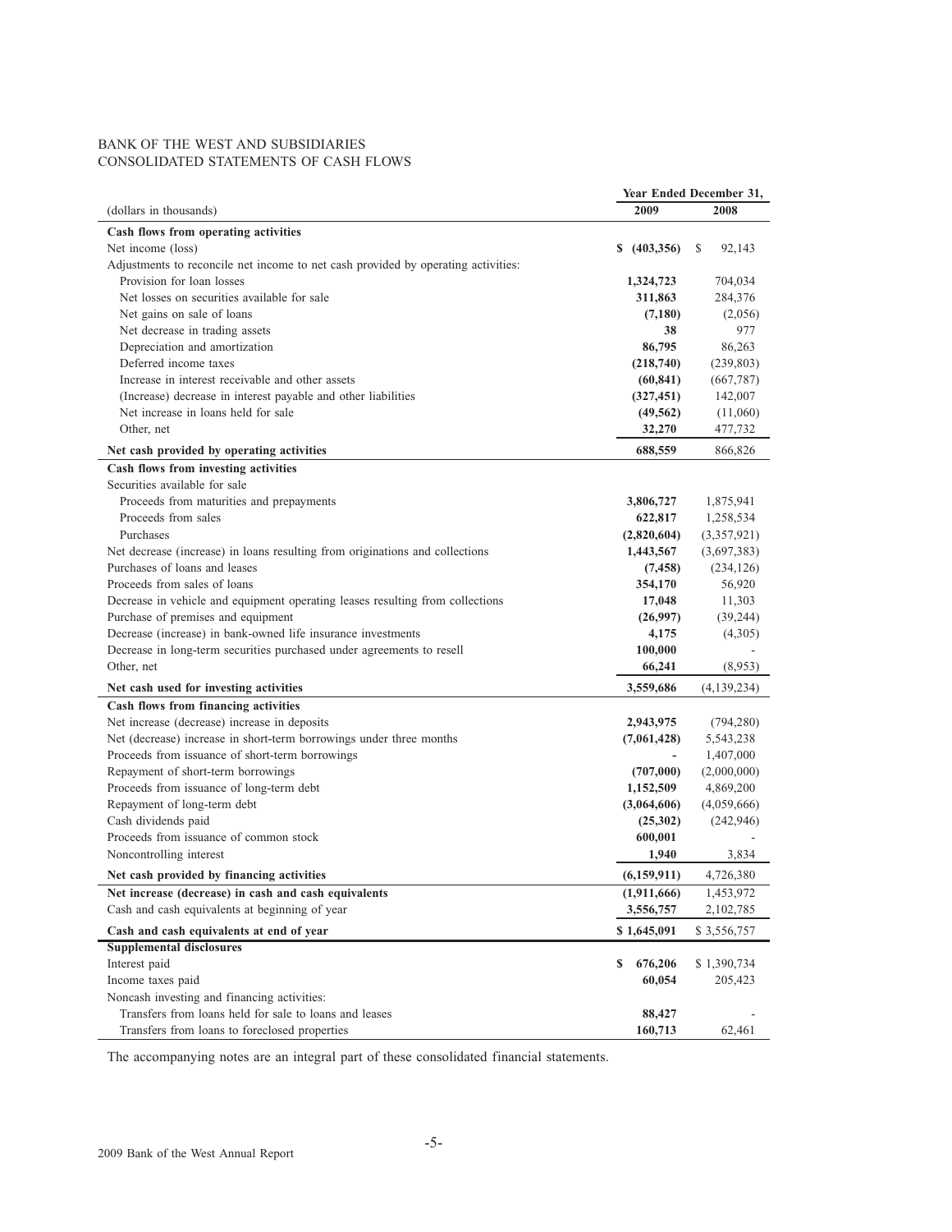BANK OF THE WEST AND SUBSIDIARIES
CONSOLIDATED STATEMENTS OF CASH FLOWS

| (dollars in thousands) | Year Ended December 31, 2009 | 2008 |
|---|---|---|
| **Cash flows from operating activities** | | |
| Net income (loss) | **$ (403,356)** | $ 92,143 |
| Adjustments to reconcile net income to net cash provided by operating activities: | | |
| Provision for loan losses | **1,324,723** | 704,034 |
| Net losses on securities available for sale | **311,863** | 284,376 |
| Net gains on sale of loans | **(7,180)** | (2,056) |
| Net decrease in trading assets | **38** | 977 |
| Depreciation and amortization | **86,795** | 86,263 |
| Deferred income taxes | **(218,740)** | (239,803) |
| Increase in interest receivable and other assets | **(60,841)** | (667,787) |
| (Increase) decrease in interest payable and other liabilities | **(327,451)** | 142,007 |
| Net increase in loans held for sale | **(49,562)** | (11,060) |
| Other, net | **32,270** | 477,732 |
| **Net cash provided by operating activities** | **688,559** | 866,826 |
| **Cash flows from investing activities** | | |
| Securities available for sale | | |
| Proceeds from maturities and prepayments | **3,806,727** | 1,875,941 |
| Proceeds from sales | **622,817** | 1,258,534 |
| Purchases | **(2,820,604)** | (3,357,921) |
| Net decrease (increase) in loans resulting from originations and collections | **1,443,567** | (3,697,383) |
| Purchases of loans and leases | **(7,458)** | (234,126) |
| Proceeds from sales of loans | **354,170** | 56,920 |
| Decrease in vehicle and equipment operating leases resulting from collections | **17,048** | 11,303 |
| Purchase of premises and equipment | **(26,997)** | (39,244) |
| Decrease (increase) in bank-owned life insurance investments | **4,175** | (4,305) |
| Decrease in long-term securities purchased under agreements to resell | **100,000** | - |
| Other, net | **66,241** | (8,953) |
| **Net cash used for investing activities** | **3,559,686** | (4,139,234) |
| **Cash flows from financing activities** | | |
| Net increase (decrease) increase in deposits | **2,943,975** | (794,280) |
| Net (decrease) increase in short-term borrowings under three months | **(7,061,428)** | 5,543,238 |
| Proceeds from issuance of short-term borrowings | **-** | 1,407,000 |
| Repayment of short-term borrowings | **(707,000)** | (2,000,000) |
| Proceeds from issuance of long-term debt | **1,152,509** | 4,869,200 |
| Repayment of long-term debt | **(3,064,606)** | (4,059,666) |
| Cash dividends paid | **(25,302)** | (242,946) |
| Proceeds from issuance of common stock | **600,001** | - |
| Noncontrolling interest | **1,940** | 3,834 |
| **Net cash provided by financing activities** | **(6,159,911)** | 4,726,380 |
| **Net increase (decrease) in cash and cash equivalents** | **(1,911,666)** | 1,453,972 |
| Cash and cash equivalents at beginning of year | **3,556,757** | 2,102,785 |
| **Cash and cash equivalents at end of year** | **$ 1,645,091** | $ 3,556,757 |
| **Supplemental disclosures** | | |
| Interest paid | **$ 676,206** | $ 1,390,734 |
| Income taxes paid | **60,054** | 205,423 |
| Noncash investing and financing activities: | | |
| Transfers from loans held for sale to loans and leases | **88,427** | - |
| Transfers from loans to foreclosed properties | **160,713** | 62,461 |

The accompanying notes are an integral part of these consolidated financial statements.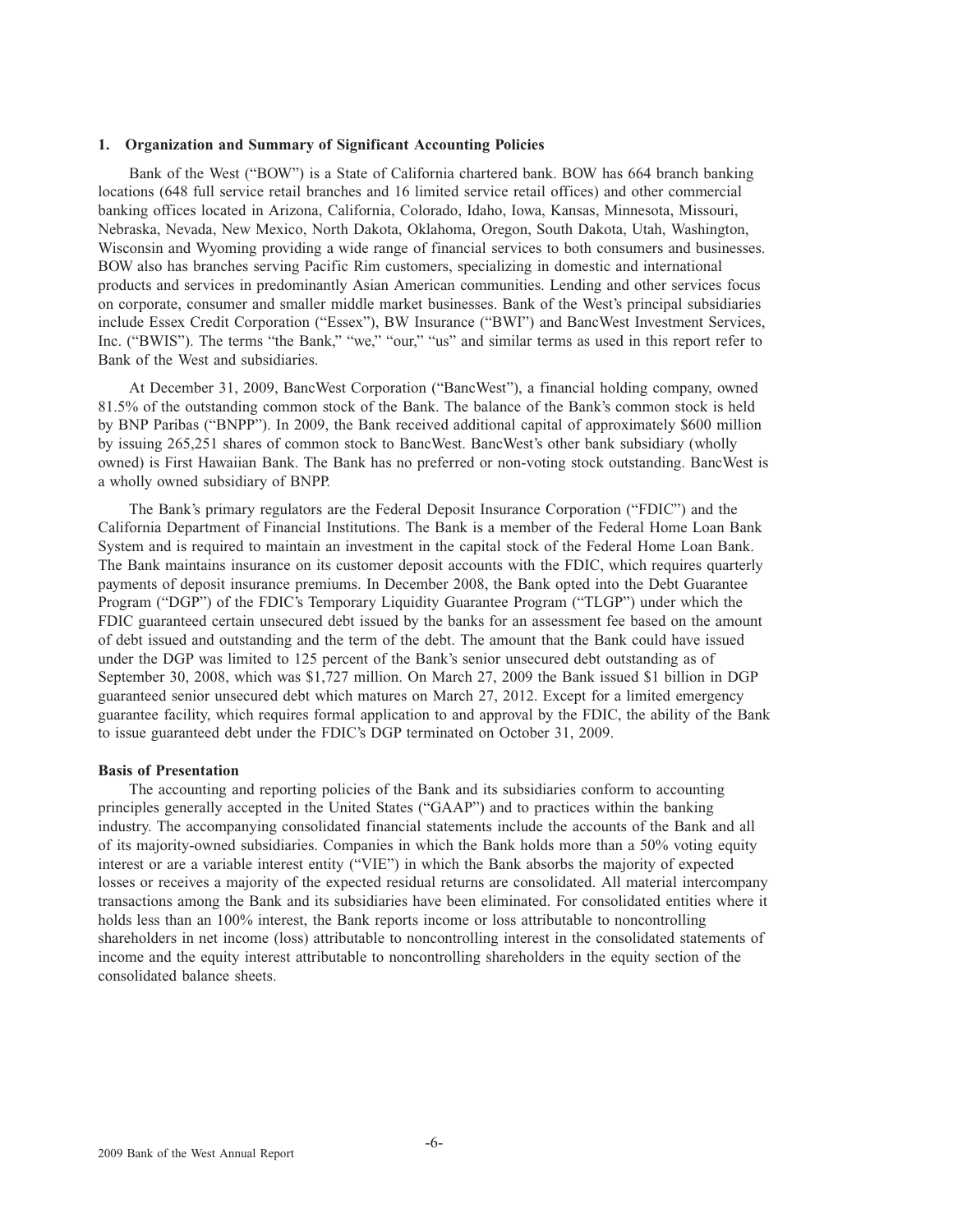## 1. Organization and Summary of Significant Accounting Policies

Bank of the West ("BOW") is a State of California chartered bank. BOW has 664 branch banking locations (648 full service retail branches and 16 limited service retail offices) and other commercial banking offices located in Arizona, California, Colorado, Idaho, Iowa, Kansas, Minnesota, Missouri, Nebraska, Nevada, New Mexico, North Dakota, Oklahoma, Oregon, South Dakota, Utah, Washington, Wisconsin and Wyoming providing a wide range of financial services to both consumers and businesses. BOW also has branches serving Pacific Rim customers, specializing in domestic and international products and services in predominantly Asian American communities. Lending and other services focus on corporate, consumer and smaller middle market businesses. Bank of the West's principal subsidiaries include Essex Credit Corporation ("Essex"), BW Insurance ("BWI") and BancWest Investment Services, Inc. ("BWIS"). The terms "the Bank," "we," "our," "us" and similar terms as used in this report refer to Bank of the West and subsidiaries.

At December 31, 2009, BancWest Corporation ("BancWest"), a financial holding company, owned 81.5% of the outstanding common stock of the Bank. The balance of the Bank's common stock is held by BNP Paribas ("BNPP"). In 2009, the Bank received additional capital of approximately $600 million by issuing 265,251 shares of common stock to BancWest. BancWest's other bank subsidiary (wholly owned) is First Hawaiian Bank. The Bank has no preferred or non-voting stock outstanding. BancWest is a wholly owned subsidiary of BNPP.

The Bank's primary regulators are the Federal Deposit Insurance Corporation ("FDIC") and the California Department of Financial Institutions. The Bank is a member of the Federal Home Loan Bank System and is required to maintain an investment in the capital stock of the Federal Home Loan Bank. The Bank maintains insurance on its customer deposit accounts with the FDIC, which requires quarterly payments of deposit insurance premiums. In December 2008, the Bank opted into the Debt Guarantee Program ("DGP") of the FDIC's Temporary Liquidity Guarantee Program ("TLGP") under which the FDIC guaranteed certain unsecured debt issued by the banks for an assessment fee based on the amount of debt issued and outstanding and the term of the debt. The amount that the Bank could have issued under the DGP was limited to 125 percent of the Bank's senior unsecured debt outstanding as of September 30, 2008, which was $1,727 million. On March 27, 2009 the Bank issued $1 billion in DGP guaranteed senior unsecured debt which matures on March 27, 2012. Except for a limited emergency guarantee facility, which requires formal application to and approval by the FDIC, the ability of the Bank to issue guaranteed debt under the FDIC's DGP terminated on October 31, 2009.

### Basis of Presentation

The accounting and reporting policies of the Bank and its subsidiaries conform to accounting principles generally accepted in the United States ("GAAP") and to practices within the banking industry. The accompanying consolidated financial statements include the accounts of the Bank and all of its majority-owned subsidiaries. Companies in which the Bank holds more than a 50% voting equity interest or are a variable interest entity ("VIE") in which the Bank absorbs the majority of expected losses or receives a majority of the expected residual returns are consolidated. All material intercompany transactions among the Bank and its subsidiaries have been eliminated. For consolidated entities where it holds less than an 100% interest, the Bank reports income or loss attributable to noncontrolling shareholders in net income (loss) attributable to noncontrolling interest in the consolidated statements of income and the equity interest attributable to noncontrolling shareholders in the equity section of the consolidated balance sheets.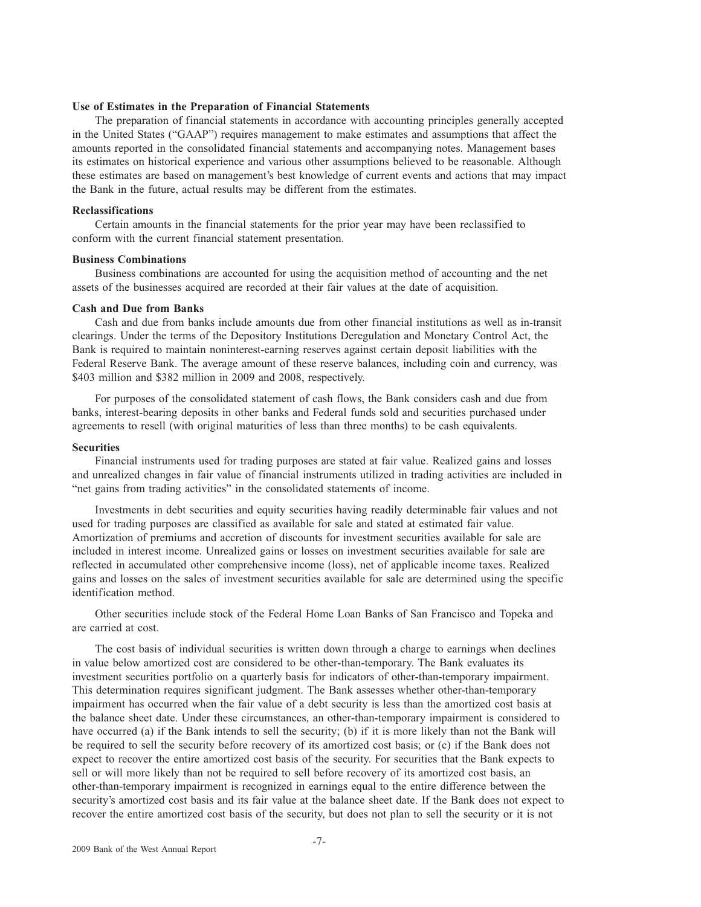**Use of Estimates in the Preparation of Financial Statements**

The preparation of financial statements in accordance with accounting principles generally accepted in the United States ("GAAP") requires management to make estimates and assumptions that affect the amounts reported in the consolidated financial statements and accompanying notes. Management bases its estimates on historical experience and various other assumptions believed to be reasonable. Although these estimates are based on management's best knowledge of current events and actions that may impact the Bank in the future, actual results may be different from the estimates.

**Reclassifications**

Certain amounts in the financial statements for the prior year may have been reclassified to conform with the current financial statement presentation.

**Business Combinations**

Business combinations are accounted for using the acquisition method of accounting and the net assets of the businesses acquired are recorded at their fair values at the date of acquisition.

**Cash and Due from Banks**

Cash and due from banks include amounts due from other financial institutions as well as in-transit clearings. Under the terms of the Depository Institutions Deregulation and Monetary Control Act, the Bank is required to maintain noninterest-earning reserves against certain deposit liabilities with the Federal Reserve Bank. The average amount of these reserve balances, including coin and currency, was $403 million and $382 million in 2009 and 2008, respectively.

For purposes of the consolidated statement of cash flows, the Bank considers cash and due from banks, interest-bearing deposits in other banks and Federal funds sold and securities purchased under agreements to resell (with original maturities of less than three months) to be cash equivalents.

**Securities**

Financial instruments used for trading purposes are stated at fair value. Realized gains and losses and unrealized changes in fair value of financial instruments utilized in trading activities are included in "net gains from trading activities" in the consolidated statements of income.

Investments in debt securities and equity securities having readily determinable fair values and not used for trading purposes are classified as available for sale and stated at estimated fair value. Amortization of premiums and accretion of discounts for investment securities available for sale are included in interest income. Unrealized gains or losses on investment securities available for sale are reflected in accumulated other comprehensive income (loss), net of applicable income taxes. Realized gains and losses on the sales of investment securities available for sale are determined using the specific identification method.

Other securities include stock of the Federal Home Loan Banks of San Francisco and Topeka and are carried at cost.

The cost basis of individual securities is written down through a charge to earnings when declines in value below amortized cost are considered to be other-than-temporary. The Bank evaluates its investment securities portfolio on a quarterly basis for indicators of other-than-temporary impairment. This determination requires significant judgment. The Bank assesses whether other-than-temporary impairment has occurred when the fair value of a debt security is less than the amortized cost basis at the balance sheet date. Under these circumstances, an other-than-temporary impairment is considered to have occurred (a) if the Bank intends to sell the security; (b) if it is more likely than not the Bank will be required to sell the security before recovery of its amortized cost basis; or (c) if the Bank does not expect to recover the entire amortized cost basis of the security. For securities that the Bank expects to sell or will more likely than not be required to sell before recovery of its amortized cost basis, an other-than-temporary impairment is recognized in earnings equal to the entire difference between the security's amortized cost basis and its fair value at the balance sheet date. If the Bank does not expect to recover the entire amortized cost basis of the security, but does not plan to sell the security or it is not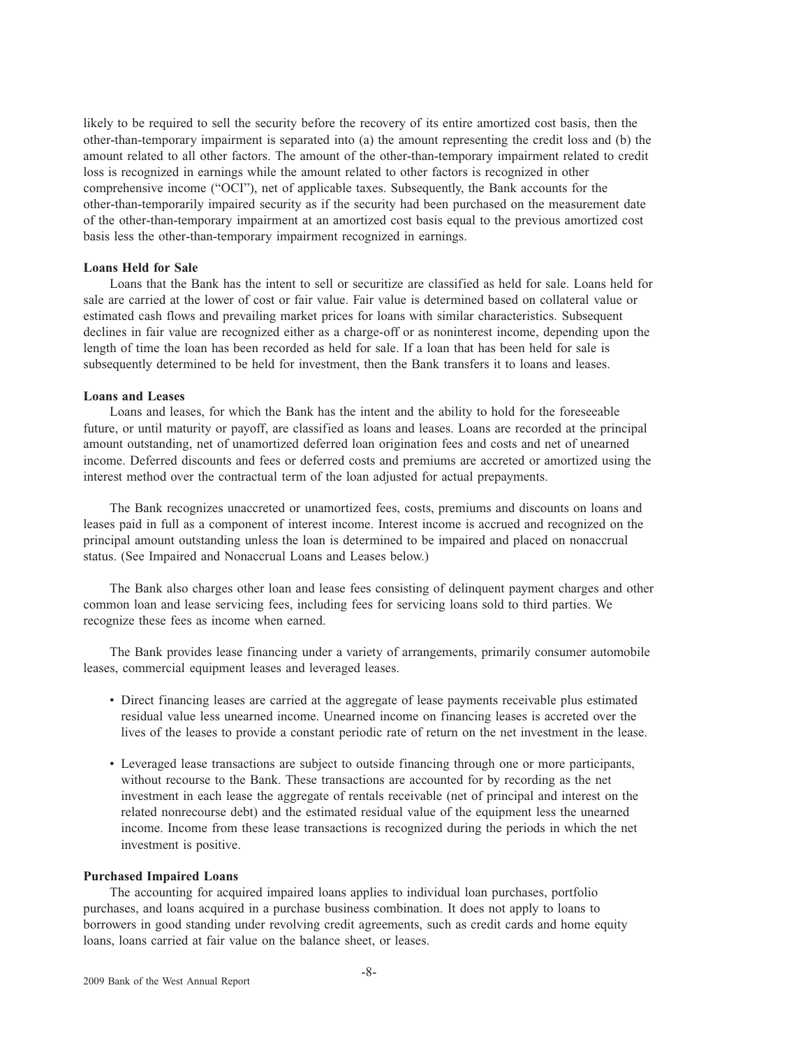likely to be required to sell the security before the recovery of its entire amortized cost basis, then the other-than-temporary impairment is separated into (a) the amount representing the credit loss and (b) the amount related to all other factors. The amount of the other-than-temporary impairment related to credit loss is recognized in earnings while the amount related to other factors is recognized in other comprehensive income ("OCI"), net of applicable taxes. Subsequently, the Bank accounts for the other-than-temporarily impaired security as if the security had been purchased on the measurement date of the other-than-temporary impairment at an amortized cost basis equal to the previous amortized cost basis less the other-than-temporary impairment recognized in earnings.

**Loans Held for Sale**

Loans that the Bank has the intent to sell or securitize are classified as held for sale. Loans held for sale are carried at the lower of cost or fair value. Fair value is determined based on collateral value or estimated cash flows and prevailing market prices for loans with similar characteristics. Subsequent declines in fair value are recognized either as a charge-off or as noninterest income, depending upon the length of time the loan has been recorded as held for sale. If a loan that has been held for sale is subsequently determined to be held for investment, then the Bank transfers it to loans and leases.

**Loans and Leases**

Loans and leases, for which the Bank has the intent and the ability to hold for the foreseeable future, or until maturity or payoff, are classified as loans and leases. Loans are recorded at the principal amount outstanding, net of unamortized deferred loan origination fees and costs and net of unearned income. Deferred discounts and fees or deferred costs and premiums are accreted or amortized using the interest method over the contractual term of the loan adjusted for actual prepayments.

The Bank recognizes unaccreted or unamortized fees, costs, premiums and discounts on loans and leases paid in full as a component of interest income. Interest income is accrued and recognized on the principal amount outstanding unless the loan is determined to be impaired and placed on nonaccrual status. (See Impaired and Nonaccrual Loans and Leases below.)

The Bank also charges other loan and lease fees consisting of delinquent payment charges and other common loan and lease servicing fees, including fees for servicing loans sold to third parties. We recognize these fees as income when earned.

The Bank provides lease financing under a variety of arrangements, primarily consumer automobile leases, commercial equipment leases and leveraged leases.

- Direct financing leases are carried at the aggregate of lease payments receivable plus estimated residual value less unearned income. Unearned income on financing leases is accreted over the lives of the leases to provide a constant periodic rate of return on the net investment in the lease.

- Leveraged lease transactions are subject to outside financing through one or more participants, without recourse to the Bank. These transactions are accounted for by recording as the net investment in each lease the aggregate of rentals receivable (net of principal and interest on the related nonrecourse debt) and the estimated residual value of the equipment less the unearned income. Income from these lease transactions is recognized during the periods in which the net investment is positive.

**Purchased Impaired Loans**

The accounting for acquired impaired loans applies to individual loan purchases, portfolio purchases, and loans acquired in a purchase business combination. It does not apply to loans to borrowers in good standing under revolving credit agreements, such as credit cards and home equity loans, loans carried at fair value on the balance sheet, or leases.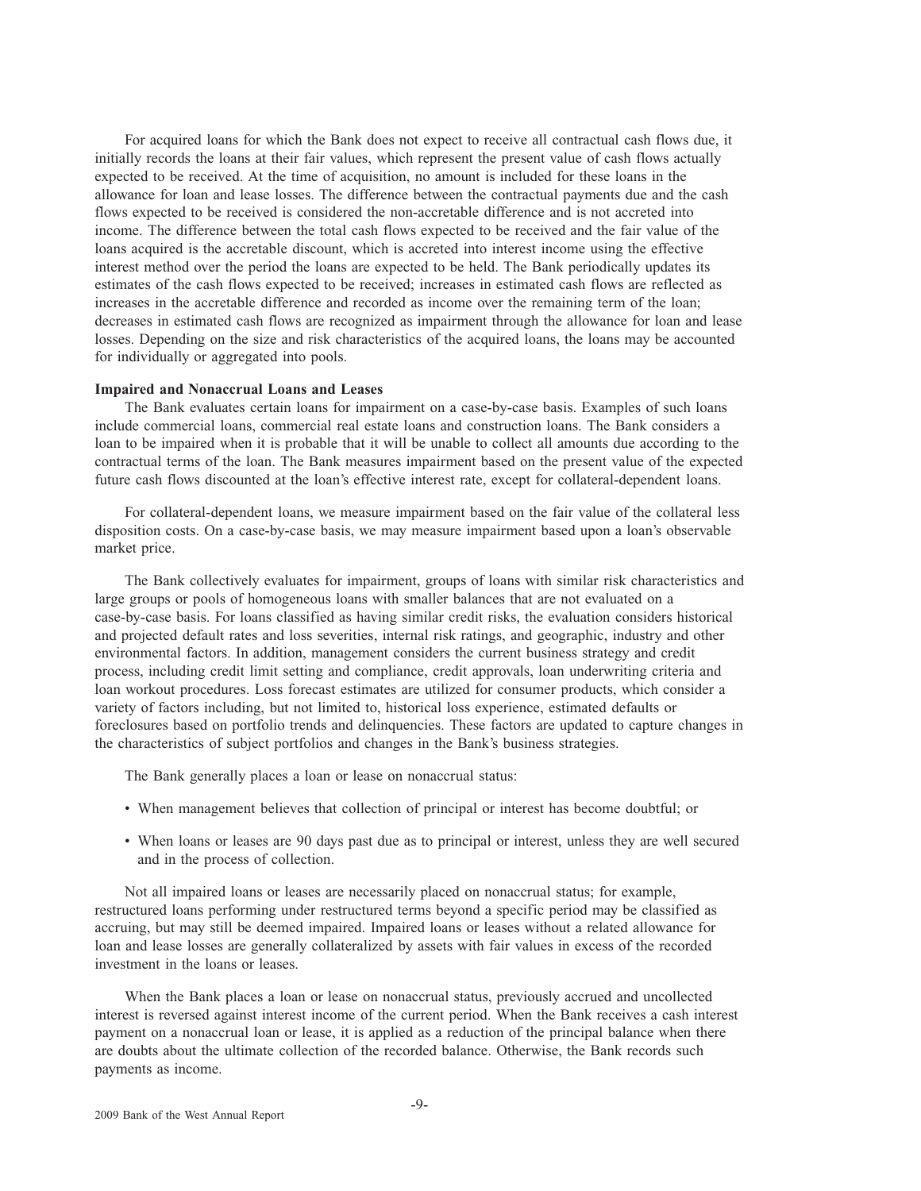For acquired loans for which the Bank does not expect to receive all contractual cash flows due, it initially records the loans at their fair values, which represent the present value of cash flows actually expected to be received. At the time of acquisition, no amount is included for these loans in the allowance for loan and lease losses. The difference between the contractual payments due and the cash flows expected to be received is considered the non-accretable difference and is not accreted into income. The difference between the total cash flows expected to be received and the fair value of the loans acquired is the accretable discount, which is accreted into interest income using the effective interest method over the period the loans are expected to be held. The Bank periodically updates its estimates of the cash flows expected to be received; increases in estimated cash flows are reflected as increases in the accretable difference and recorded as income over the remaining term of the loan; decreases in estimated cash flows are recognized as impairment through the allowance for loan and lease losses. Depending on the size and risk characteristics of the acquired loans, the loans may be accounted for individually or aggregated into pools.

**Impaired and Nonaccrual Loans and Leases**

The Bank evaluates certain loans for impairment on a case-by-case basis. Examples of such loans include commercial loans, commercial real estate loans and construction loans. The Bank considers a loan to be impaired when it is probable that it will be unable to collect all amounts due according to the contractual terms of the loan. The Bank measures impairment based on the present value of the expected future cash flows discounted at the loan's effective interest rate, except for collateral-dependent loans.

For collateral-dependent loans, we measure impairment based on the fair value of the collateral less disposition costs. On a case-by-case basis, we may measure impairment based upon a loan's observable market price.

The Bank collectively evaluates for impairment, groups of loans with similar risk characteristics and large groups or pools of homogeneous loans with smaller balances that are not evaluated on a case-by-case basis. For loans classified as having similar credit risks, the evaluation considers historical and projected default rates and loss severities, internal risk ratings, and geographic, industry and other environmental factors. In addition, management considers the current business strategy and credit process, including credit limit setting and compliance, credit approvals, loan underwriting criteria and loan workout procedures. Loss forecast estimates are utilized for consumer products, which consider a variety of factors including, but not limited to, historical loss experience, estimated defaults or foreclosures based on portfolio trends and delinquencies. These factors are updated to capture changes in the characteristics of subject portfolios and changes in the Bank's business strategies.

The Bank generally places a loan or lease on nonaccrual status:

- When management believes that collection of principal or interest has become doubtful; or
- When loans or leases are 90 days past due as to principal or interest, unless they are well secured and in the process of collection.

Not all impaired loans or leases are necessarily placed on nonaccrual status; for example, restructured loans performing under restructured terms beyond a specific period may be classified as accruing, but may still be deemed impaired. Impaired loans or leases without a related allowance for loan and lease losses are generally collateralized by assets with fair values in excess of the recorded investment in the loans or leases.

When the Bank places a loan or lease on nonaccrual status, previously accrued and uncollected interest is reversed against interest income of the current period. When the Bank receives a cash interest payment on a nonaccrual loan or lease, it is applied as a reduction of the principal balance when there are doubts about the ultimate collection of the recorded balance. Otherwise, the Bank records such payments as income.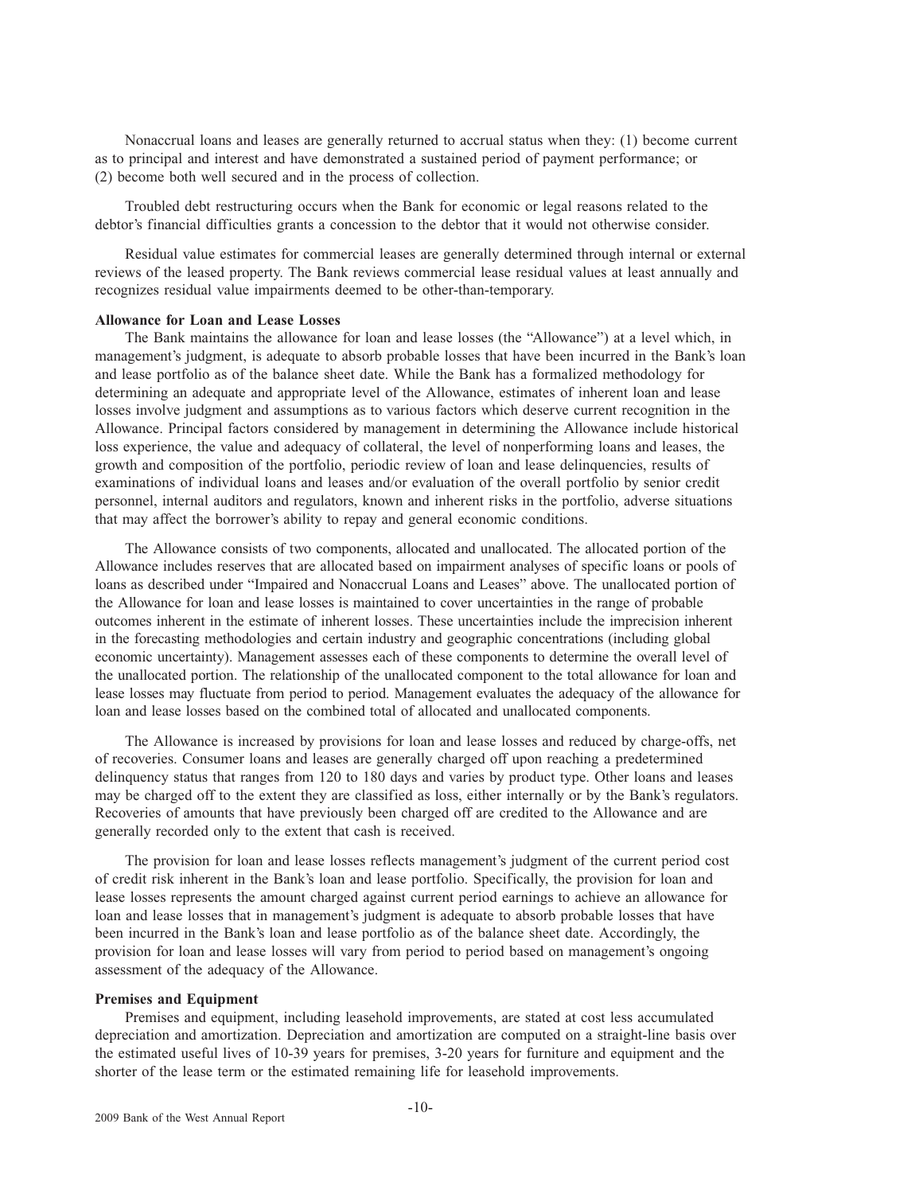Nonaccrual loans and leases are generally returned to accrual status when they: (1) become current as to principal and interest and have demonstrated a sustained period of payment performance; or (2) become both well secured and in the process of collection.

Troubled debt restructuring occurs when the Bank for economic or legal reasons related to the debtor's financial difficulties grants a concession to the debtor that it would not otherwise consider.

Residual value estimates for commercial leases are generally determined through internal or external reviews of the leased property. The Bank reviews commercial lease residual values at least annually and recognizes residual value impairments deemed to be other-than-temporary.

**Allowance for Loan and Lease Losses**

The Bank maintains the allowance for loan and lease losses (the "Allowance") at a level which, in management's judgment, is adequate to absorb probable losses that have been incurred in the Bank's loan and lease portfolio as of the balance sheet date. While the Bank has a formalized methodology for determining an adequate and appropriate level of the Allowance, estimates of inherent loan and lease losses involve judgment and assumptions as to various factors which deserve current recognition in the Allowance. Principal factors considered by management in determining the Allowance include historical loss experience, the value and adequacy of collateral, the level of nonperforming loans and leases, the growth and composition of the portfolio, periodic review of loan and lease delinquencies, results of examinations of individual loans and leases and/or evaluation of the overall portfolio by senior credit personnel, internal auditors and regulators, known and inherent risks in the portfolio, adverse situations that may affect the borrower's ability to repay and general economic conditions.

The Allowance consists of two components, allocated and unallocated. The allocated portion of the Allowance includes reserves that are allocated based on impairment analyses of specific loans or pools of loans as described under "Impaired and Nonaccrual Loans and Leases" above. The unallocated portion of the Allowance for loan and lease losses is maintained to cover uncertainties in the range of probable outcomes inherent in the estimate of inherent losses. These uncertainties include the imprecision inherent in the forecasting methodologies and certain industry and geographic concentrations (including global economic uncertainty). Management assesses each of these components to determine the overall level of the unallocated portion. The relationship of the unallocated component to the total allowance for loan and lease losses may fluctuate from period to period. Management evaluates the adequacy of the allowance for loan and lease losses based on the combined total of allocated and unallocated components.

The Allowance is increased by provisions for loan and lease losses and reduced by charge-offs, net of recoveries. Consumer loans and leases are generally charged off upon reaching a predetermined delinquency status that ranges from 120 to 180 days and varies by product type. Other loans and leases may be charged off to the extent they are classified as loss, either internally or by the Bank's regulators. Recoveries of amounts that have previously been charged off are credited to the Allowance and are generally recorded only to the extent that cash is received.

The provision for loan and lease losses reflects management's judgment of the current period cost of credit risk inherent in the Bank's loan and lease portfolio. Specifically, the provision for loan and lease losses represents the amount charged against current period earnings to achieve an allowance for loan and lease losses that in management's judgment is adequate to absorb probable losses that have been incurred in the Bank's loan and lease portfolio as of the balance sheet date. Accordingly, the provision for loan and lease losses will vary from period to period based on management's ongoing assessment of the adequacy of the Allowance.

**Premises and Equipment**

Premises and equipment, including leasehold improvements, are stated at cost less accumulated depreciation and amortization. Depreciation and amortization are computed on a straight-line basis over the estimated useful lives of 10-39 years for premises, 3-20 years for furniture and equipment and the shorter of the lease term or the estimated remaining life for leasehold improvements.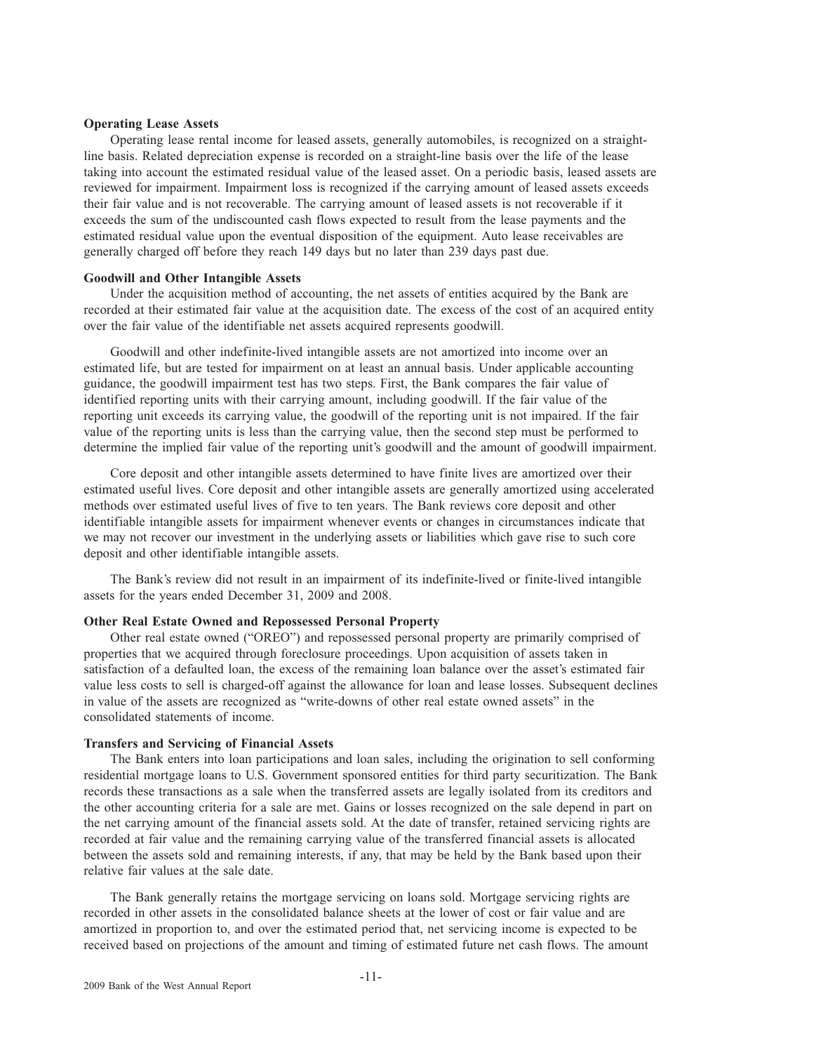**Operating Lease Assets**

Operating lease rental income for leased assets, generally automobiles, is recognized on a straight-line basis. Related depreciation expense is recorded on a straight-line basis over the life of the lease taking into account the estimated residual value of the leased asset. On a periodic basis, leased assets are reviewed for impairment. Impairment loss is recognized if the carrying amount of leased assets exceeds their fair value and is not recoverable. The carrying amount of leased assets is not recoverable if it exceeds the sum of the undiscounted cash flows expected to result from the lease payments and the estimated residual value upon the eventual disposition of the equipment. Auto lease receivables are generally charged off before they reach 149 days but no later than 239 days past due.

**Goodwill and Other Intangible Assets**

Under the acquisition method of accounting, the net assets of entities acquired by the Bank are recorded at their estimated fair value at the acquisition date. The excess of the cost of an acquired entity over the fair value of the identifiable net assets acquired represents goodwill.

Goodwill and other indefinite-lived intangible assets are not amortized into income over an estimated life, but are tested for impairment on at least an annual basis. Under applicable accounting guidance, the goodwill impairment test has two steps. First, the Bank compares the fair value of identified reporting units with their carrying amount, including goodwill. If the fair value of the reporting unit exceeds its carrying value, the goodwill of the reporting unit is not impaired. If the fair value of the reporting units is less than the carrying value, then the second step must be performed to determine the implied fair value of the reporting unit's goodwill and the amount of goodwill impairment.

Core deposit and other intangible assets determined to have finite lives are amortized over their estimated useful lives. Core deposit and other intangible assets are generally amortized using accelerated methods over estimated useful lives of five to ten years. The Bank reviews core deposit and other identifiable intangible assets for impairment whenever events or changes in circumstances indicate that we may not recover our investment in the underlying assets or liabilities which gave rise to such core deposit and other identifiable intangible assets.

The Bank's review did not result in an impairment of its indefinite-lived or finite-lived intangible assets for the years ended December 31, 2009 and 2008.

**Other Real Estate Owned and Repossessed Personal Property**

Other real estate owned ("OREO") and repossessed personal property are primarily comprised of properties that we acquired through foreclosure proceedings. Upon acquisition of assets taken in satisfaction of a defaulted loan, the excess of the remaining loan balance over the asset's estimated fair value less costs to sell is charged-off against the allowance for loan and lease losses. Subsequent declines in value of the assets are recognized as "write-downs of other real estate owned assets" in the consolidated statements of income.

**Transfers and Servicing of Financial Assets**

The Bank enters into loan participations and loan sales, including the origination to sell conforming residential mortgage loans to U.S. Government sponsored entities for third party securitization. The Bank records these transactions as a sale when the transferred assets are legally isolated from its creditors and the other accounting criteria for a sale are met. Gains or losses recognized on the sale depend in part on the net carrying amount of the financial assets sold. At the date of transfer, retained servicing rights are recorded at fair value and the remaining carrying value of the transferred financial assets is allocated between the assets sold and remaining interests, if any, that may be held by the Bank based upon their relative fair values at the sale date.

The Bank generally retains the mortgage servicing on loans sold. Mortgage servicing rights are recorded in other assets in the consolidated balance sheets at the lower of cost or fair value and are amortized in proportion to, and over the estimated period that, net servicing income is expected to be received based on projections of the amount and timing of estimated future net cash flows. The amount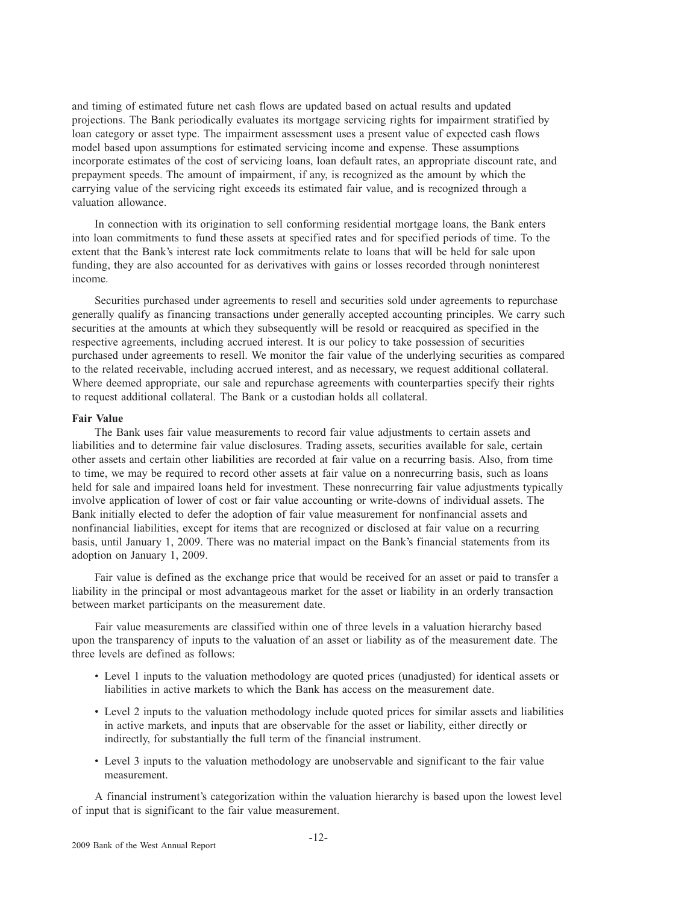and timing of estimated future net cash flows are updated based on actual results and updated projections. The Bank periodically evaluates its mortgage servicing rights for impairment stratified by loan category or asset type. The impairment assessment uses a present value of expected cash flows model based upon assumptions for estimated servicing income and expense. These assumptions incorporate estimates of the cost of servicing loans, loan default rates, an appropriate discount rate, and prepayment speeds. The amount of impairment, if any, is recognized as the amount by which the carrying value of the servicing right exceeds its estimated fair value, and is recognized through a valuation allowance.

In connection with its origination to sell conforming residential mortgage loans, the Bank enters into loan commitments to fund these assets at specified rates and for specified periods of time. To the extent that the Bank's interest rate lock commitments relate to loans that will be held for sale upon funding, they are also accounted for as derivatives with gains or losses recorded through noninterest income.

Securities purchased under agreements to resell and securities sold under agreements to repurchase generally qualify as financing transactions under generally accepted accounting principles. We carry such securities at the amounts at which they subsequently will be resold or reacquired as specified in the respective agreements, including accrued interest. It is our policy to take possession of securities purchased under agreements to resell. We monitor the fair value of the underlying securities as compared to the related receivable, including accrued interest, and as necessary, we request additional collateral. Where deemed appropriate, our sale and repurchase agreements with counterparties specify their rights to request additional collateral. The Bank or a custodian holds all collateral.

**Fair Value**

The Bank uses fair value measurements to record fair value adjustments to certain assets and liabilities and to determine fair value disclosures. Trading assets, securities available for sale, certain other assets and certain other liabilities are recorded at fair value on a recurring basis. Also, from time to time, we may be required to record other assets at fair value on a nonrecurring basis, such as loans held for sale and impaired loans held for investment. These nonrecurring fair value adjustments typically involve application of lower of cost or fair value accounting or write-downs of individual assets. The Bank initially elected to defer the adoption of fair value measurement for nonfinancial assets and nonfinancial liabilities, except for items that are recognized or disclosed at fair value on a recurring basis, until January 1, 2009. There was no material impact on the Bank's financial statements from its adoption on January 1, 2009.

Fair value is defined as the exchange price that would be received for an asset or paid to transfer a liability in the principal or most advantageous market for the asset or liability in an orderly transaction between market participants on the measurement date.

Fair value measurements are classified within one of three levels in a valuation hierarchy based upon the transparency of inputs to the valuation of an asset or liability as of the measurement date. The three levels are defined as follows:

- Level 1 inputs to the valuation methodology are quoted prices (unadjusted) for identical assets or liabilities in active markets to which the Bank has access on the measurement date.
- Level 2 inputs to the valuation methodology include quoted prices for similar assets and liabilities in active markets, and inputs that are observable for the asset or liability, either directly or indirectly, for substantially the full term of the financial instrument.
- Level 3 inputs to the valuation methodology are unobservable and significant to the fair value measurement.

A financial instrument's categorization within the valuation hierarchy is based upon the lowest level of input that is significant to the fair value measurement.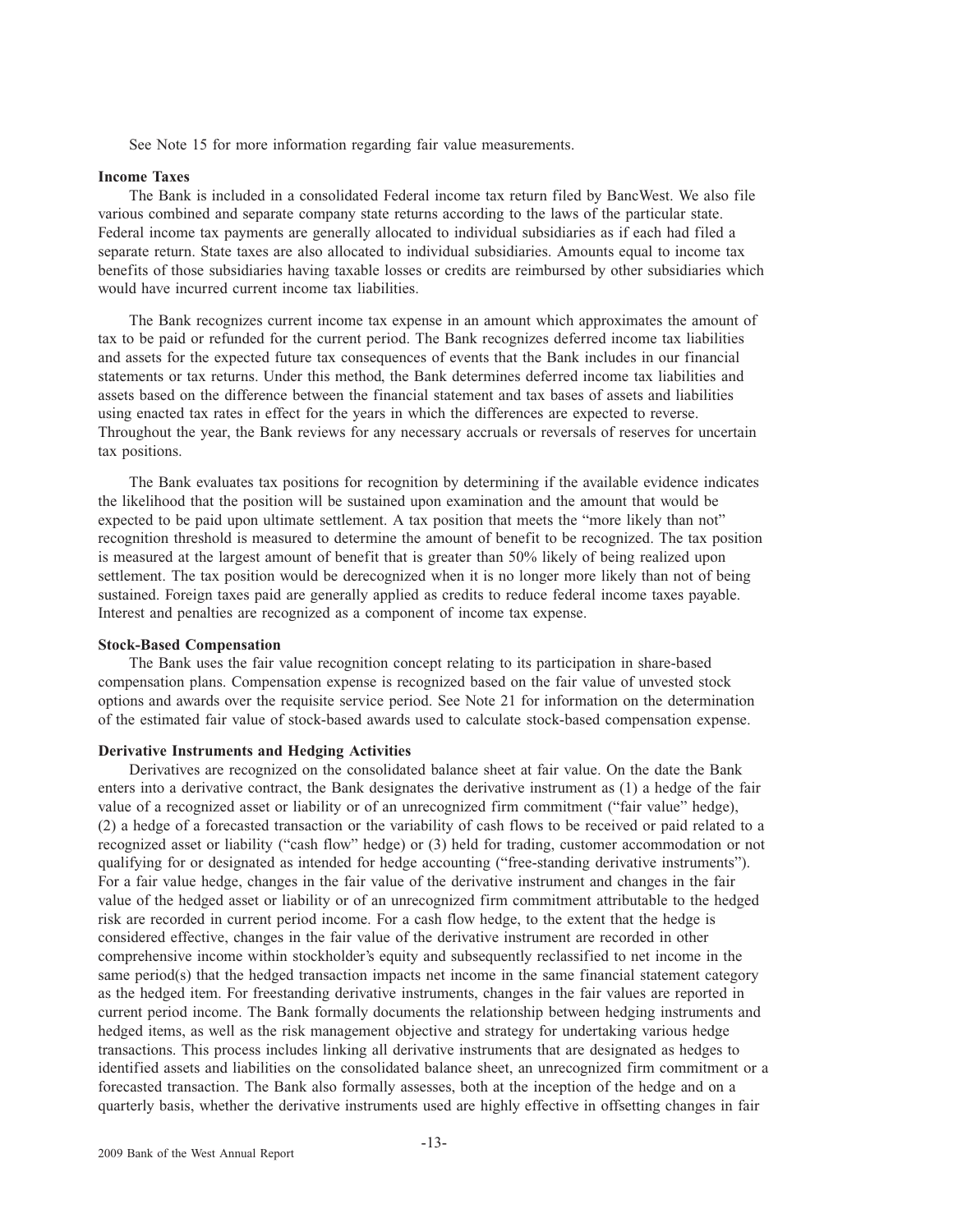See Note 15 for more information regarding fair value measurements.

### Income Taxes

The Bank is included in a consolidated Federal income tax return filed by BancWest. We also file various combined and separate company state returns according to the laws of the particular state. Federal income tax payments are generally allocated to individual subsidiaries as if each had filed a separate return. State taxes are also allocated to individual subsidiaries. Amounts equal to income tax benefits of those subsidiaries having taxable losses or credits are reimbursed by other subsidiaries which would have incurred current income tax liabilities.

The Bank recognizes current income tax expense in an amount which approximates the amount of tax to be paid or refunded for the current period. The Bank recognizes deferred income tax liabilities and assets for the expected future tax consequences of events that the Bank includes in our financial statements or tax returns. Under this method, the Bank determines deferred income tax liabilities and assets based on the difference between the financial statement and tax bases of assets and liabilities using enacted tax rates in effect for the years in which the differences are expected to reverse. Throughout the year, the Bank reviews for any necessary accruals or reversals of reserves for uncertain tax positions.

The Bank evaluates tax positions for recognition by determining if the available evidence indicates the likelihood that the position will be sustained upon examination and the amount that would be expected to be paid upon ultimate settlement. A tax position that meets the "more likely than not" recognition threshold is measured to determine the amount of benefit to be recognized. The tax position is measured at the largest amount of benefit that is greater than 50% likely of being realized upon settlement. The tax position would be derecognized when it is no longer more likely than not of being sustained. Foreign taxes paid are generally applied as credits to reduce federal income taxes payable. Interest and penalties are recognized as a component of income tax expense.

### Stock-Based Compensation

The Bank uses the fair value recognition concept relating to its participation in share-based compensation plans. Compensation expense is recognized based on the fair value of unvested stock options and awards over the requisite service period. See Note 21 for information on the determination of the estimated fair value of stock-based awards used to calculate stock-based compensation expense.

### Derivative Instruments and Hedging Activities

Derivatives are recognized on the consolidated balance sheet at fair value. On the date the Bank enters into a derivative contract, the Bank designates the derivative instrument as (1) a hedge of the fair value of a recognized asset or liability or of an unrecognized firm commitment ("fair value" hedge), (2) a hedge of a forecasted transaction or the variability of cash flows to be received or paid related to a recognized asset or liability ("cash flow" hedge) or (3) held for trading, customer accommodation or not qualifying for or designated as intended for hedge accounting ("free-standing derivative instruments"). For a fair value hedge, changes in the fair value of the derivative instrument and changes in the fair value of the hedged asset or liability or of an unrecognized firm commitment attributable to the hedged risk are recorded in current period income. For a cash flow hedge, to the extent that the hedge is considered effective, changes in the fair value of the derivative instrument are recorded in other comprehensive income within stockholder's equity and subsequently reclassified to net income in the same period(s) that the hedged transaction impacts net income in the same financial statement category as the hedged item. For freestanding derivative instruments, changes in the fair values are reported in current period income. The Bank formally documents the relationship between hedging instruments and hedged items, as well as the risk management objective and strategy for undertaking various hedge transactions. This process includes linking all derivative instruments that are designated as hedges to identified assets and liabilities on the consolidated balance sheet, an unrecognized firm commitment or a forecasted transaction. The Bank also formally assesses, both at the inception of the hedge and on a quarterly basis, whether the derivative instruments used are highly effective in offsetting changes in fair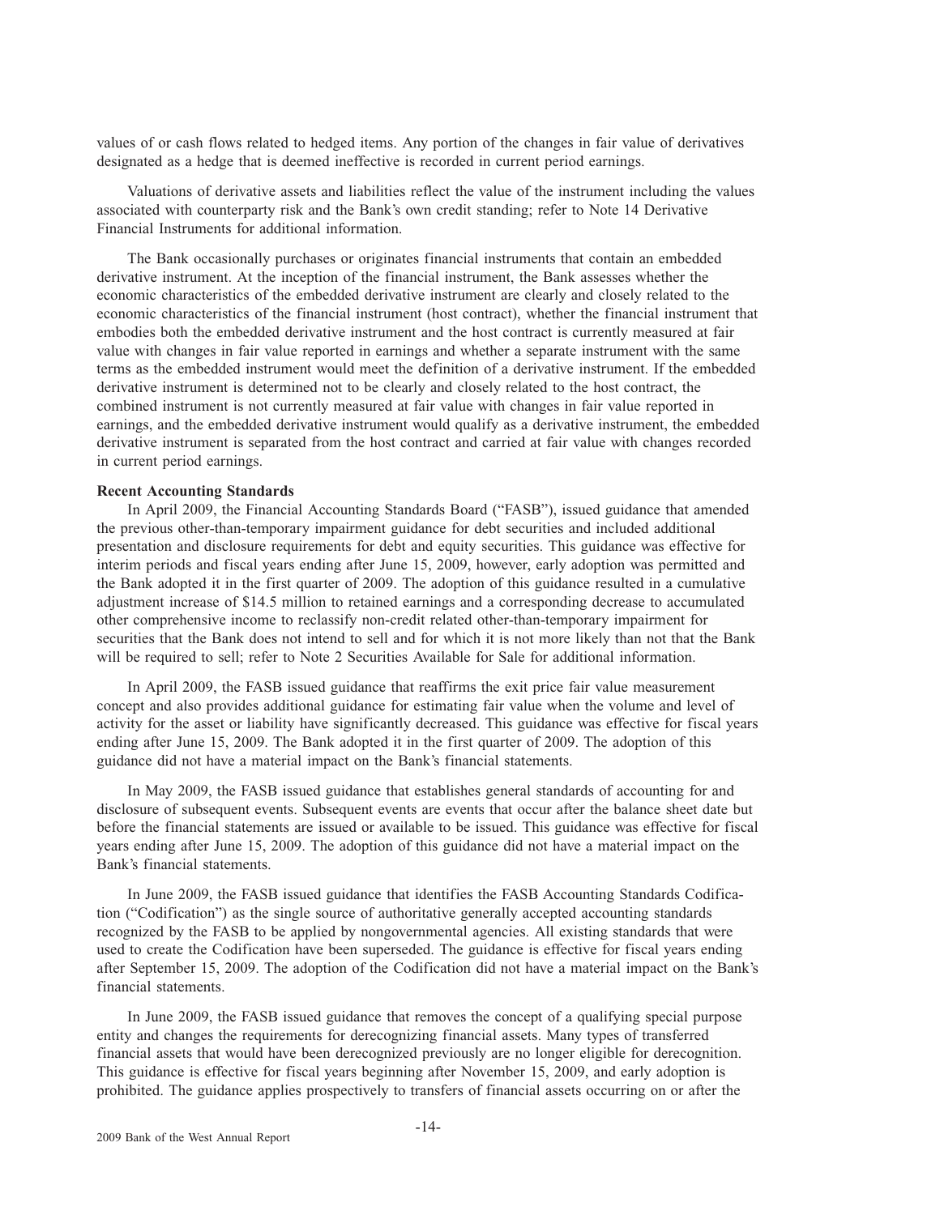values of or cash flows related to hedged items. Any portion of the changes in fair value of derivatives designated as a hedge that is deemed ineffective is recorded in current period earnings.

Valuations of derivative assets and liabilities reflect the value of the instrument including the values associated with counterparty risk and the Bank's own credit standing; refer to Note 14 Derivative Financial Instruments for additional information.

The Bank occasionally purchases or originates financial instruments that contain an embedded derivative instrument. At the inception of the financial instrument, the Bank assesses whether the economic characteristics of the embedded derivative instrument are clearly and closely related to the economic characteristics of the financial instrument (host contract), whether the financial instrument that embodies both the embedded derivative instrument and the host contract is currently measured at fair value with changes in fair value reported in earnings and whether a separate instrument with the same terms as the embedded instrument would meet the definition of a derivative instrument. If the embedded derivative instrument is determined not to be clearly and closely related to the host contract, the combined instrument is not currently measured at fair value with changes in fair value reported in earnings, and the embedded derivative instrument would qualify as a derivative instrument, the embedded derivative instrument is separated from the host contract and carried at fair value with changes recorded in current period earnings.

**Recent Accounting Standards**

In April 2009, the Financial Accounting Standards Board ("FASB"), issued guidance that amended the previous other-than-temporary impairment guidance for debt securities and included additional presentation and disclosure requirements for debt and equity securities. This guidance was effective for interim periods and fiscal years ending after June 15, 2009, however, early adoption was permitted and the Bank adopted it in the first quarter of 2009. The adoption of this guidance resulted in a cumulative adjustment increase of $14.5 million to retained earnings and a corresponding decrease to accumulated other comprehensive income to reclassify non-credit related other-than-temporary impairment for securities that the Bank does not intend to sell and for which it is not more likely than not that the Bank will be required to sell; refer to Note 2 Securities Available for Sale for additional information.

In April 2009, the FASB issued guidance that reaffirms the exit price fair value measurement concept and also provides additional guidance for estimating fair value when the volume and level of activity for the asset or liability have significantly decreased. This guidance was effective for fiscal years ending after June 15, 2009. The Bank adopted it in the first quarter of 2009. The adoption of this guidance did not have a material impact on the Bank's financial statements.

In May 2009, the FASB issued guidance that establishes general standards of accounting for and disclosure of subsequent events. Subsequent events are events that occur after the balance sheet date but before the financial statements are issued or available to be issued. This guidance was effective for fiscal years ending after June 15, 2009. The adoption of this guidance did not have a material impact on the Bank's financial statements.

In June 2009, the FASB issued guidance that identifies the FASB Accounting Standards Codification ("Codification") as the single source of authoritative generally accepted accounting standards recognized by the FASB to be applied by nongovernmental agencies. All existing standards that were used to create the Codification have been superseded. The guidance is effective for fiscal years ending after September 15, 2009. The adoption of the Codification did not have a material impact on the Bank's financial statements.

In June 2009, the FASB issued guidance that removes the concept of a qualifying special purpose entity and changes the requirements for derecognizing financial assets. Many types of transferred financial assets that would have been derecognized previously are no longer eligible for derecognition. This guidance is effective for fiscal years beginning after November 15, 2009, and early adoption is prohibited. The guidance applies prospectively to transfers of financial assets occurring on or after the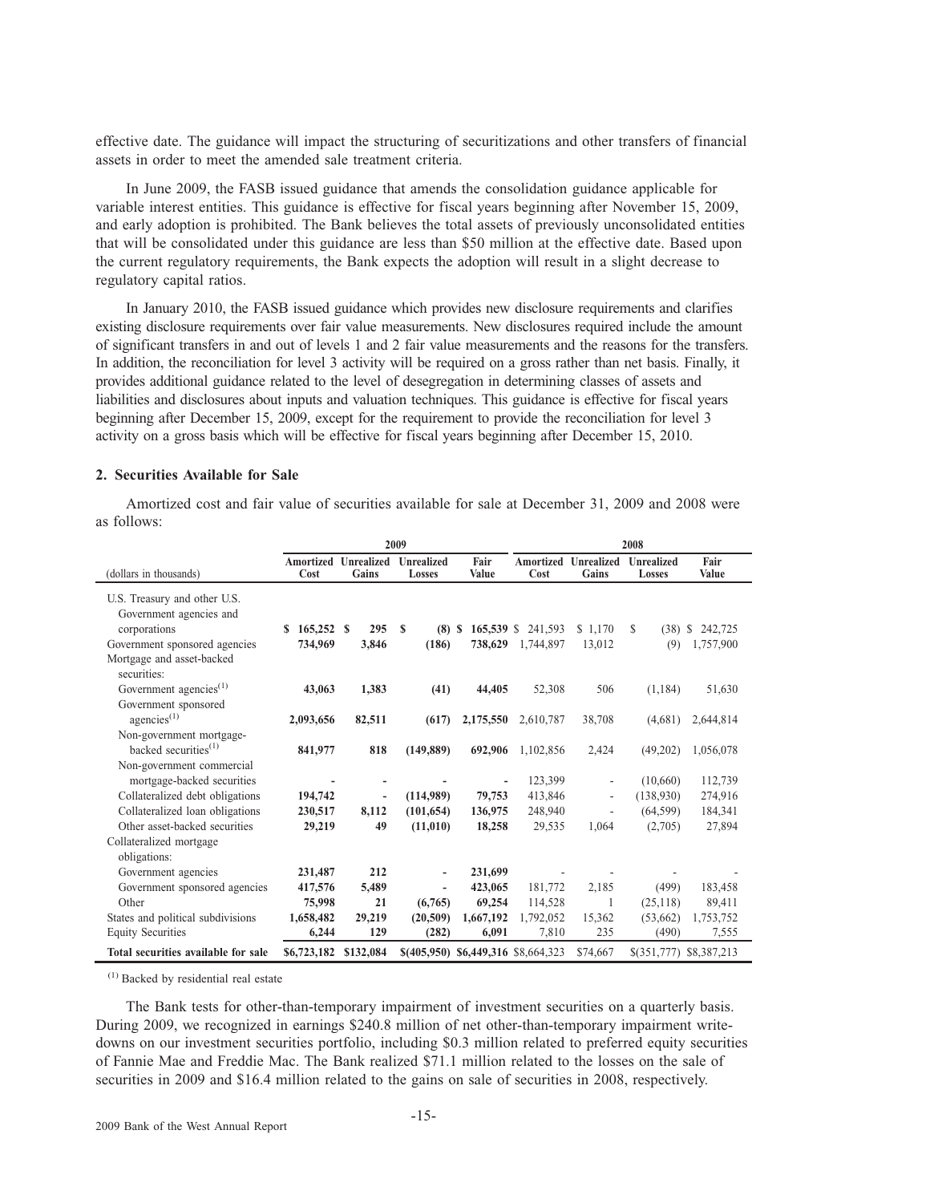effective date. The guidance will impact the structuring of securitizations and other transfers of financial assets in order to meet the amended sale treatment criteria.

In June 2009, the FASB issued guidance that amends the consolidation guidance applicable for variable interest entities. This guidance is effective for fiscal years beginning after November 15, 2009, and early adoption is prohibited. The Bank believes the total assets of previously unconsolidated entities that will be consolidated under this guidance are less than $50 million at the effective date. Based upon the current regulatory requirements, the Bank expects the adoption will result in a slight decrease to regulatory capital ratios.

In January 2010, the FASB issued guidance which provides new disclosure requirements and clarifies existing disclosure requirements over fair value measurements. New disclosures required include the amount of significant transfers in and out of levels 1 and 2 fair value measurements and the reasons for the transfers. In addition, the reconciliation for level 3 activity will be required on a gross rather than net basis. Finally, it provides additional guidance related to the level of desegregation in determining classes of assets and liabilities and disclosures about inputs and valuation techniques. This guidance is effective for fiscal years beginning after December 15, 2009, except for the requirement to provide the reconciliation for level 3 activity on a gross basis which will be effective for fiscal years beginning after December 15, 2010.

## 2. Securities Available for Sale

Amortized cost and fair value of securities available for sale at December 31, 2009 and 2008 were as follows:

| | 2009 | | | | 2008 | | | |
|---|---|---|---|---|---|---|---|---|
| (dollars in thousands) | Amortized Cost | Unrealized Gains | Unrealized Losses | Fair Value | Amortized Cost | Unrealized Gains | Unrealized Losses | Fair Value |
| U.S. Treasury and other U.S. Government agencies and corporations | $ 165,252 | $ 295 | $ (8) | $ 165,539 | $ 241,593 | $ 1,170 | $ (38) | $ 242,725 |
| Government sponsored agencies | 734,969 | 3,846 | (186) | 738,629 | 1,744,897 | 13,012 | (9) | 1,757,900 |
| Mortgage and asset-backed securities: | | | | | | | | |
| Government agencies[(1)] | 43,063 | 1,383 | (41) | 44,405 | 52,308 | 506 | (1,184) | 51,630 |
| Government sponsored agencies[(1)] | 2,093,656 | 82,511 | (617) | 2,175,550 | 2,610,787 | 38,708 | (4,681) | 2,644,814 |
| Non-government mortgage-backed securities[(1)] | 841,977 | 818 | (149,889) | 692,906 | 1,102,856 | 2,424 | (49,202) | 1,056,078 |
| Non-government commercial mortgage-backed securities | - | - | - | - | 123,399 | - | (10,660) | 112,739 |
| Collateralized debt obligations | 194,742 | - | (114,989) | 79,753 | 413,846 | - | (138,930) | 274,916 |
| Collateralized loan obligations | 230,517 | 8,112 | (101,654) | 136,975 | 248,940 | - | (64,599) | 184,341 |
| Other asset-backed securities | 29,219 | 49 | (11,010) | 18,258 | 29,535 | 1,064 | (2,705) | 27,894 |
| Collateralized mortgage obligations: | | | | | | | | |
| Government agencies | 231,487 | 212 | - | 231,699 | - | - | - | - |
| Government sponsored agencies | 417,576 | 5,489 | - | 423,065 | 181,772 | 2,185 | (499) | 183,458 |
| Other | 75,998 | 21 | (6,765) | 69,254 | 114,528 | 1 | (25,118) | 89,411 |
| States and political subdivisions | 1,658,482 | 29,219 | (20,509) | 1,667,192 | 1,792,052 | 15,362 | (53,662) | 1,753,752 |
| Equity Securities | 6,244 | 129 | (282) | 6,091 | 7,810 | 235 | (490) | 7,555 |
| **Total securities available for sale** | **$6,723,182** | **$132,084** | **$(405,950)** | **$6,449,316** | $8,664,323 | $74,667 | $(351,777) | $8,387,213 |

[(1)] Backed by residential real estate

The Bank tests for other-than-temporary impairment of investment securities on a quarterly basis. During 2009, we recognized in earnings $240.8 million of net other-than-temporary impairment write-downs on our investment securities portfolio, including $0.3 million related to preferred equity securities of Fannie Mae and Freddie Mac. The Bank realized $71.1 million related to the losses on the sale of securities in 2009 and $16.4 million related to the gains on sale of securities in 2008, respectively.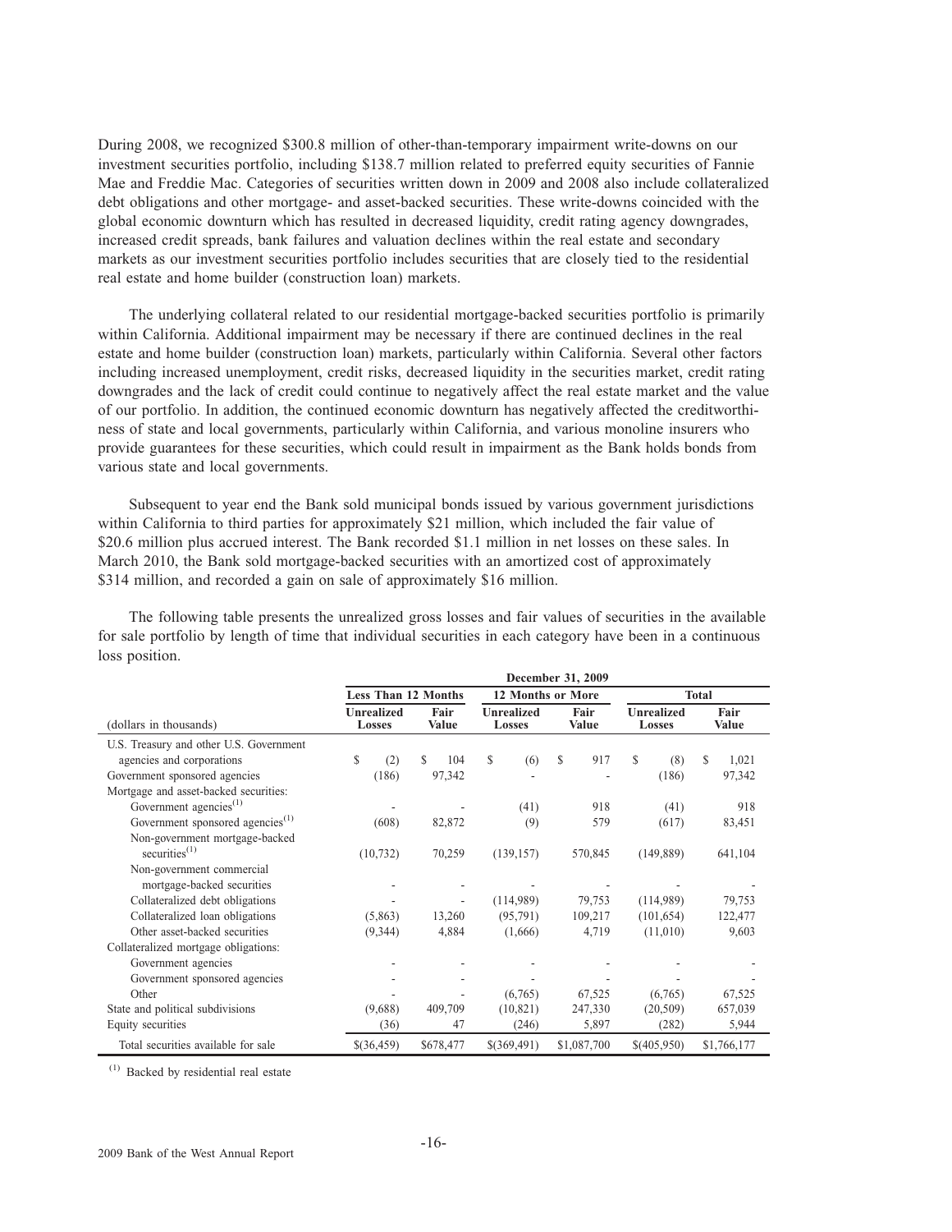During 2008, we recognized $300.8 million of other-than-temporary impairment write-downs on our investment securities portfolio, including $138.7 million related to preferred equity securities of Fannie Mae and Freddie Mac. Categories of securities written down in 2009 and 2008 also include collateralized debt obligations and other mortgage- and asset-backed securities. These write-downs coincided with the global economic downturn which has resulted in decreased liquidity, credit rating agency downgrades, increased credit spreads, bank failures and valuation declines within the real estate and secondary markets as our investment securities portfolio includes securities that are closely tied to the residential real estate and home builder (construction loan) markets.

The underlying collateral related to our residential mortgage-backed securities portfolio is primarily within California. Additional impairment may be necessary if there are continued declines in the real estate and home builder (construction loan) markets, particularly within California. Several other factors including increased unemployment, credit risks, decreased liquidity in the securities market, credit rating downgrades and the lack of credit could continue to negatively affect the real estate market and the value of our portfolio. In addition, the continued economic downturn has negatively affected the creditworthiness of state and local governments, particularly within California, and various monoline insurers who provide guarantees for these securities, which could result in impairment as the Bank holds bonds from various state and local governments.

Subsequent to year end the Bank sold municipal bonds issued by various government jurisdictions within California to third parties for approximately $21 million, which included the fair value of $20.6 million plus accrued interest. The Bank recorded $1.1 million in net losses on these sales. In March 2010, the Bank sold mortgage-backed securities with an amortized cost of approximately $314 million, and recorded a gain on sale of approximately $16 million.

The following table presents the unrealized gross losses and fair values of securities in the available for sale portfolio by length of time that individual securities in each category have been in a continuous loss position.

| | December 31, 2009 | | | | | |
|---|---|---|---|---|---|---|
| | Less Than 12 Months | | 12 Months or More | | Total | |
| (dollars in thousands) | Unrealized Losses | Fair Value | Unrealized Losses | Fair Value | Unrealized Losses | Fair Value |
| U.S. Treasury and other U.S. Government agencies and corporations | $ (2) | $ 104 | $ (6) | $ 917 | $ (8) | $ 1,021 |
| Government sponsored agencies | (186) | 97,342 | - | - | (186) | 97,342 |
| Mortgage and asset-backed securities: | | | | | | |
| Government agencies[(1)] | - | - | (41) | 918 | (41) | 918 |
| Government sponsored agencies[(1)] | (608) | 82,872 | (9) | 579 | (617) | 83,451 |
| Non-government mortgage-backed securities[(1)] | (10,732) | 70,259 | (139,157) | 570,845 | (149,889) | 641,104 |
| Non-government commercial mortgage-backed securities | - | - | - | - | - | - |
| Collateralized debt obligations | - | - | (114,989) | 79,753 | (114,989) | 79,753 |
| Collateralized loan obligations | (5,863) | 13,260 | (95,791) | 109,217 | (101,654) | 122,477 |
| Other asset-backed securities | (9,344) | 4,884 | (1,666) | 4,719 | (11,010) | 9,603 |
| Collateralized mortgage obligations: | | | | | | |
| Government agencies | - | - | - | - | - | - |
| Government sponsored agencies | - | - | - | - | - | - |
| Other | - | - | (6,765) | 67,525 | (6,765) | 67,525 |
| State and political subdivisions | (9,688) | 409,709 | (10,821) | 247,330 | (20,509) | 657,039 |
| Equity securities | (36) | 47 | (246) | 5,897 | (282) | 5,944 |
| Total securities available for sale | $(36,459) | $678,477 | $(369,491) | $1,087,700 | $(405,950) | $1,766,177 |

(1) Backed by residential real estate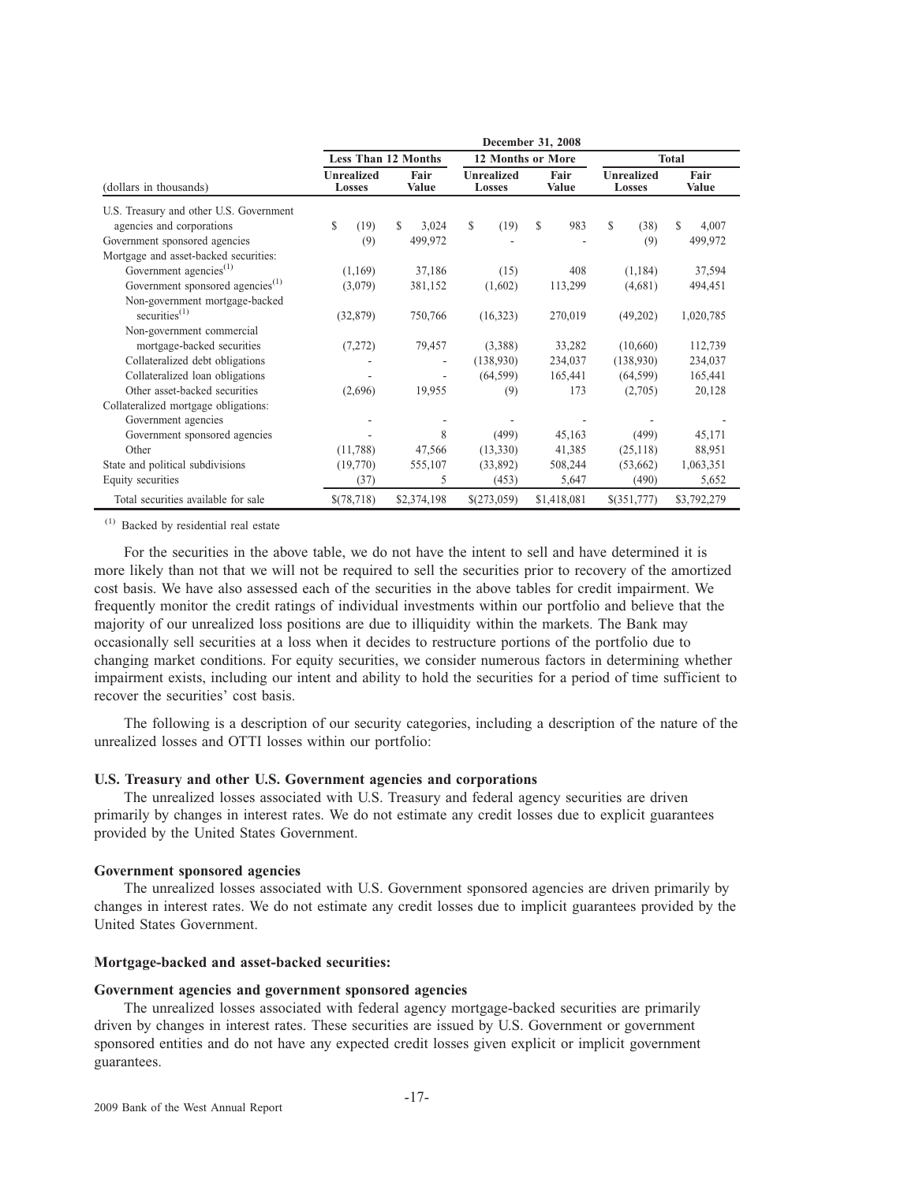| (dollars in thousands) | December 31, 2008 | | | | | |
|---|---|---|---|---|---|---|
| | Less Than 12 Months | | 12 Months or More | | Total | |
| | Unrealized Losses | Fair Value | Unrealized Losses | Fair Value | Unrealized Losses | Fair Value |
| U.S. Treasury and other U.S. Government agencies and corporations | $ (19) | $ 3,024 | $ (19) | $ 983 | $ (38) | $ 4,007 |
| Government sponsored agencies | (9) | 499,972 | - | - | (9) | 499,972 |
| Mortgage and asset-backed securities: | | | | | | |
| Government agencies[(1)] | (1,169) | 37,186 | (15) | 408 | (1,184) | 37,594 |
| Government sponsored agencies[(1)] | (3,079) | 381,152 | (1,602) | 113,299 | (4,681) | 494,451 |
| Non-government mortgage-backed securities[(1)] | (32,879) | 750,766 | (16,323) | 270,019 | (49,202) | 1,020,785 |
| Non-government commercial mortgage-backed securities | (7,272) | 79,457 | (3,388) | 33,282 | (10,660) | 112,739 |
| Collateralized debt obligations | - | - | (138,930) | 234,037 | (138,930) | 234,037 |
| Collateralized loan obligations | - | - | (64,599) | 165,441 | (64,599) | 165,441 |
| Other asset-backed securities | (2,696) | 19,955 | (9) | 173 | (2,705) | 20,128 |
| Collateralized mortgage obligations: | | | | | | |
| Government agencies | - | - | - | - | - | - |
| Government sponsored agencies | - | 8 | (499) | 45,163 | (499) | 45,171 |
| Other | (11,788) | 47,566 | (13,330) | 41,385 | (25,118) | 88,951 |
| State and political subdivisions | (19,770) | 555,107 | (33,892) | 508,244 | (53,662) | 1,063,351 |
| Equity securities | (37) | 5 | (453) | 5,647 | (490) | 5,652 |
| Total securities available for sale | $(78,718) | $2,374,198 | $(273,059) | $1,418,081 | $(351,777) | $3,792,279 |

(1) Backed by residential real estate

For the securities in the above table, we do not have the intent to sell and have determined it is more likely than not that we will not be required to sell the securities prior to recovery of the amortized cost basis. We have also assessed each of the securities in the above tables for credit impairment. We frequently monitor the credit ratings of individual investments within our portfolio and believe that the majority of our unrealized loss positions are due to illiquidity within the markets. The Bank may occasionally sell securities at a loss when it decides to restructure portions of the portfolio due to changing market conditions. For equity securities, we consider numerous factors in determining whether impairment exists, including our intent and ability to hold the securities for a period of time sufficient to recover the securities' cost basis.

The following is a description of our security categories, including a description of the nature of the unrealized losses and OTTI losses within our portfolio:

#### U.S. Treasury and other U.S. Government agencies and corporations

The unrealized losses associated with U.S. Treasury and federal agency securities are driven primarily by changes in interest rates. We do not estimate any credit losses due to explicit guarantees provided by the United States Government.

#### Government sponsored agencies

The unrealized losses associated with U.S. Government sponsored agencies are driven primarily by changes in interest rates. We do not estimate any credit losses due to implicit guarantees provided by the United States Government.

#### Mortgage-backed and asset-backed securities:

#### Government agencies and government sponsored agencies

The unrealized losses associated with federal agency mortgage-backed securities are primarily driven by changes in interest rates. These securities are issued by U.S. Government or government sponsored entities and do not have any expected credit losses given explicit or implicit government guarantees.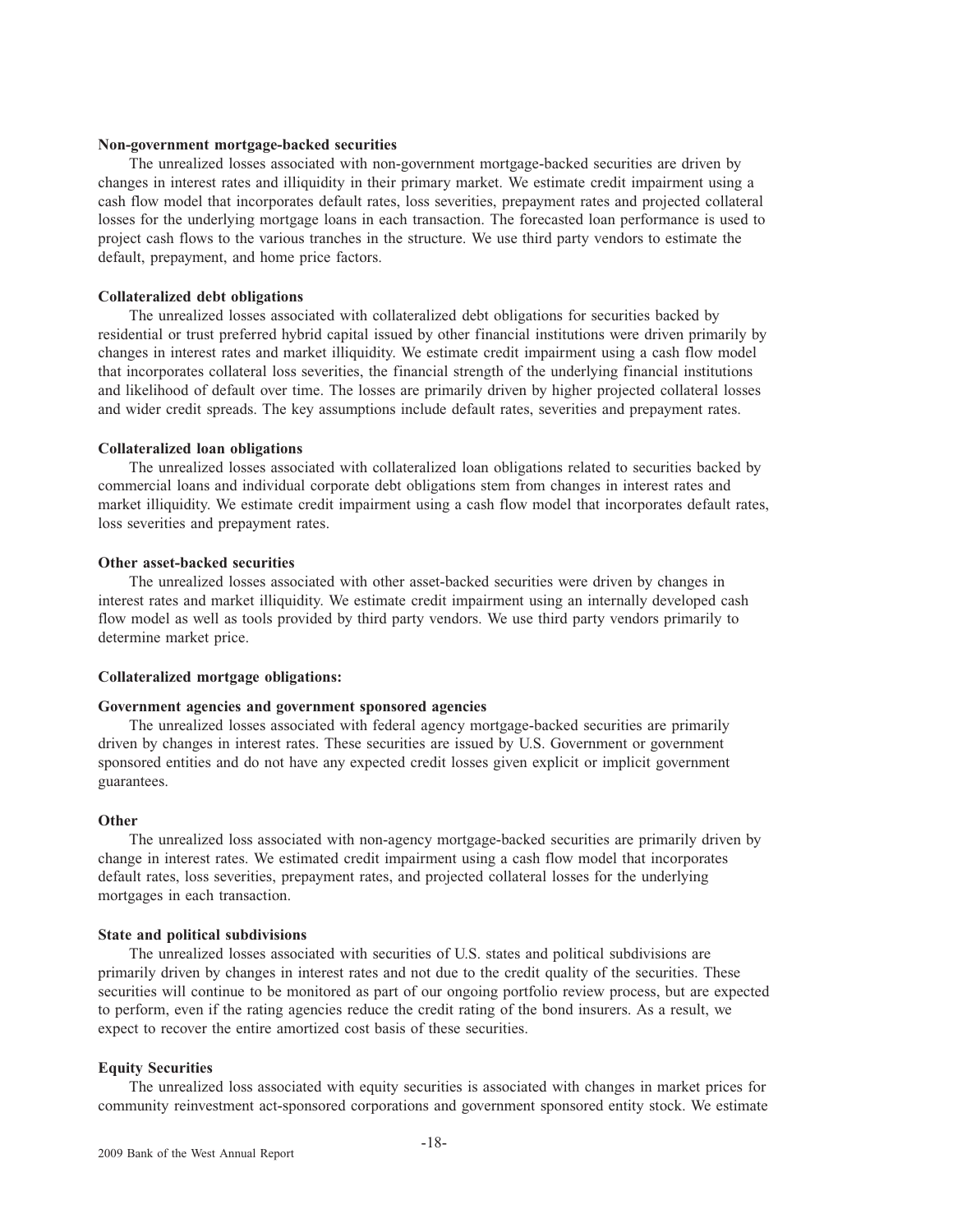**Non-government mortgage-backed securities**

The unrealized losses associated with non-government mortgage-backed securities are driven by changes in interest rates and illiquidity in their primary market. We estimate credit impairment using a cash flow model that incorporates default rates, loss severities, prepayment rates and projected collateral losses for the underlying mortgage loans in each transaction. The forecasted loan performance is used to project cash flows to the various tranches in the structure. We use third party vendors to estimate the default, prepayment, and home price factors.

**Collateralized debt obligations**

The unrealized losses associated with collateralized debt obligations for securities backed by residential or trust preferred hybrid capital issued by other financial institutions were driven primarily by changes in interest rates and market illiquidity. We estimate credit impairment using a cash flow model that incorporates collateral loss severities, the financial strength of the underlying financial institutions and likelihood of default over time. The losses are primarily driven by higher projected collateral losses and wider credit spreads. The key assumptions include default rates, severities and prepayment rates.

**Collateralized loan obligations**

The unrealized losses associated with collateralized loan obligations related to securities backed by commercial loans and individual corporate debt obligations stem from changes in interest rates and market illiquidity. We estimate credit impairment using a cash flow model that incorporates default rates, loss severities and prepayment rates.

**Other asset-backed securities**

The unrealized losses associated with other asset-backed securities were driven by changes in interest rates and market illiquidity. We estimate credit impairment using an internally developed cash flow model as well as tools provided by third party vendors. We use third party vendors primarily to determine market price.

**Collateralized mortgage obligations:**

**Government agencies and government sponsored agencies**

The unrealized losses associated with federal agency mortgage-backed securities are primarily driven by changes in interest rates. These securities are issued by U.S. Government or government sponsored entities and do not have any expected credit losses given explicit or implicit government guarantees.

**Other**

The unrealized loss associated with non-agency mortgage-backed securities are primarily driven by change in interest rates. We estimated credit impairment using a cash flow model that incorporates default rates, loss severities, prepayment rates, and projected collateral losses for the underlying mortgages in each transaction.

**State and political subdivisions**

The unrealized losses associated with securities of U.S. states and political subdivisions are primarily driven by changes in interest rates and not due to the credit quality of the securities. These securities will continue to be monitored as part of our ongoing portfolio review process, but are expected to perform, even if the rating agencies reduce the credit rating of the bond insurers. As a result, we expect to recover the entire amortized cost basis of these securities.

**Equity Securities**

The unrealized loss associated with equity securities is associated with changes in market prices for community reinvestment act-sponsored corporations and government sponsored entity stock. We estimate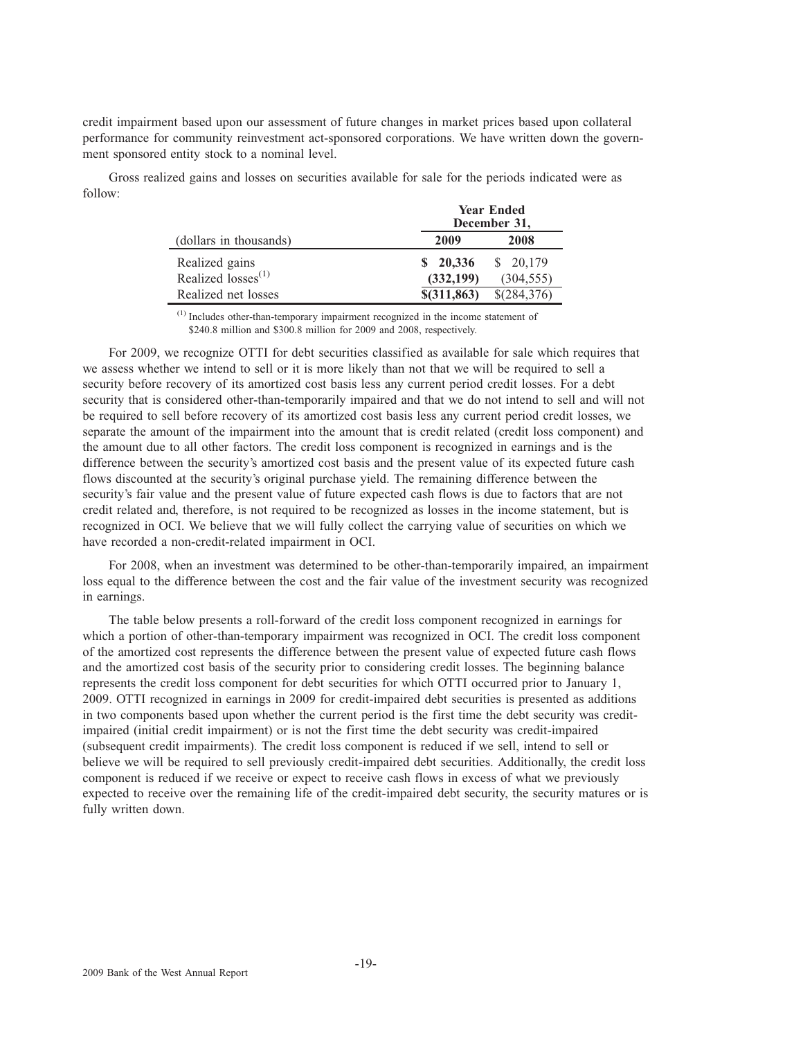credit impairment based upon our assessment of future changes in market prices based upon collateral performance for community reinvestment act-sponsored corporations. We have written down the government sponsored entity stock to a nominal level.

Gross realized gains and losses on securities available for sale for the periods indicated were as follow:

| (dollars in thousands) | Year Ended December 31, | |
|---|---|---|
| | **2009** | **2008** |
| Realized gains | **$ 20,336** | $ 20,179 |
| Realized losses[(1)] | **(332,199)** | (304,555) |
| Realized net losses | **$(311,863)** | $(284,376) |

(1) Includes other-than-temporary impairment recognized in the income statement of $240.8 million and $300.8 million for 2009 and 2008, respectively.

For 2009, we recognize OTTI for debt securities classified as available for sale which requires that we assess whether we intend to sell or it is more likely than not that we will be required to sell a security before recovery of its amortized cost basis less any current period credit losses. For a debt security that is considered other-than-temporarily impaired and that we do not intend to sell and will not be required to sell before recovery of its amortized cost basis less any current period credit losses, we separate the amount of the impairment into the amount that is credit related (credit loss component) and the amount due to all other factors. The credit loss component is recognized in earnings and is the difference between the security's amortized cost basis and the present value of its expected future cash flows discounted at the security's original purchase yield. The remaining difference between the security's fair value and the present value of future expected cash flows is due to factors that are not credit related and, therefore, is not required to be recognized as losses in the income statement, but is recognized in OCI. We believe that we will fully collect the carrying value of securities on which we have recorded a non-credit-related impairment in OCI.

For 2008, when an investment was determined to be other-than-temporarily impaired, an impairment loss equal to the difference between the cost and the fair value of the investment security was recognized in earnings.

The table below presents a roll-forward of the credit loss component recognized in earnings for which a portion of other-than-temporary impairment was recognized in OCI. The credit loss component of the amortized cost represents the difference between the present value of expected future cash flows and the amortized cost basis of the security prior to considering credit losses. The beginning balance represents the credit loss component for debt securities for which OTTI occurred prior to January 1, 2009. OTTI recognized in earnings in 2009 for credit-impaired debt securities is presented as additions in two components based upon whether the current period is the first time the debt security was credit-impaired (initial credit impairment) or is not the first time the debt security was credit-impaired (subsequent credit impairments). The credit loss component is reduced if we sell, intend to sell or believe we will be required to sell previously credit-impaired debt securities. Additionally, the credit loss component is reduced if we receive or expect to receive cash flows in excess of what we previously expected to receive over the remaining life of the credit-impaired debt security, the security matures or is fully written down.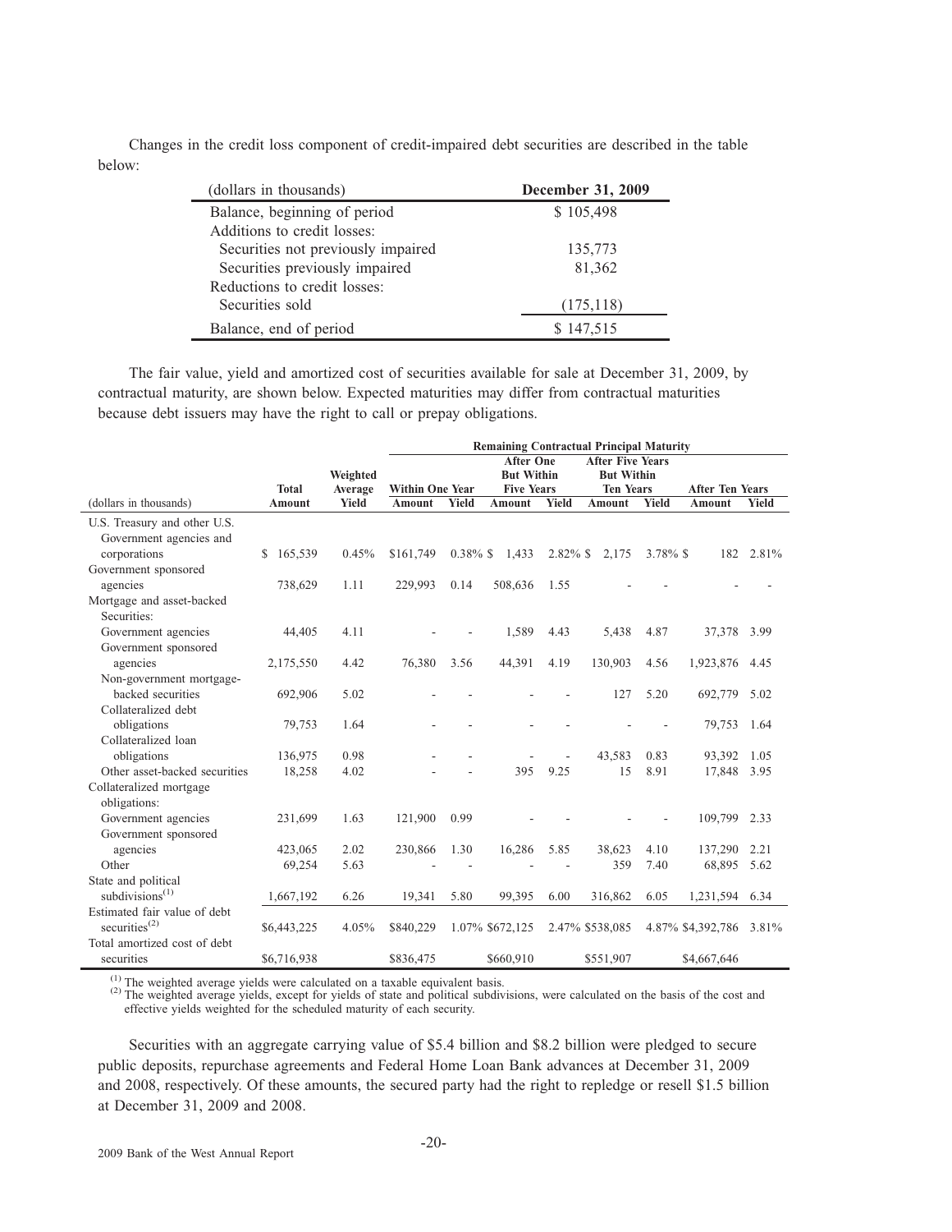Changes in the credit loss component of credit-impaired debt securities are described in the table below:

| (dollars in thousands) | December 31, 2009 |
|---|---|
| Balance, beginning of period | $ 105,498 |
| Additions to credit losses: | |
| Securities not previously impaired | 135,773 |
| Securities previously impaired | 81,362 |
| Reductions to credit losses: | |
| Securities sold | (175,118) |
| Balance, end of period | $ 147,515 |

The fair value, yield and amortized cost of securities available for sale at December 31, 2009, by contractual maturity, are shown below. Expected maturities may differ from contractual maturities because debt issuers may have the right to call or prepay obligations.

| | | | Remaining Contractual Principal Maturity | | | | | | | |
|---|---|---|---|---|---|---|---|---|---|---|
| | Total | Weighted Average | Within One Year | | After One But Within Five Years | | After Five Years But Within Ten Years | | After Ten Years | |
| (dollars in thousands) | Amount | Yield | Amount | Yield | Amount | Yield | Amount | Yield | Amount | Yield |
| U.S. Treasury and other U.S. Government agencies and corporations | $ 165,539 | 0.45% | $161,749 | 0.38% | $ 1,433 | 2.82% | $ 2,175 | 3.78% | $ 182 | 2.81% |
| Government sponsored agencies | 738,629 | 1.11 | 229,993 | 0.14 | 508,636 | 1.55 | - | - | - | - |
| Mortgage and asset-backed Securities: | | | | | | | | | | |
| Government agencies | 44,405 | 4.11 | - | - | 1,589 | 4.43 | 5,438 | 4.87 | 37,378 | 3.99 |
| Government sponsored agencies | 2,175,550 | 4.42 | 76,380 | 3.56 | 44,391 | 4.19 | 130,903 | 4.56 | 1,923,876 | 4.45 |
| Non-government mortgage-backed securities | 692,906 | 5.02 | - | - | - | - | 127 | 5.20 | 692,779 | 5.02 |
| Collateralized debt obligations | 79,753 | 1.64 | - | - | - | - | - | - | 79,753 | 1.64 |
| Collateralized loan obligations | 136,975 | 0.98 | - | - | - | - | 43,583 | 0.83 | 93,392 | 1.05 |
| Other asset-backed securities | 18,258 | 4.02 | - | - | 395 | 9.25 | 15 | 8.91 | 17,848 | 3.95 |
| Collateralized mortgage obligations: | | | | | | | | | | |
| Government agencies | 231,699 | 1.63 | 121,900 | 0.99 | - | - | - | - | 109,799 | 2.33 |
| Government sponsored agencies | 423,065 | 2.02 | 230,866 | 1.30 | 16,286 | 5.85 | 38,623 | 4.10 | 137,290 | 2.21 |
| Other | 69,254 | 5.63 | - | - | - | - | 359 | 7.40 | 68,895 | 5.62 |
| State and political subdivisions[1] | 1,667,192 | 6.26 | 19,341 | 5.80 | 99,395 | 6.00 | 316,862 | 6.05 | 1,231,594 | 6.34 |
| Estimated fair value of debt securities[2] | $6,443,225 | 4.05% | $840,229 | 1.07% | $672,125 | 2.47% | $538,085 | 4.87% | $4,392,786 | 3.81% |
| Total amortized cost of debt securities | $6,716,938 | | $836,475 | | $660,910 | | $551,907 | | $4,667,646 | |

[1] The weighted average yields were calculated on a taxable equivalent basis.
[2] The weighted average yields, except for yields of state and political subdivisions, were calculated on the basis of the cost and effective yields weighted for the scheduled maturity of each security.

Securities with an aggregate carrying value of $5.4 billion and $8.2 billion were pledged to secure public deposits, repurchase agreements and Federal Home Loan Bank advances at December 31, 2009 and 2008, respectively. Of these amounts, the secured party had the right to repledge or resell $1.5 billion at December 31, 2009 and 2008.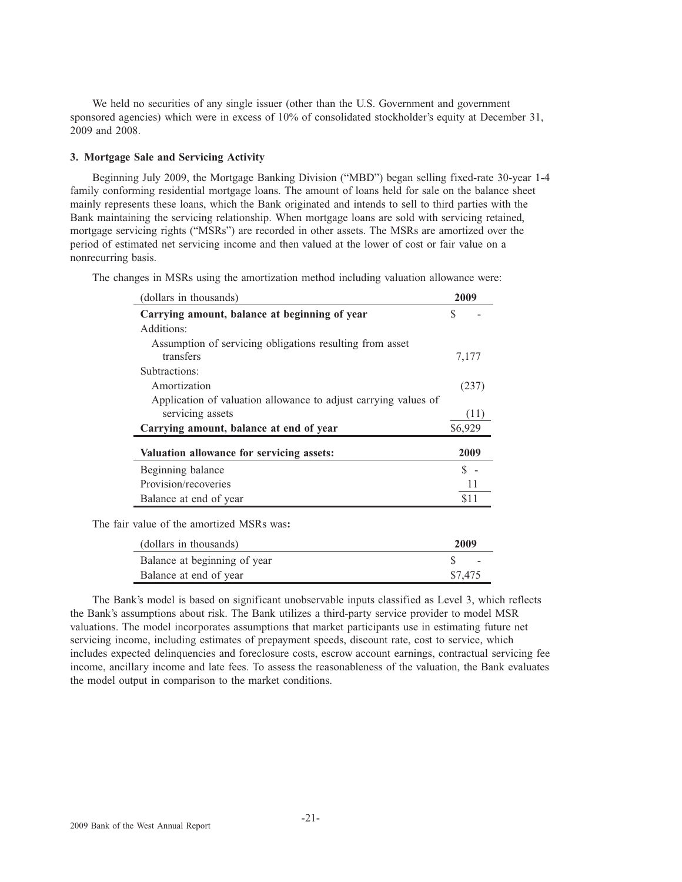We held no securities of any single issuer (other than the U.S. Government and government sponsored agencies) which were in excess of 10% of consolidated stockholder's equity at December 31, 2009 and 2008.

### 3. Mortgage Sale and Servicing Activity

Beginning July 2009, the Mortgage Banking Division ("MBD") began selling fixed-rate 30-year 1-4 family conforming residential mortgage loans. The amount of loans held for sale on the balance sheet mainly represents these loans, which the Bank originated and intends to sell to third parties with the Bank maintaining the servicing relationship. When mortgage loans are sold with servicing retained, mortgage servicing rights ("MSRs") are recorded in other assets. The MSRs are amortized over the period of estimated net servicing income and then valued at the lower of cost or fair value on a nonrecurring basis.

The changes in MSRs using the amortization method including valuation allowance were:

| (dollars in thousands) | 2009 |
|---|---|
| **Carrying amount, balance at beginning of year** | $ - |
| Additions: | |
| Assumption of servicing obligations resulting from asset transfers | 7,177 |
| Subtractions: | |
| Amortization | (237) |
| Application of valuation allowance to adjust carrying values of servicing assets | (11) |
| **Carrying amount, balance at end of year** | $6,929 |

| **Valuation allowance for servicing assets:** | **2009** |
|---|---|
| Beginning balance | $ - |
| Provision/recoveries | 11 |
| Balance at end of year | $11 |

The fair value of the amortized MSRs was**:**

| (dollars in thousands) | 2009 |
|---|---|
| Balance at beginning of year | $ - |
| Balance at end of year | $7,475 |

The Bank's model is based on significant unobservable inputs classified as Level 3, which reflects the Bank's assumptions about risk. The Bank utilizes a third-party service provider to model MSR valuations. The model incorporates assumptions that market participants use in estimating future net servicing income, including estimates of prepayment speeds, discount rate, cost to service, which includes expected delinquencies and foreclosure costs, escrow account earnings, contractual servicing fee income, ancillary income and late fees. To assess the reasonableness of the valuation, the Bank evaluates the model output in comparison to the market conditions.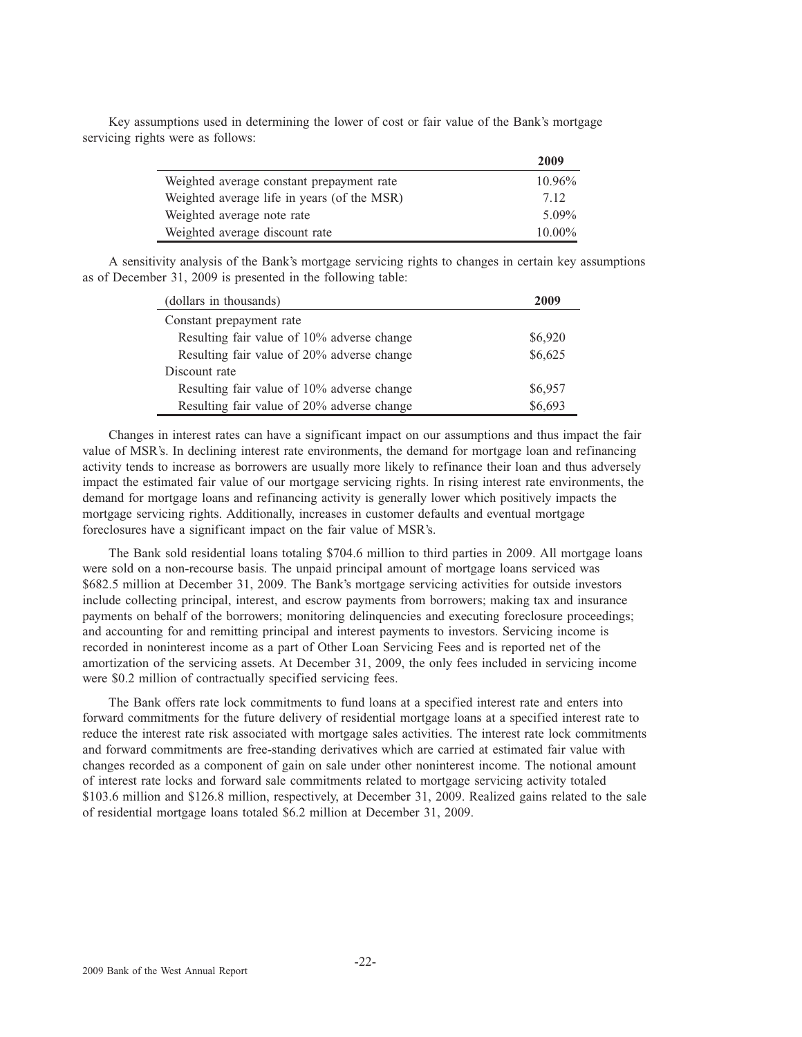Key assumptions used in determining the lower of cost or fair value of the Bank's mortgage servicing rights were as follows:

| | 2009 |
|---|---|
| Weighted average constant prepayment rate | 10.96% |
| Weighted average life in years (of the MSR) | 7.12 |
| Weighted average note rate | 5.09% |
| Weighted average discount rate | 10.00% |

A sensitivity analysis of the Bank's mortgage servicing rights to changes in certain key assumptions as of December 31, 2009 is presented in the following table:

| (dollars in thousands) | 2009 |
|---|---|
| Constant prepayment rate | |
| Resulting fair value of 10% adverse change | $6,920 |
| Resulting fair value of 20% adverse change | $6,625 |
| Discount rate | |
| Resulting fair value of 10% adverse change | $6,957 |
| Resulting fair value of 20% adverse change | $6,693 |

Changes in interest rates can have a significant impact on our assumptions and thus impact the fair value of MSR's. In declining interest rate environments, the demand for mortgage loan and refinancing activity tends to increase as borrowers are usually more likely to refinance their loan and thus adversely impact the estimated fair value of our mortgage servicing rights. In rising interest rate environments, the demand for mortgage loans and refinancing activity is generally lower which positively impacts the mortgage servicing rights. Additionally, increases in customer defaults and eventual mortgage foreclosures have a significant impact on the fair value of MSR's.

The Bank sold residential loans totaling $704.6 million to third parties in 2009. All mortgage loans were sold on a non-recourse basis. The unpaid principal amount of mortgage loans serviced was $682.5 million at December 31, 2009. The Bank's mortgage servicing activities for outside investors include collecting principal, interest, and escrow payments from borrowers; making tax and insurance payments on behalf of the borrowers; monitoring delinquencies and executing foreclosure proceedings; and accounting for and remitting principal and interest payments to investors. Servicing income is recorded in noninterest income as a part of Other Loan Servicing Fees and is reported net of the amortization of the servicing assets. At December 31, 2009, the only fees included in servicing income were $0.2 million of contractually specified servicing fees.

The Bank offers rate lock commitments to fund loans at a specified interest rate and enters into forward commitments for the future delivery of residential mortgage loans at a specified interest rate to reduce the interest rate risk associated with mortgage sales activities. The interest rate lock commitments and forward commitments are free-standing derivatives which are carried at estimated fair value with changes recorded as a component of gain on sale under other noninterest income. The notional amount of interest rate locks and forward sale commitments related to mortgage servicing activity totaled $103.6 million and $126.8 million, respectively, at December 31, 2009. Realized gains related to the sale of residential mortgage loans totaled $6.2 million at December 31, 2009.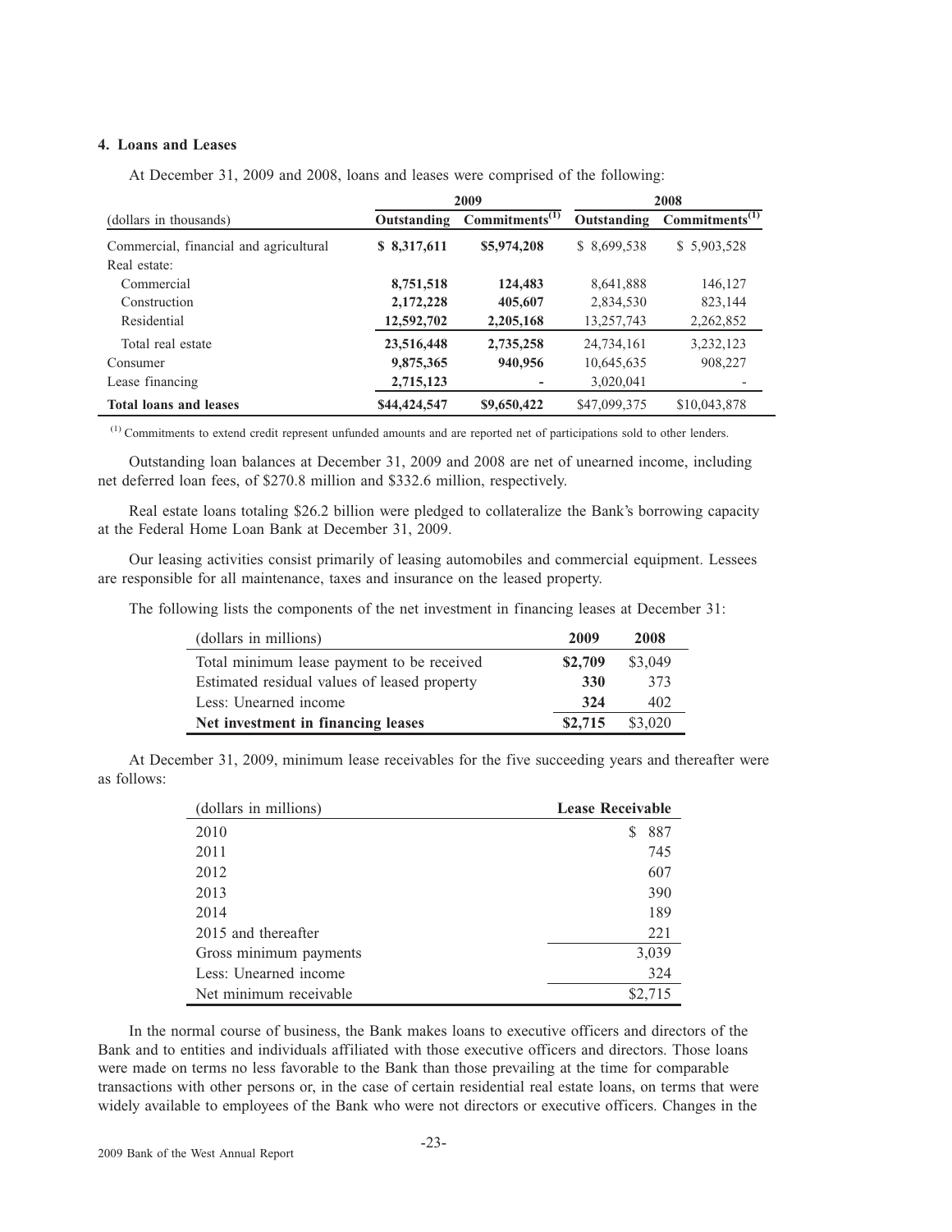#### 4. Loans and Leases

At December 31, 2009 and 2008, loans and leases were comprised of the following:

| (dollars in thousands) | 2009 Outstanding | 2009 Commitments[(1)] | 2008 Outstanding | 2008 Commitments[(1)] |
|---|---|---|---|---|
| Commercial, financial and agricultural | **$ 8,317,611** | **$5,974,208** | $ 8,699,538 | $ 5,903,528 |
| Real estate: | | | | |
| Commercial | **8,751,518** | **124,483** | 8,641,888 | 146,127 |
| Construction | **2,172,228** | **405,607** | 2,834,530 | 823,144 |
| Residential | **12,592,702** | **2,205,168** | 13,257,743 | 2,262,852 |
| Total real estate | **23,516,448** | **2,735,258** | 24,734,161 | 3,232,123 |
| Consumer | **9,875,365** | **940,956** | 10,645,635 | 908,227 |
| Lease financing | **2,715,123** | **-** | 3,020,041 | - |
| **Total loans and leases** | **$44,424,547** | **$9,650,422** | $47,099,375 | $10,043,878 |

[(1)] Commitments to extend credit represent unfunded amounts and are reported net of participations sold to other lenders.

Outstanding loan balances at December 31, 2009 and 2008 are net of unearned income, including net deferred loan fees, of $270.8 million and $332.6 million, respectively.

Real estate loans totaling $26.2 billion were pledged to collateralize the Bank's borrowing capacity at the Federal Home Loan Bank at December 31, 2009.

Our leasing activities consist primarily of leasing automobiles and commercial equipment. Lessees are responsible for all maintenance, taxes and insurance on the leased property.

The following lists the components of the net investment in financing leases at December 31:

| (dollars in millions) | 2009 | 2008 |
|---|---|---|
| Total minimum lease payment to be received | **$2,709** | $3,049 |
| Estimated residual values of leased property | **330** | 373 |
| Less: Unearned income | **324** | 402 |
| **Net investment in financing leases** | **$2,715** | $3,020 |

At December 31, 2009, minimum lease receivables for the five succeeding years and thereafter were as follows:

| (dollars in millions) | Lease Receivable |
|---|---|
| 2010 | $ 887 |
| 2011 | 745 |
| 2012 | 607 |
| 2013 | 390 |
| 2014 | 189 |
| 2015 and thereafter | 221 |
| Gross minimum payments | 3,039 |
| Less: Unearned income | 324 |
| Net minimum receivable | $2,715 |

In the normal course of business, the Bank makes loans to executive officers and directors of the Bank and to entities and individuals affiliated with those executive officers and directors. Those loans were made on terms no less favorable to the Bank than those prevailing at the time for comparable transactions with other persons or, in the case of certain residential real estate loans, on terms that were widely available to employees of the Bank who were not directors or executive officers. Changes in the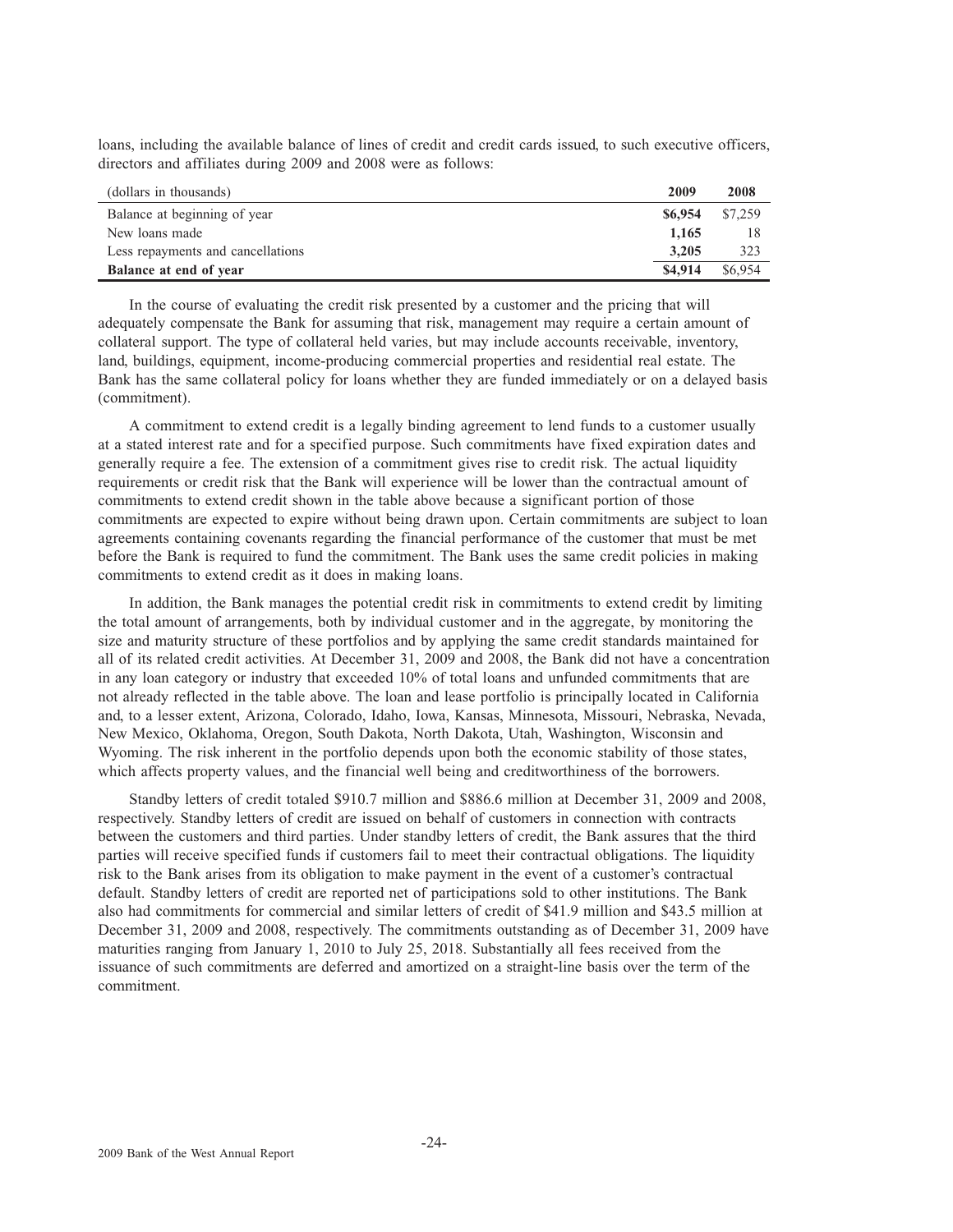loans, including the available balance of lines of credit and credit cards issued, to such executive officers, directors and affiliates during 2009 and 2008 were as follows:

| (dollars in thousands) | 2009 | 2008 |
| --- | --- | --- |
| Balance at beginning of year | **$6,954** | $7,259 |
| New loans made | **1,165** | 18 |
| Less repayments and cancellations | **3,205** | 323 |
| **Balance at end of year** | **$4,914** | $6,954 |

In the course of evaluating the credit risk presented by a customer and the pricing that will adequately compensate the Bank for assuming that risk, management may require a certain amount of collateral support. The type of collateral held varies, but may include accounts receivable, inventory, land, buildings, equipment, income-producing commercial properties and residential real estate. The Bank has the same collateral policy for loans whether they are funded immediately or on a delayed basis (commitment).

A commitment to extend credit is a legally binding agreement to lend funds to a customer usually at a stated interest rate and for a specified purpose. Such commitments have fixed expiration dates and generally require a fee. The extension of a commitment gives rise to credit risk. The actual liquidity requirements or credit risk that the Bank will experience will be lower than the contractual amount of commitments to extend credit shown in the table above because a significant portion of those commitments are expected to expire without being drawn upon. Certain commitments are subject to loan agreements containing covenants regarding the financial performance of the customer that must be met before the Bank is required to fund the commitment. The Bank uses the same credit policies in making commitments to extend credit as it does in making loans.

In addition, the Bank manages the potential credit risk in commitments to extend credit by limiting the total amount of arrangements, both by individual customer and in the aggregate, by monitoring the size and maturity structure of these portfolios and by applying the same credit standards maintained for all of its related credit activities. At December 31, 2009 and 2008, the Bank did not have a concentration in any loan category or industry that exceeded 10% of total loans and unfunded commitments that are not already reflected in the table above. The loan and lease portfolio is principally located in California and, to a lesser extent, Arizona, Colorado, Idaho, Iowa, Kansas, Minnesota, Missouri, Nebraska, Nevada, New Mexico, Oklahoma, Oregon, South Dakota, North Dakota, Utah, Washington, Wisconsin and Wyoming. The risk inherent in the portfolio depends upon both the economic stability of those states, which affects property values, and the financial well being and creditworthiness of the borrowers.

Standby letters of credit totaled $910.7 million and $886.6 million at December 31, 2009 and 2008, respectively. Standby letters of credit are issued on behalf of customers in connection with contracts between the customers and third parties. Under standby letters of credit, the Bank assures that the third parties will receive specified funds if customers fail to meet their contractual obligations. The liquidity risk to the Bank arises from its obligation to make payment in the event of a customer's contractual default. Standby letters of credit are reported net of participations sold to other institutions. The Bank also had commitments for commercial and similar letters of credit of $41.9 million and $43.5 million at December 31, 2009 and 2008, respectively. The commitments outstanding as of December 31, 2009 have maturities ranging from January 1, 2010 to July 25, 2018. Substantially all fees received from the issuance of such commitments are deferred and amortized on a straight-line basis over the term of the commitment.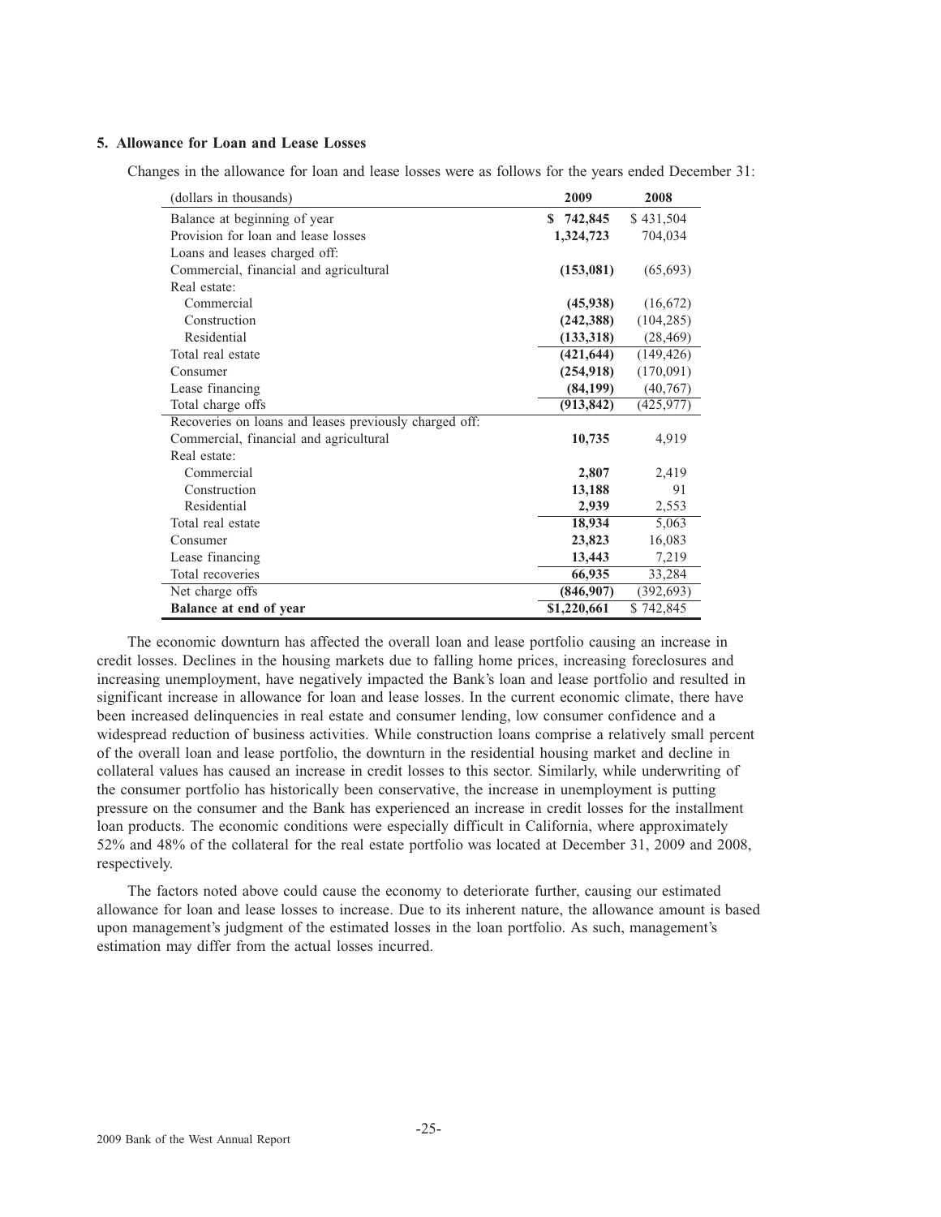### 5. Allowance for Loan and Lease Losses

Changes in the allowance for loan and lease losses were as follows for the years ended December 31:

| (dollars in thousands) | 2009 | 2008 |
|---|---|---|
| Balance at beginning of year | **$ 742,845** | $ 431,504 |
| Provision for loan and lease losses | **1,324,723** | 704,034 |
| Loans and leases charged off: | | |
| Commercial, financial and agricultural | **(153,081)** | (65,693) |
| Real estate: | | |
| Commercial | **(45,938)** | (16,672) |
| Construction | **(242,388)** | (104,285) |
| Residential | **(133,318)** | (28,469) |
| Total real estate | **(421,644)** | (149,426) |
| Consumer | **(254,918)** | (170,091) |
| Lease financing | **(84,199)** | (40,767) |
| Total charge offs | **(913,842)** | (425,977) |
| Recoveries on loans and leases previously charged off: | | |
| Commercial, financial and agricultural | **10,735** | 4,919 |
| Real estate: | | |
| Commercial | **2,807** | 2,419 |
| Construction | **13,188** | 91 |
| Residential | **2,939** | 2,553 |
| Total real estate | **18,934** | 5,063 |
| Consumer | **23,823** | 16,083 |
| Lease financing | **13,443** | 7,219 |
| Total recoveries | **66,935** | 33,284 |
| Net charge offs | **(846,907)** | (392,693) |
| **Balance at end of year** | **$1,220,661** | $ 742,845 |

The economic downturn has affected the overall loan and lease portfolio causing an increase in credit losses. Declines in the housing markets due to falling home prices, increasing foreclosures and increasing unemployment, have negatively impacted the Bank's loan and lease portfolio and resulted in significant increase in allowance for loan and lease losses. In the current economic climate, there have been increased delinquencies in real estate and consumer lending, low consumer confidence and a widespread reduction of business activities. While construction loans comprise a relatively small percent of the overall loan and lease portfolio, the downturn in the residential housing market and decline in collateral values has caused an increase in credit losses to this sector. Similarly, while underwriting of the consumer portfolio has historically been conservative, the increase in unemployment is putting pressure on the consumer and the Bank has experienced an increase in credit losses for the installment loan products. The economic conditions were especially difficult in California, where approximately 52% and 48% of the collateral for the real estate portfolio was located at December 31, 2009 and 2008, respectively.

The factors noted above could cause the economy to deteriorate further, causing our estimated allowance for loan and lease losses to increase. Due to its inherent nature, the allowance amount is based upon management's judgment of the estimated losses in the loan portfolio. As such, management's estimation may differ from the actual losses incurred.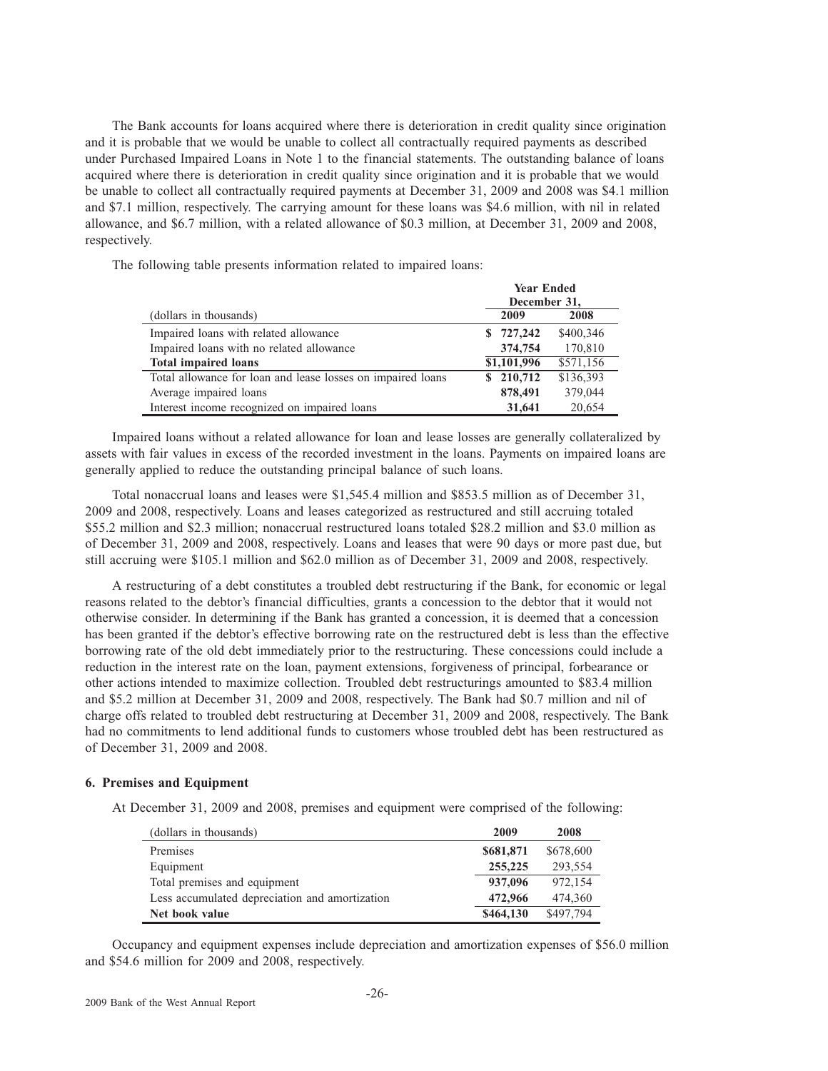The Bank accounts for loans acquired where there is deterioration in credit quality since origination and it is probable that we would be unable to collect all contractually required payments as described under Purchased Impaired Loans in Note 1 to the financial statements. The outstanding balance of loans acquired where there is deterioration in credit quality since origination and it is probable that we would be unable to collect all contractually required payments at December 31, 2009 and 2008 was $4.1 million and $7.1 million, respectively. The carrying amount for these loans was $4.6 million, with nil in related allowance, and $6.7 million, with a related allowance of $0.3 million, at December 31, 2009 and 2008, respectively.

The following table presents information related to impaired loans:

| (dollars in thousands) | Year Ended December 31, 2009 | 2008 |
|---|---|---|
| Impaired loans with related allowance | **$ 727,242** | $400,346 |
| Impaired loans with no related allowance | **374,754** | 170,810 |
| **Total impaired loans** | **$1,101,996** | $571,156 |
| Total allowance for loan and lease losses on impaired loans | **$ 210,712** | $136,393 |
| Average impaired loans | **878,491** | 379,044 |
| Interest income recognized on impaired loans | **31,641** | 20,654 |

Impaired loans without a related allowance for loan and lease losses are generally collateralized by assets with fair values in excess of the recorded investment in the loans. Payments on impaired loans are generally applied to reduce the outstanding principal balance of such loans.

Total nonaccrual loans and leases were $1,545.4 million and $853.5 million as of December 31, 2009 and 2008, respectively. Loans and leases categorized as restructured and still accruing totaled $55.2 million and $2.3 million; nonaccrual restructured loans totaled $28.2 million and $3.0 million as of December 31, 2009 and 2008, respectively. Loans and leases that were 90 days or more past due, but still accruing were $105.1 million and $62.0 million as of December 31, 2009 and 2008, respectively.

A restructuring of a debt constitutes a troubled debt restructuring if the Bank, for economic or legal reasons related to the debtor's financial difficulties, grants a concession to the debtor that it would not otherwise consider. In determining if the Bank has granted a concession, it is deemed that a concession has been granted if the debtor's effective borrowing rate on the restructured debt is less than the effective borrowing rate of the old debt immediately prior to the restructuring. These concessions could include a reduction in the interest rate on the loan, payment extensions, forgiveness of principal, forbearance or other actions intended to maximize collection. Troubled debt restructurings amounted to $83.4 million and $5.2 million at December 31, 2009 and 2008, respectively. The Bank had $0.7 million and nil of charge offs related to troubled debt restructuring at December 31, 2009 and 2008, respectively. The Bank had no commitments to lend additional funds to customers whose troubled debt has been restructured as of December 31, 2009 and 2008.

### 6. Premises and Equipment

At December 31, 2009 and 2008, premises and equipment were comprised of the following:

| (dollars in thousands) | 2009 | 2008 |
|---|---|---|
| Premises | **$681,871** | $678,600 |
| Equipment | **255,225** | 293,554 |
| Total premises and equipment | **937,096** | 972,154 |
| Less accumulated depreciation and amortization | **472,966** | 474,360 |
| **Net book value** | **$464,130** | $497,794 |

Occupancy and equipment expenses include depreciation and amortization expenses of $56.0 million and $54.6 million for 2009 and 2008, respectively.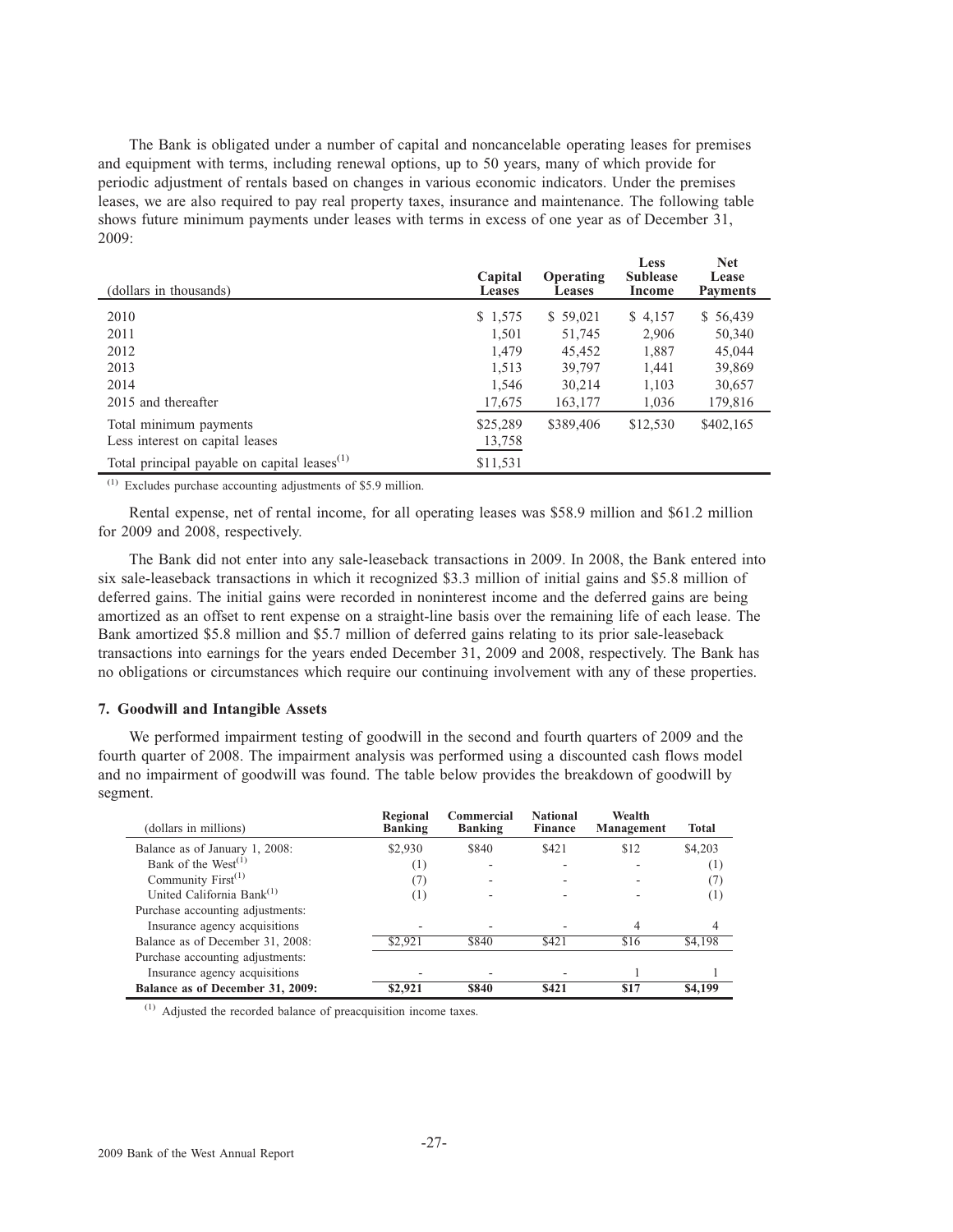The Bank is obligated under a number of capital and noncancelable operating leases for premises and equipment with terms, including renewal options, up to 50 years, many of which provide for periodic adjustment of rentals based on changes in various economic indicators. Under the premises leases, we are also required to pay real property taxes, insurance and maintenance. The following table shows future minimum payments under leases with terms in excess of one year as of December 31, 2009:

| (dollars in thousands) | Capital Leases | Operating Leases | Less Sublease Income | Net Lease Payments |
|---|---|---|---|---|
| 2010 | $ 1,575 | $ 59,021 | $ 4,157 | $ 56,439 |
| 2011 | 1,501 | 51,745 | 2,906 | 50,340 |
| 2012 | 1,479 | 45,452 | 1,887 | 45,044 |
| 2013 | 1,513 | 39,797 | 1,441 | 39,869 |
| 2014 | 1,546 | 30,214 | 1,103 | 30,657 |
| 2015 and thereafter | 17,675 | 163,177 | 1,036 | 179,816 |
| Total minimum payments | $25,289 | $389,406 | $12,530 | $402,165 |
| Less interest on capital leases | 13,758 | | | |
| Total principal payable on capital leases[(1)] | $11,531 | | | |

[(1)] Excludes purchase accounting adjustments of $5.9 million.

Rental expense, net of rental income, for all operating leases was $58.9 million and $61.2 million for 2009 and 2008, respectively.

The Bank did not enter into any sale-leaseback transactions in 2009. In 2008, the Bank entered into six sale-leaseback transactions in which it recognized $3.3 million of initial gains and $5.8 million of deferred gains. The initial gains were recorded in noninterest income and the deferred gains are being amortized as an offset to rent expense on a straight-line basis over the remaining life of each lease. The Bank amortized $5.8 million and $5.7 million of deferred gains relating to its prior sale-leaseback transactions into earnings for the years ended December 31, 2009 and 2008, respectively. The Bank has no obligations or circumstances which require our continuing involvement with any of these properties.

### 7. Goodwill and Intangible Assets

We performed impairment testing of goodwill in the second and fourth quarters of 2009 and the fourth quarter of 2008. The impairment analysis was performed using a discounted cash flows model and no impairment of goodwill was found. The table below provides the breakdown of goodwill by segment.

| (dollars in millions) | Regional Banking | Commercial Banking | National Finance | Wealth Management | Total |
|---|---|---|---|---|---|
| Balance as of January 1, 2008: | $2,930 | $840 | $421 | $12 | $4,203 |
| Bank of the West[(1)] | (1) | - | - | - | (1) |
| Community First[(1)] | (7) | - | - | - | (7) |
| United California Bank[(1)] | (1) | - | - | - | (1) |
| Purchase accounting adjustments: | | | | | |
| Insurance agency acquisitions | - | - | - | 4 | 4 |
| Balance as of December 31, 2008: | $2,921 | $840 | $421 | $16 | $4,198 |
| Purchase accounting adjustments: | | | | | |
| Insurance agency acquisitions | - | - | - | 1 | 1 |
| **Balance as of December 31, 2009:** | **$2,921** | **$840** | **$421** | **$17** | **$4,199** |

[(1)] Adjusted the recorded balance of preacquisition income taxes.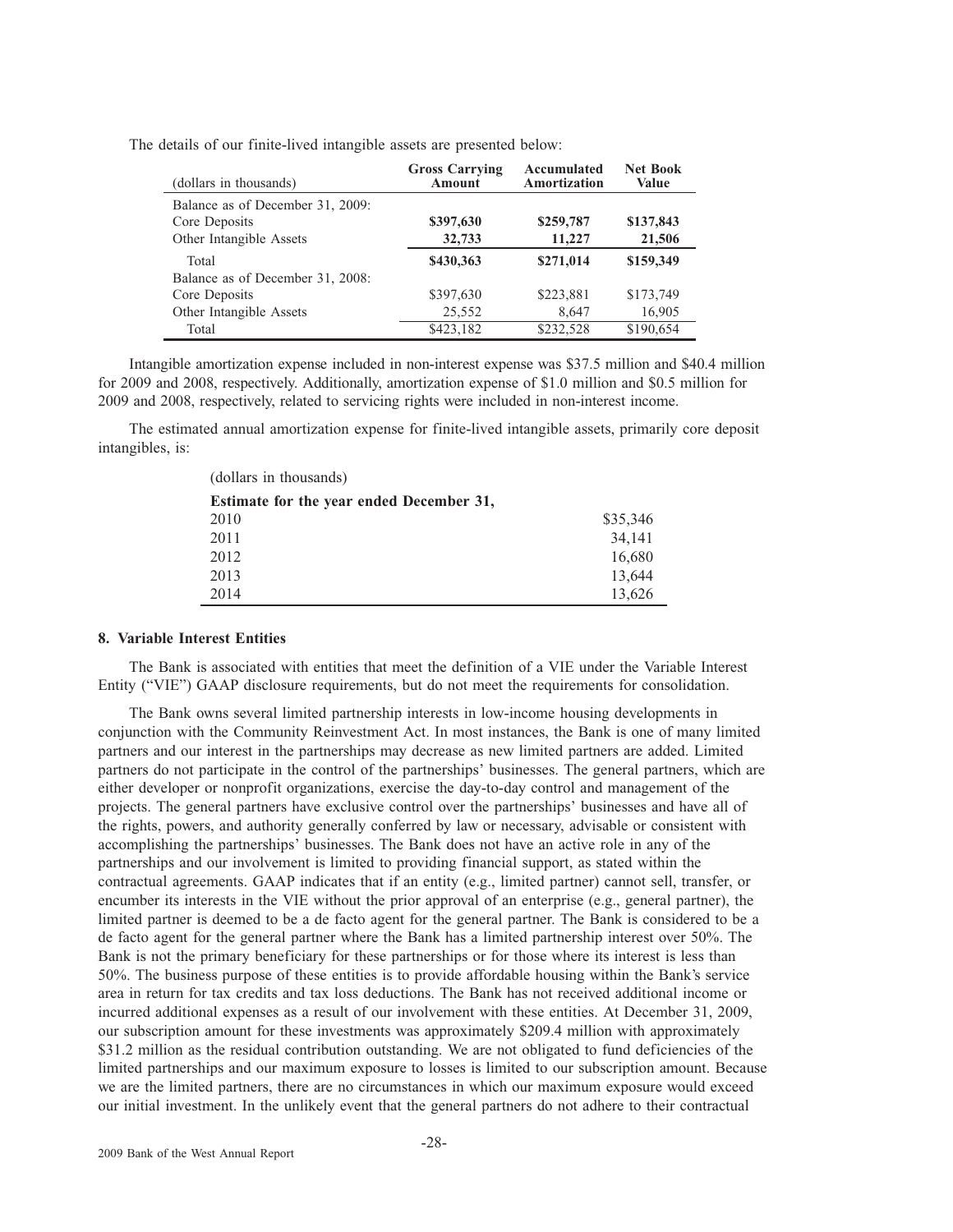The details of our finite-lived intangible assets are presented below:

| (dollars in thousands) | Gross Carrying Amount | Accumulated Amortization | Net Book Value |
|---|---|---|---|
| Balance as of December 31, 2009: | | | |
| Core Deposits | **\$397,630** | **\$259,787** | **\$137,843** |
| Other Intangible Assets | **32,733** | **11,227** | **21,506** |
| Total | **\$430,363** | **\$271,014** | **\$159,349** |
| Balance as of December 31, 2008: | | | |
| Core Deposits | \$397,630 | \$223,881 | \$173,749 |
| Other Intangible Assets | 25,552 | 8,647 | 16,905 |
| Total | \$423,182 | \$232,528 | \$190,654 |

Intangible amortization expense included in non-interest expense was \$37.5 million and \$40.4 million for 2009 and 2008, respectively. Additionally, amortization expense of \$1.0 million and \$0.5 million for 2009 and 2008, respectively, related to servicing rights were included in non-interest income.

The estimated annual amortization expense for finite-lived intangible assets, primarily core deposit intangibles, is:

| (dollars in thousands) | |
|---|---|
| **Estimate for the year ended December 31,** | |
| 2010 | \$35,346 |
| 2011 | 34,141 |
| 2012 | 16,680 |
| 2013 | 13,644 |
| 2014 | 13,626 |

**8. Variable Interest Entities**

The Bank is associated with entities that meet the definition of a VIE under the Variable Interest Entity ("VIE") GAAP disclosure requirements, but do not meet the requirements for consolidation.

The Bank owns several limited partnership interests in low-income housing developments in conjunction with the Community Reinvestment Act. In most instances, the Bank is one of many limited partners and our interest in the partnerships may decrease as new limited partners are added. Limited partners do not participate in the control of the partnerships' businesses. The general partners, which are either developer or nonprofit organizations, exercise the day-to-day control and management of the projects. The general partners have exclusive control over the partnerships' businesses and have all of the rights, powers, and authority generally conferred by law or necessary, advisable or consistent with accomplishing the partnerships' businesses. The Bank does not have an active role in any of the partnerships and our involvement is limited to providing financial support, as stated within the contractual agreements. GAAP indicates that if an entity (e.g., limited partner) cannot sell, transfer, or encumber its interests in the VIE without the prior approval of an enterprise (e.g., general partner), the limited partner is deemed to be a de facto agent for the general partner. The Bank is considered to be a de facto agent for the general partner where the Bank has a limited partnership interest over 50%. The Bank is not the primary beneficiary for these partnerships or for those where its interest is less than 50%. The business purpose of these entities is to provide affordable housing within the Bank's service area in return for tax credits and tax loss deductions. The Bank has not received additional income or incurred additional expenses as a result of our involvement with these entities. At December 31, 2009, our subscription amount for these investments was approximately \$209.4 million with approximately \$31.2 million as the residual contribution outstanding. We are not obligated to fund deficiencies of the limited partnerships and our maximum exposure to losses is limited to our subscription amount. Because we are the limited partners, there are no circumstances in which our maximum exposure would exceed our initial investment. In the unlikely event that the general partners do not adhere to their contractual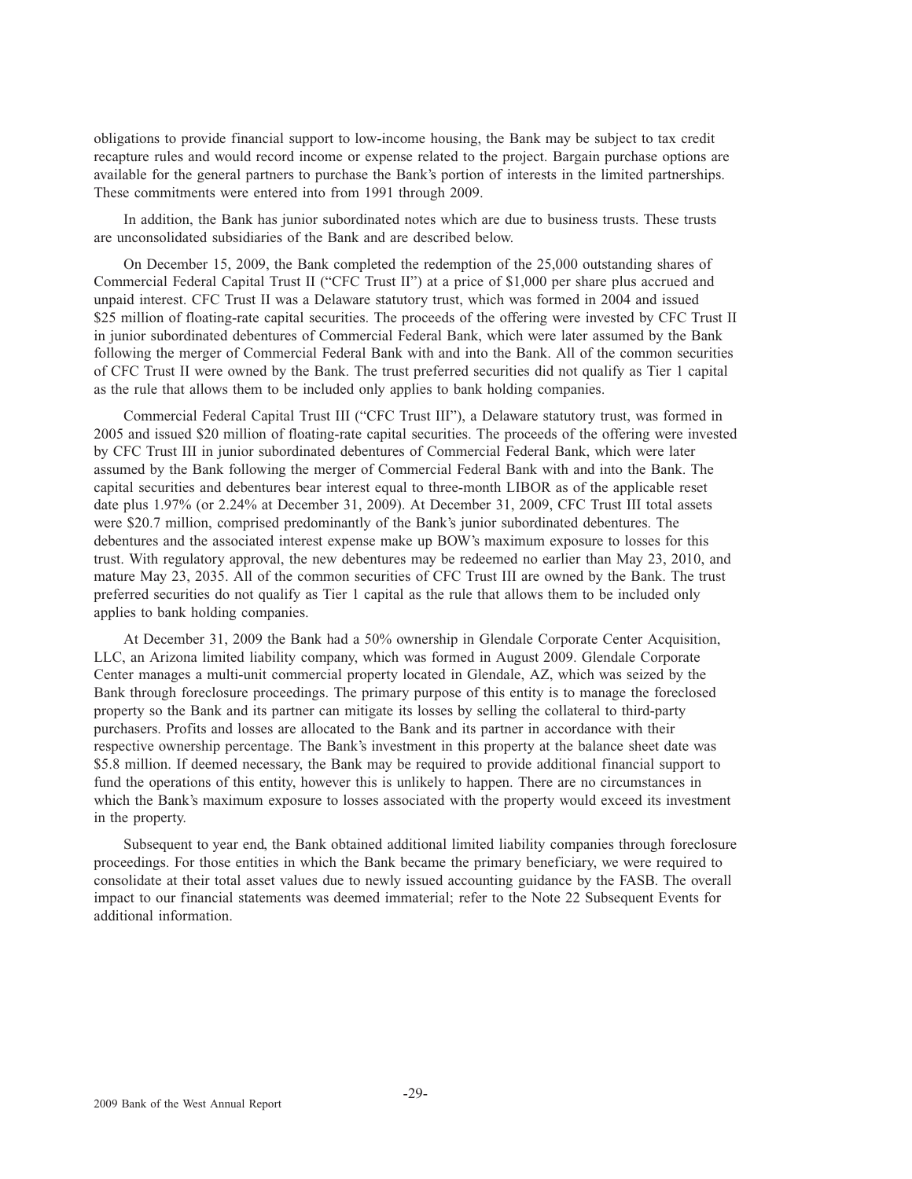obligations to provide financial support to low-income housing, the Bank may be subject to tax credit recapture rules and would record income or expense related to the project. Bargain purchase options are available for the general partners to purchase the Bank's portion of interests in the limited partnerships. These commitments were entered into from 1991 through 2009.

In addition, the Bank has junior subordinated notes which are due to business trusts. These trusts are unconsolidated subsidiaries of the Bank and are described below.

On December 15, 2009, the Bank completed the redemption of the 25,000 outstanding shares of Commercial Federal Capital Trust II ("CFC Trust II") at a price of $1,000 per share plus accrued and unpaid interest. CFC Trust II was a Delaware statutory trust, which was formed in 2004 and issued $25 million of floating-rate capital securities. The proceeds of the offering were invested by CFC Trust II in junior subordinated debentures of Commercial Federal Bank, which were later assumed by the Bank following the merger of Commercial Federal Bank with and into the Bank. All of the common securities of CFC Trust II were owned by the Bank. The trust preferred securities did not qualify as Tier 1 capital as the rule that allows them to be included only applies to bank holding companies.

Commercial Federal Capital Trust III ("CFC Trust III"), a Delaware statutory trust, was formed in 2005 and issued $20 million of floating-rate capital securities. The proceeds of the offering were invested by CFC Trust III in junior subordinated debentures of Commercial Federal Bank, which were later assumed by the Bank following the merger of Commercial Federal Bank with and into the Bank. The capital securities and debentures bear interest equal to three-month LIBOR as of the applicable reset date plus 1.97% (or 2.24% at December 31, 2009). At December 31, 2009, CFC Trust III total assets were $20.7 million, comprised predominantly of the Bank's junior subordinated debentures. The debentures and the associated interest expense make up BOW's maximum exposure to losses for this trust. With regulatory approval, the new debentures may be redeemed no earlier than May 23, 2010, and mature May 23, 2035. All of the common securities of CFC Trust III are owned by the Bank. The trust preferred securities do not qualify as Tier 1 capital as the rule that allows them to be included only applies to bank holding companies.

At December 31, 2009 the Bank had a 50% ownership in Glendale Corporate Center Acquisition, LLC, an Arizona limited liability company, which was formed in August 2009. Glendale Corporate Center manages a multi-unit commercial property located in Glendale, AZ, which was seized by the Bank through foreclosure proceedings. The primary purpose of this entity is to manage the foreclosed property so the Bank and its partner can mitigate its losses by selling the collateral to third-party purchasers. Profits and losses are allocated to the Bank and its partner in accordance with their respective ownership percentage. The Bank's investment in this property at the balance sheet date was $5.8 million. If deemed necessary, the Bank may be required to provide additional financial support to fund the operations of this entity, however this is unlikely to happen. There are no circumstances in which the Bank's maximum exposure to losses associated with the property would exceed its investment in the property.

Subsequent to year end, the Bank obtained additional limited liability companies through foreclosure proceedings. For those entities in which the Bank became the primary beneficiary, we were required to consolidate at their total asset values due to newly issued accounting guidance by the FASB. The overall impact to our financial statements was deemed immaterial; refer to the Note 22 Subsequent Events for additional information.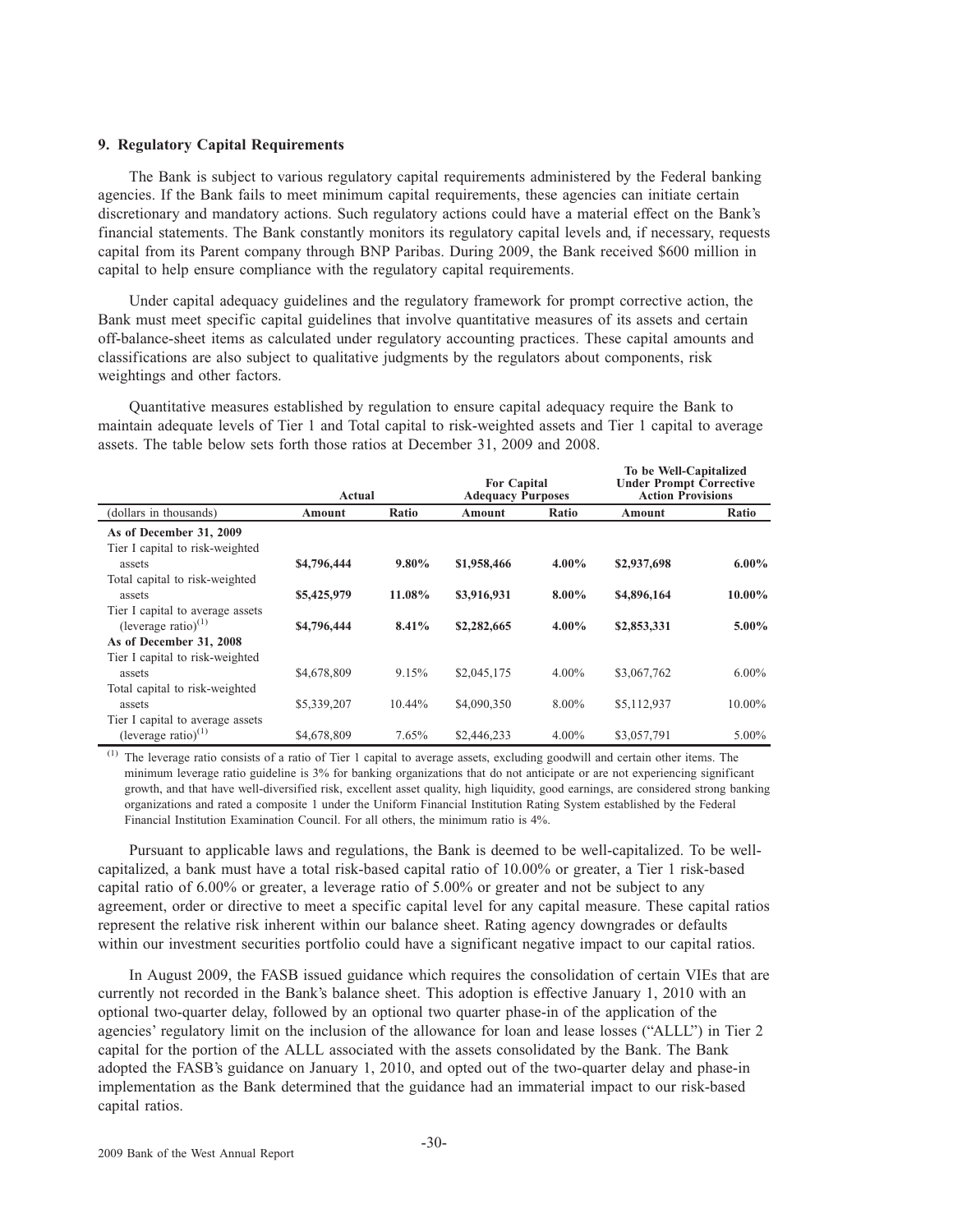### 9. Regulatory Capital Requirements

The Bank is subject to various regulatory capital requirements administered by the Federal banking agencies. If the Bank fails to meet minimum capital requirements, these agencies can initiate certain discretionary and mandatory actions. Such regulatory actions could have a material effect on the Bank's financial statements. The Bank constantly monitors its regulatory capital levels and, if necessary, requests capital from its Parent company through BNP Paribas. During 2009, the Bank received $600 million in capital to help ensure compliance with the regulatory capital requirements.

Under capital adequacy guidelines and the regulatory framework for prompt corrective action, the Bank must meet specific capital guidelines that involve quantitative measures of its assets and certain off-balance-sheet items as calculated under regulatory accounting practices. These capital amounts and classifications are also subject to qualitative judgments by the regulators about components, risk weightings and other factors.

Quantitative measures established by regulation to ensure capital adequacy require the Bank to maintain adequate levels of Tier 1 and Total capital to risk-weighted assets and Tier 1 capital to average assets. The table below sets forth those ratios at December 31, 2009 and 2008.

| | Actual | | For Capital Adequacy Purposes | | To be Well-Capitalized Under Prompt Corrective Action Provisions | |
|---|---|---|---|---|---|---|
| (dollars in thousands) | Amount | Ratio | Amount | Ratio | Amount | Ratio |
| **As of December 31, 2009** | | | | | | |
| Tier I capital to risk-weighted assets | **$4,796,444** | **9.80%** | **$1,958,466** | **4.00%** | **$2,937,698** | **6.00%** |
| Total capital to risk-weighted assets | **$5,425,979** | **11.08%** | **$3,916,931** | **8.00%** | **$4,896,164** | **10.00%** |
| Tier I capital to average assets (leverage ratio)[(1)] | **$4,796,444** | **8.41%** | **$2,282,665** | **4.00%** | **$2,853,331** | **5.00%** |
| **As of December 31, 2008** | | | | | | |
| Tier I capital to risk-weighted assets | $4,678,809 | 9.15% | $2,045,175 | 4.00% | $3,067,762 | 6.00% |
| Total capital to risk-weighted assets | $5,339,207 | 10.44% | $4,090,350 | 8.00% | $5,112,937 | 10.00% |
| Tier I capital to average assets (leverage ratio)[(1)] | $4,678,809 | 7.65% | $2,446,233 | 4.00% | $3,057,791 | 5.00% |

(1) The leverage ratio consists of a ratio of Tier 1 capital to average assets, excluding goodwill and certain other items. The minimum leverage ratio guideline is 3% for banking organizations that do not anticipate or are not experiencing significant growth, and that have well-diversified risk, excellent asset quality, high liquidity, good earnings, are considered strong banking organizations and rated a composite 1 under the Uniform Financial Institution Rating System established by the Federal Financial Institution Examination Council. For all others, the minimum ratio is 4%.

Pursuant to applicable laws and regulations, the Bank is deemed to be well-capitalized. To be well-capitalized, a bank must have a total risk-based capital ratio of 10.00% or greater, a Tier 1 risk-based capital ratio of 6.00% or greater, a leverage ratio of 5.00% or greater and not be subject to any agreement, order or directive to meet a specific capital level for any capital measure. These capital ratios represent the relative risk inherent within our balance sheet. Rating agency downgrades or defaults within our investment securities portfolio could have a significant negative impact to our capital ratios.

In August 2009, the FASB issued guidance which requires the consolidation of certain VIEs that are currently not recorded in the Bank's balance sheet. This adoption is effective January 1, 2010 with an optional two-quarter delay, followed by an optional two quarter phase-in of the application of the agencies' regulatory limit on the inclusion of the allowance for loan and lease losses ("ALLL") in Tier 2 capital for the portion of the ALLL associated with the assets consolidated by the Bank. The Bank adopted the FASB's guidance on January 1, 2010, and opted out of the two-quarter delay and phase-in implementation as the Bank determined that the guidance had an immaterial impact to our risk-based capital ratios.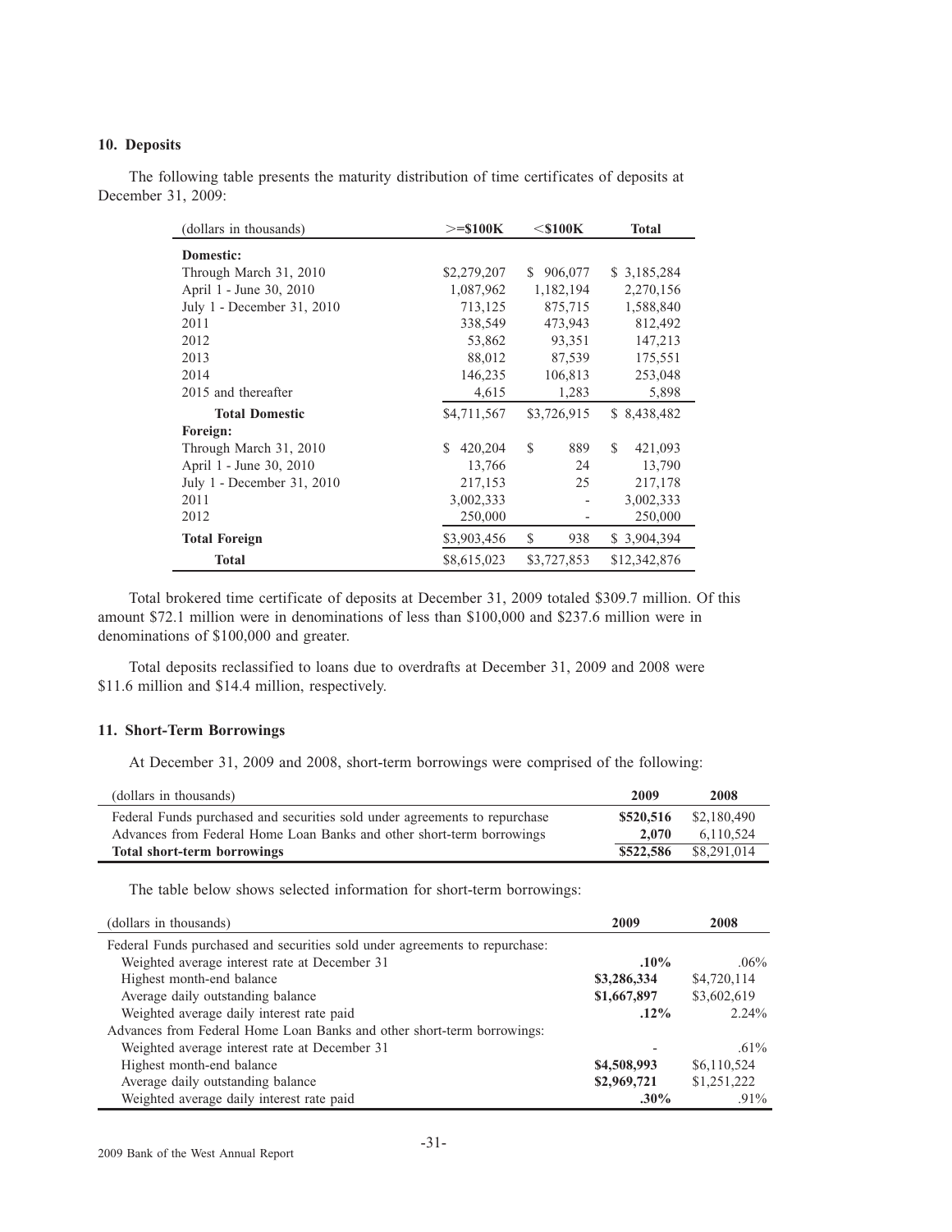### 10. Deposits

The following table presents the maturity distribution of time certificates of deposits at December 31, 2009:

| (dollars in thousands) | >=$100K | <$100K | Total |
|---|---|---|---|
| **Domestic:** | | | |
| Through March 31, 2010 | $2,279,207 | $ 906,077 | $ 3,185,284 |
| April 1 - June 30, 2010 | 1,087,962 | 1,182,194 | 2,270,156 |
| July 1 - December 31, 2010 | 713,125 | 875,715 | 1,588,840 |
| 2011 | 338,549 | 473,943 | 812,492 |
| 2012 | 53,862 | 93,351 | 147,213 |
| 2013 | 88,012 | 87,539 | 175,551 |
| 2014 | 146,235 | 106,813 | 253,048 |
| 2015 and thereafter | 4,615 | 1,283 | 5,898 |
| **Total Domestic** | $4,711,567 | $3,726,915 | $ 8,438,482 |
| **Foreign:** | | | |
| Through March 31, 2010 | $ 420,204 | $ 889 | $ 421,093 |
| April 1 - June 30, 2010 | 13,766 | 24 | 13,790 |
| July 1 - December 31, 2010 | 217,153 | 25 | 217,178 |
| 2011 | 3,002,333 | - | 3,002,333 |
| 2012 | 250,000 | - | 250,000 |
| **Total Foreign** | $3,903,456 | $ 938 | $ 3,904,394 |
| **Total** | $8,615,023 | $3,727,853 | $12,342,876 |

Total brokered time certificate of deposits at December 31, 2009 totaled $309.7 million. Of this amount $72.1 million were in denominations of less than $100,000 and $237.6 million were in denominations of $100,000 and greater.

Total deposits reclassified to loans due to overdrafts at December 31, 2009 and 2008 were $11.6 million and $14.4 million, respectively.

### 11. Short-Term Borrowings

At December 31, 2009 and 2008, short-term borrowings were comprised of the following:

| (dollars in thousands) | 2009 | 2008 |
|---|---|---|
| Federal Funds purchased and securities sold under agreements to repurchase | **$520,516** | $2,180,490 |
| Advances from Federal Home Loan Banks and other short-term borrowings | **2,070** | 6,110,524 |
| **Total short-term borrowings** | **$522,586** | $8,291,014 |

The table below shows selected information for short-term borrowings:

| (dollars in thousands) | 2009 | 2008 |
|---|---|---|
| Federal Funds purchased and securities sold under agreements to repurchase: | | |
| Weighted average interest rate at December 31 | **.10%** | .06% |
| Highest month-end balance | **$3,286,334** | $4,720,114 |
| Average daily outstanding balance | **$1,667,897** | $3,602,619 |
| Weighted average daily interest rate paid | **.12%** | 2.24% |
| Advances from Federal Home Loan Banks and other short-term borrowings: | | |
| Weighted average interest rate at December 31 | - | .61% |
| Highest month-end balance | **$4,508,993** | $6,110,524 |
| Average daily outstanding balance | **$2,969,721** | $1,251,222 |
| Weighted average daily interest rate paid | **.30%** | .91% |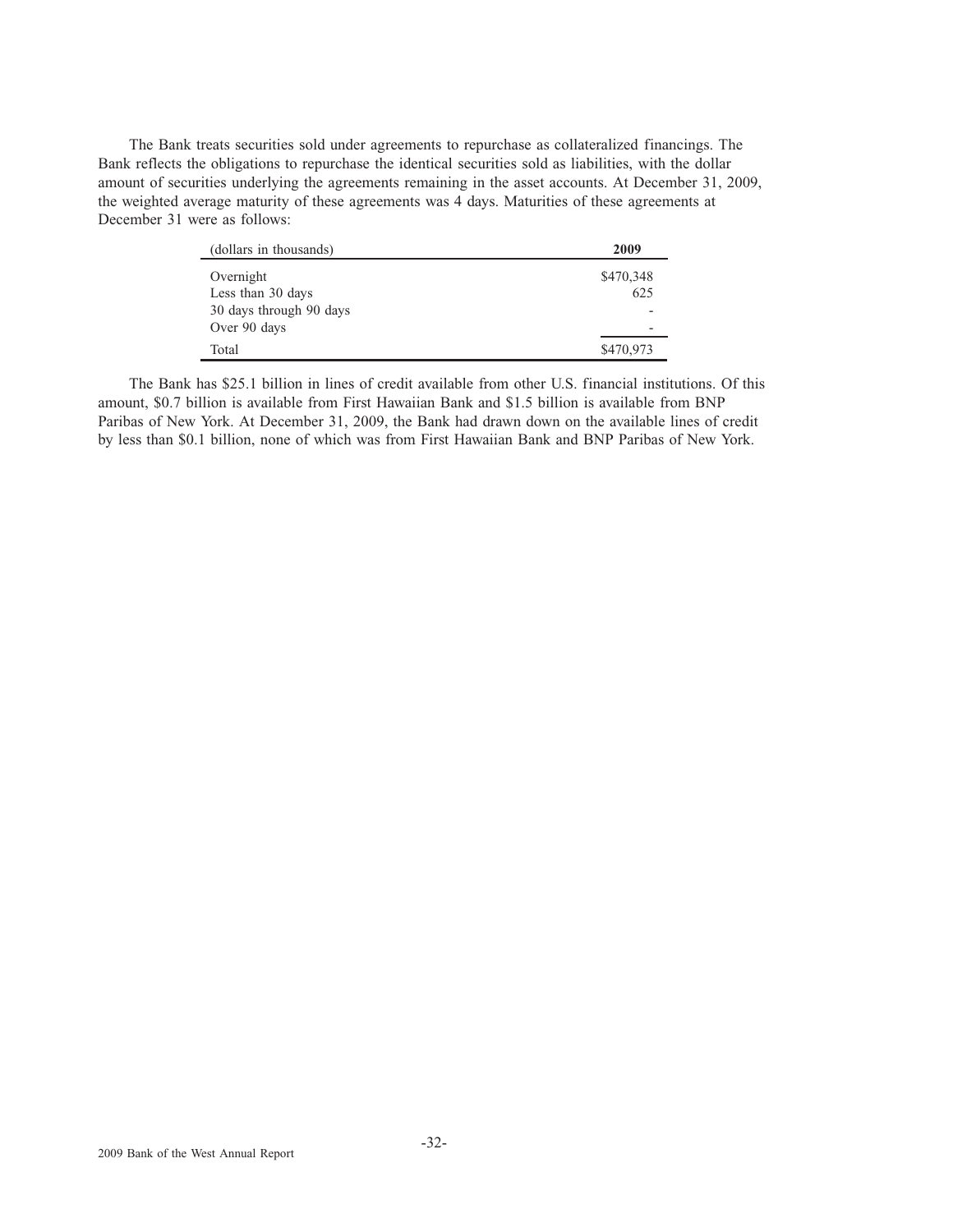The Bank treats securities sold under agreements to repurchase as collateralized financings. The Bank reflects the obligations to repurchase the identical securities sold as liabilities, with the dollar amount of securities underlying the agreements remaining in the asset accounts. At December 31, 2009, the weighted average maturity of these agreements was 4 days. Maturities of these agreements at December 31 were as follows:

| (dollars in thousands) | **2009** |
| --- | --- |
| Overnight | $470,348 |
| Less than 30 days | 625 |
| 30 days through 90 days | - |
| Over 90 days | - |
| Total | $470,973 |

The Bank has $25.1 billion in lines of credit available from other U.S. financial institutions. Of this amount, $0.7 billion is available from First Hawaiian Bank and $1.5 billion is available from BNP Paribas of New York. At December 31, 2009, the Bank had drawn down on the available lines of credit by less than $0.1 billion, none of which was from First Hawaiian Bank and BNP Paribas of New York.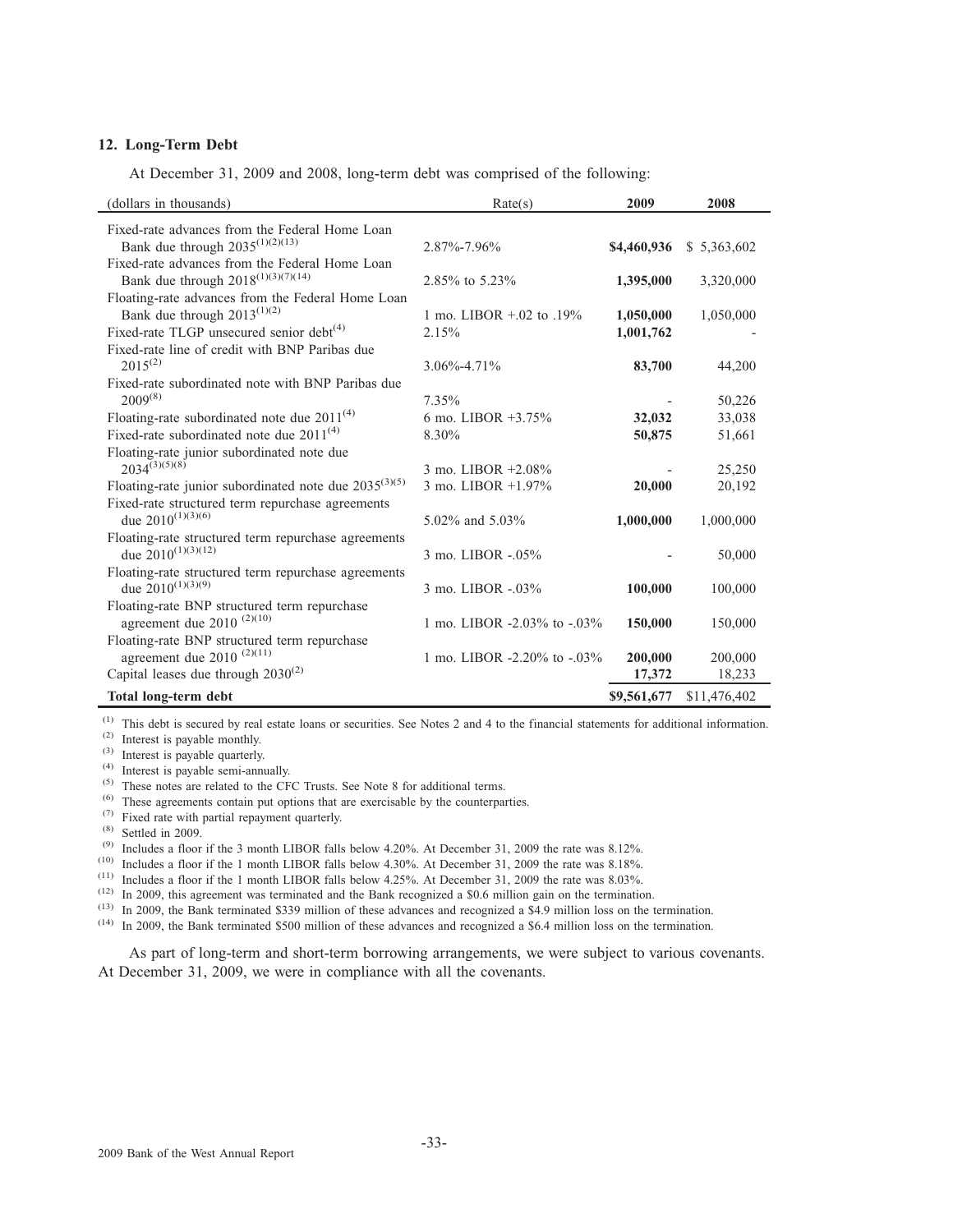### 12. Long-Term Debt

At December 31, 2009 and 2008, long-term debt was comprised of the following:

| (dollars in thousands) | Rate(s) | 2009 | 2008 |
|---|---|---|---|
| Fixed-rate advances from the Federal Home Loan Bank due through 2035[(1)(2)(13)] | 2.87%-7.96% | **$4,460,936** | $ 5,363,602 |
| Fixed-rate advances from the Federal Home Loan Bank due through 2018[(1)(3)(7)(14)] | 2.85% to 5.23% | **1,395,000** | 3,320,000 |
| Floating-rate advances from the Federal Home Loan Bank due through 2013[(1)(2)] | 1 mo. LIBOR +.02 to .19% | **1,050,000** | 1,050,000 |
| Fixed-rate TLGP unsecured senior debt[(4)] | 2.15% | **1,001,762** | - |
| Fixed-rate line of credit with BNP Paribas due 2015[(2)] | 3.06%-4.71% | **83,700** | 44,200 |
| Fixed-rate subordinated note with BNP Paribas due 2009[(8)] | 7.35% | - | 50,226 |
| Floating-rate subordinated note due 2011[(4)] | 6 mo. LIBOR +3.75% | **32,032** | 33,038 |
| Fixed-rate subordinated note due 2011[(4)] | 8.30% | **50,875** | 51,661 |
| Floating-rate junior subordinated note due 2034[(3)(5)(8)] | 3 mo. LIBOR +2.08% | - | 25,250 |
| Floating-rate junior subordinated note due 2035[(3)(5)] | 3 mo. LIBOR +1.97% | **20,000** | 20,192 |
| Fixed-rate structured term repurchase agreements due 2010[(1)(3)(6)] | 5.02% and 5.03% | **1,000,000** | 1,000,000 |
| Floating-rate structured term repurchase agreements due 2010[(1)(3)(12)] | 3 mo. LIBOR -.05% | - | 50,000 |
| Floating-rate structured term repurchase agreements due 2010[(1)(3)(9)] | 3 mo. LIBOR -.03% | **100,000** | 100,000 |
| Floating-rate BNP structured term repurchase agreement due 2010 [(2)(10)] | 1 mo. LIBOR -2.03% to -.03% | **150,000** | 150,000 |
| Floating-rate BNP structured term repurchase agreement due 2010 [(2)(11)] | 1 mo. LIBOR -2.20% to -.03% | **200,000** | 200,000 |
| Capital leases due through 2030[(2)] | | **17,372** | 18,233 |
| **Total long-term debt** | | **$9,561,677** | $11,476,402 |

(1) This debt is secured by real estate loans or securities. See Notes 2 and 4 to the financial statements for additional information.
(2) Interest is payable monthly.
(3) Interest is payable quarterly.
(4) Interest is payable semi-annually.
(5) These notes are related to the CFC Trusts. See Note 8 for additional terms.
(6) These agreements contain put options that are exercisable by the counterparties.
(7) Fixed rate with partial repayment quarterly.
(8) Settled in 2009.
(9) Includes a floor if the 3 month LIBOR falls below 4.20%. At December 31, 2009 the rate was 8.12%.
(10) Includes a floor if the 1 month LIBOR falls below 4.30%. At December 31, 2009 the rate was 8.18%.
(11) Includes a floor if the 1 month LIBOR falls below 4.25%. At December 31, 2009 the rate was 8.03%.
(12) In 2009, this agreement was terminated and the Bank recognized a $0.6 million gain on the termination.
(13) In 2009, the Bank terminated $339 million of these advances and recognized a $4.9 million loss on the termination.
(14) In 2009, the Bank terminated $500 million of these advances and recognized a $6.4 million loss on the termination.

As part of long-term and short-term borrowing arrangements, we were subject to various covenants. At December 31, 2009, we were in compliance with all the covenants.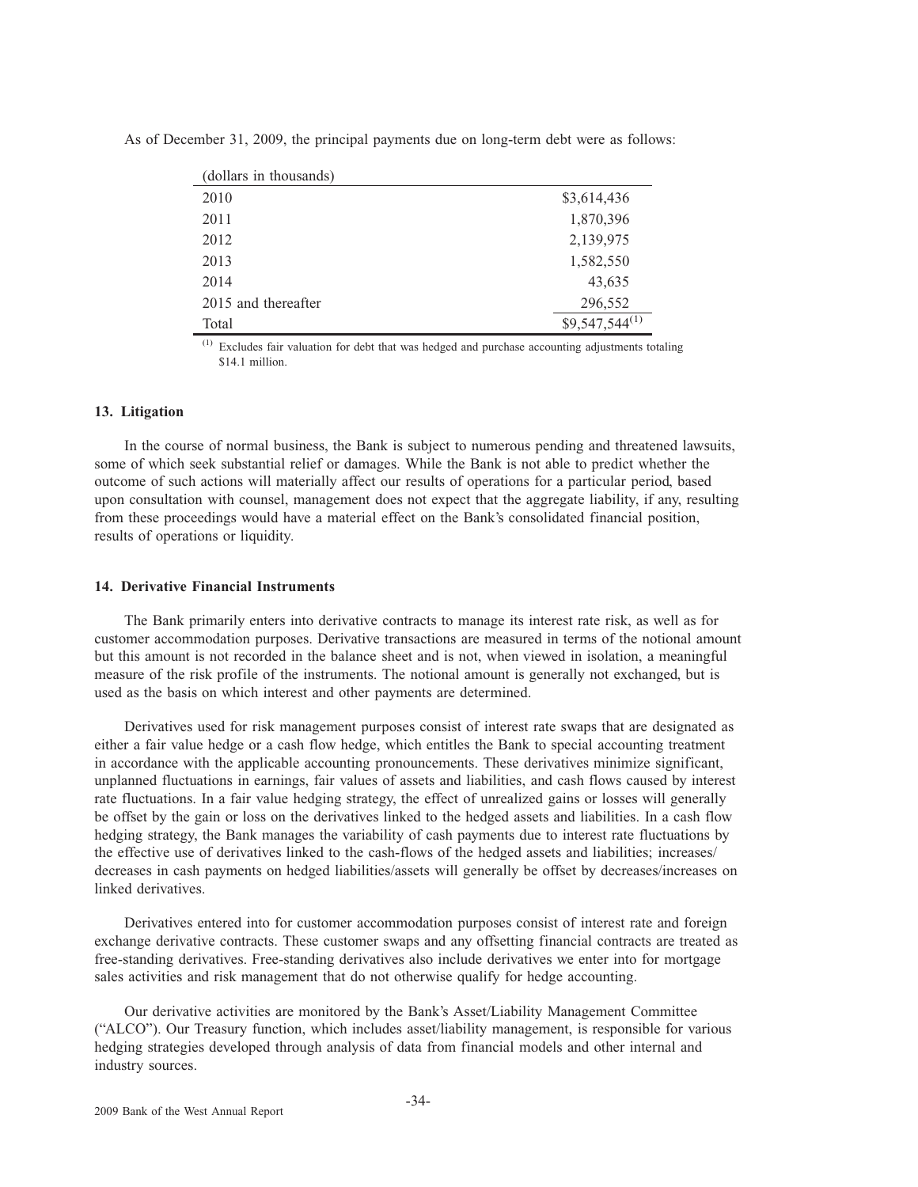As of December 31, 2009, the principal payments due on long-term debt were as follows:

| (dollars in thousands) | |
|---|---|
| 2010 | \$3,614,436 |
| 2011 | 1,870,396 |
| 2012 | 2,139,975 |
| 2013 | 1,582,550 |
| 2014 | 43,635 |
| 2015 and thereafter | 296,552 |
| Total | \$9,547,544[1] |

[1] Excludes fair valuation for debt that was hedged and purchase accounting adjustments totaling \$14.1 million.

### 13. Litigation

In the course of normal business, the Bank is subject to numerous pending and threatened lawsuits, some of which seek substantial relief or damages. While the Bank is not able to predict whether the outcome of such actions will materially affect our results of operations for a particular period, based upon consultation with counsel, management does not expect that the aggregate liability, if any, resulting from these proceedings would have a material effect on the Bank's consolidated financial position, results of operations or liquidity.

### 14. Derivative Financial Instruments

The Bank primarily enters into derivative contracts to manage its interest rate risk, as well as for customer accommodation purposes. Derivative transactions are measured in terms of the notional amount but this amount is not recorded in the balance sheet and is not, when viewed in isolation, a meaningful measure of the risk profile of the instruments. The notional amount is generally not exchanged, but is used as the basis on which interest and other payments are determined.

Derivatives used for risk management purposes consist of interest rate swaps that are designated as either a fair value hedge or a cash flow hedge, which entitles the Bank to special accounting treatment in accordance with the applicable accounting pronouncements. These derivatives minimize significant, unplanned fluctuations in earnings, fair values of assets and liabilities, and cash flows caused by interest rate fluctuations. In a fair value hedging strategy, the effect of unrealized gains or losses will generally be offset by the gain or loss on the derivatives linked to the hedged assets and liabilities. In a cash flow hedging strategy, the Bank manages the variability of cash payments due to interest rate fluctuations by the effective use of derivatives linked to the cash-flows of the hedged assets and liabilities; increases/decreases in cash payments on hedged liabilities/assets will generally be offset by decreases/increases on linked derivatives.

Derivatives entered into for customer accommodation purposes consist of interest rate and foreign exchange derivative contracts. These customer swaps and any offsetting financial contracts are treated as free-standing derivatives. Free-standing derivatives also include derivatives we enter into for mortgage sales activities and risk management that do not otherwise qualify for hedge accounting.

Our derivative activities are monitored by the Bank's Asset/Liability Management Committee ("ALCO"). Our Treasury function, which includes asset/liability management, is responsible for various hedging strategies developed through analysis of data from financial models and other internal and industry sources.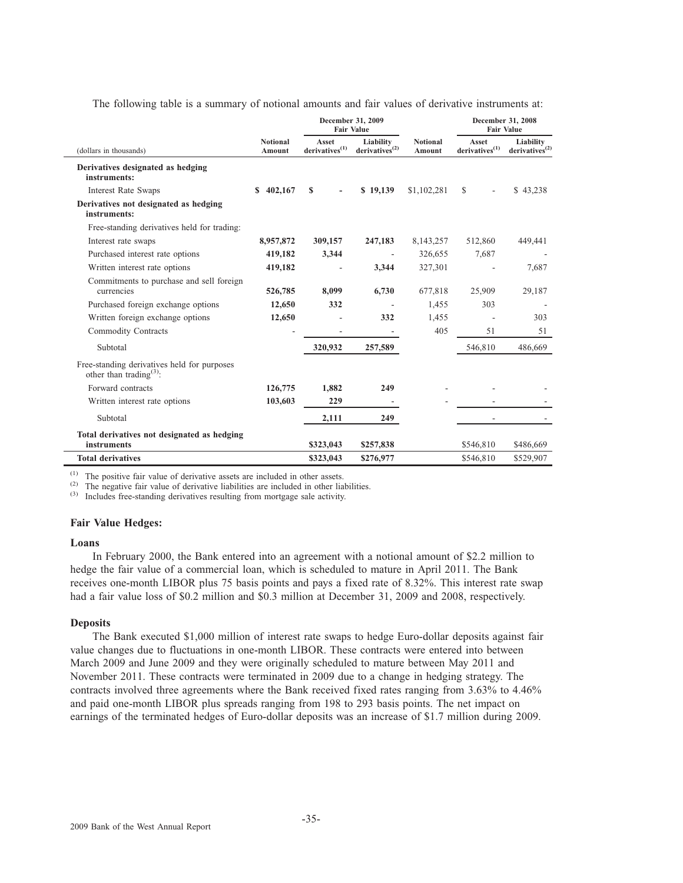The following table is a summary of notional amounts and fair values of derivative instruments at:

| (dollars in thousands) | December 31, 2009 | | | December 31, 2008 | | |
|---|---|---|---|---|---|---|
| | Notional Amount | Fair Value Asset derivatives[1] | Fair Value Liability derivatives[2] | Notional Amount | Fair Value Asset derivatives[1] | Fair Value Liability derivatives[2] |
| **Derivatives designated as hedging instruments:** | | | | | | |
| Interest Rate Swaps | **$ 402,167** | **$ -** | **$ 19,139** | $1,102,281 | $ - | $ 43,238 |
| **Derivatives not designated as hedging instruments:** | | | | | | |
| Free-standing derivatives held for trading: | | | | | | |
| Interest rate swaps | **8,957,872** | **309,157** | **247,183** | 8,143,257 | 512,860 | 449,441 |
| Purchased interest rate options | **419,182** | **3,344** | **-** | 326,655 | 7,687 | - |
| Written interest rate options | **419,182** | **-** | **3,344** | 327,301 | - | 7,687 |
| Commitments to purchase and sell foreign currencies | **526,785** | **8,099** | **6,730** | 677,818 | 25,909 | 29,187 |
| Purchased foreign exchange options | **12,650** | **332** | **-** | 1,455 | 303 | - |
| Written foreign exchange options | **12,650** | **-** | **332** | 1,455 | - | 303 |
| Commodity Contracts | **-** | **-** | **-** | 405 | 51 | 51 |
| Subtotal | | **320,932** | **257,589** | | 546,810 | 486,669 |
| Free-standing derivatives held for purposes other than trading[3]: | | | | | | |
| Forward contracts | **126,775** | **1,882** | **249** | - | - | - |
| Written interest rate options | **103,603** | **229** | **-** | - | - | - |
| Subtotal | | **2,111** | **249** | | - | - |
| **Total derivatives not designated as hedging instruments** | | **$323,043** | **$257,838** | | $546,810 | $486,669 |
| **Total derivatives** | | **$323,043** | **$276,977** | | $546,810 | $529,907 |

[1] The positive fair value of derivative assets are included in other assets.
[2] The negative fair value of derivative liabilities are included in other liabilities.
[3] Includes free-standing derivatives resulting from mortgage sale activity.

### Fair Value Hedges:

#### Loans

In February 2000, the Bank entered into an agreement with a notional amount of $2.2 million to hedge the fair value of a commercial loan, which is scheduled to mature in April 2011. The Bank receives one-month LIBOR plus 75 basis points and pays a fixed rate of 8.32%. This interest rate swap had a fair value loss of $0.2 million and $0.3 million at December 31, 2009 and 2008, respectively.

#### Deposits

The Bank executed $1,000 million of interest rate swaps to hedge Euro-dollar deposits against fair value changes due to fluctuations in one-month LIBOR. These contracts were entered into between March 2009 and June 2009 and they were originally scheduled to mature between May 2011 and November 2011. These contracts were terminated in 2009 due to a change in hedging strategy. The contracts involved three agreements where the Bank received fixed rates ranging from 3.63% to 4.46% and paid one-month LIBOR plus spreads ranging from 198 to 293 basis points. The net impact on earnings of the terminated hedges of Euro-dollar deposits was an increase of $1.7 million during 2009.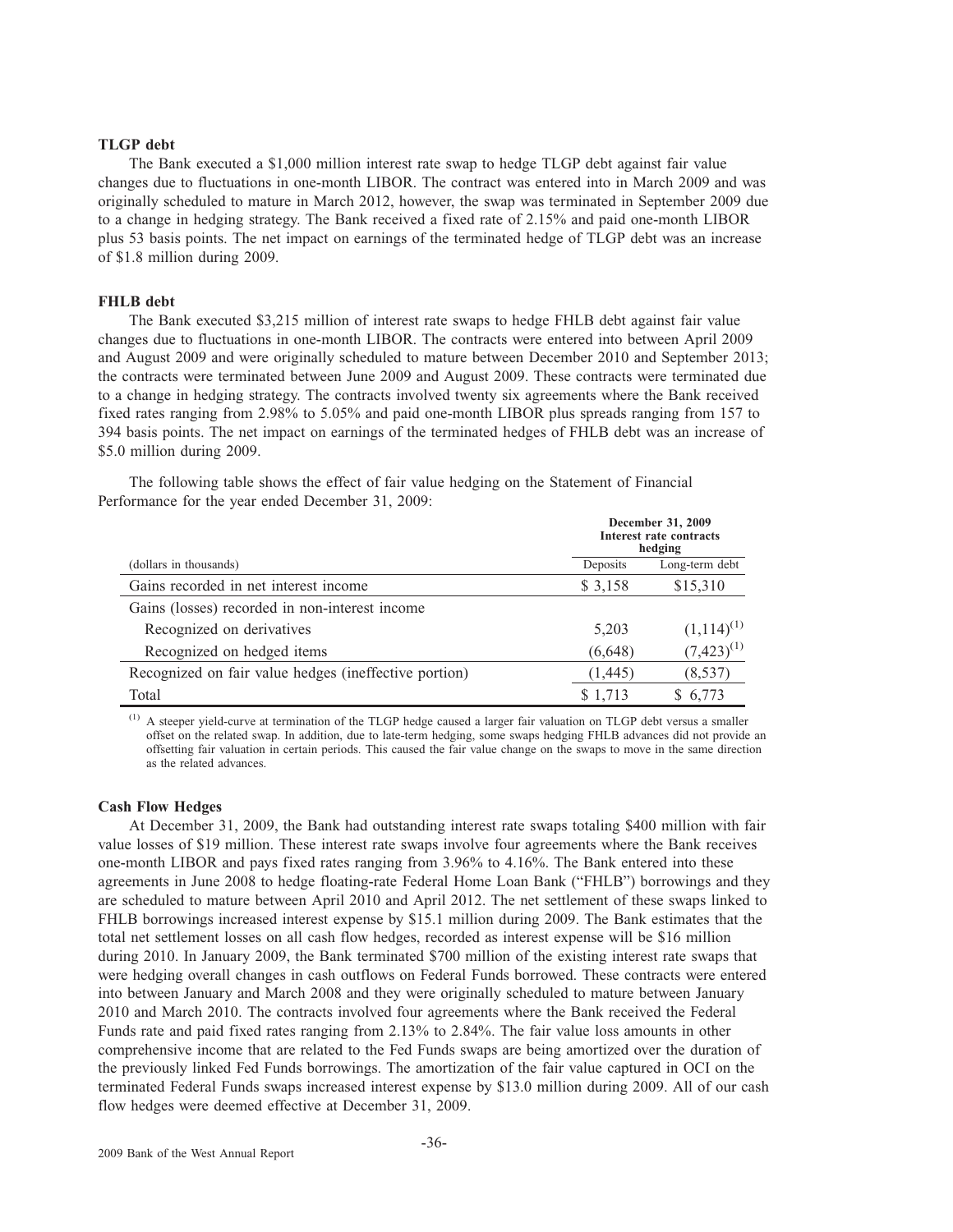**TLGP debt**

The Bank executed a $1,000 million interest rate swap to hedge TLGP debt against fair value changes due to fluctuations in one-month LIBOR. The contract was entered into in March 2009 and was originally scheduled to mature in March 2012, however, the swap was terminated in September 2009 due to a change in hedging strategy. The Bank received a fixed rate of 2.15% and paid one-month LIBOR plus 53 basis points. The net impact on earnings of the terminated hedge of TLGP debt was an increase of $1.8 million during 2009.

**FHLB debt**

The Bank executed $3,215 million of interest rate swaps to hedge FHLB debt against fair value changes due to fluctuations in one-month LIBOR. The contracts were entered into between April 2009 and August 2009 and were originally scheduled to mature between December 2010 and September 2013; the contracts were terminated between June 2009 and August 2009. These contracts were terminated due to a change in hedging strategy. The contracts involved twenty six agreements where the Bank received fixed rates ranging from 2.98% to 5.05% and paid one-month LIBOR plus spreads ranging from 157 to 394 basis points. The net impact on earnings of the terminated hedges of FHLB debt was an increase of $5.0 million during 2009.

The following table shows the effect of fair value hedging on the Statement of Financial Performance for the year ended December 31, 2009:

| | December 31, 2009 Interest rate contracts hedging | |
|---|---|---|
| (dollars in thousands) | Deposits | Long-term debt |
| Gains recorded in net interest income | $ 3,158 | $15,310 |
| Gains (losses) recorded in non-interest income | | |
| Recognized on derivatives | 5,203 | (1,114)(1) |
| Recognized on hedged items | (6,648) | (7,423)(1) |
| Recognized on fair value hedges (ineffective portion) | (1,445) | (8,537) |
| Total | $ 1,713 | $ 6,773 |

(1) A steeper yield-curve at termination of the TLGP hedge caused a larger fair valuation on TLGP debt versus a smaller offset on the related swap. In addition, due to late-term hedging, some swaps hedging FHLB advances did not provide an offsetting fair valuation in certain periods. This caused the fair value change on the swaps to move in the same direction as the related advances.

**Cash Flow Hedges**

At December 31, 2009, the Bank had outstanding interest rate swaps totaling $400 million with fair value losses of $19 million. These interest rate swaps involve four agreements where the Bank receives one-month LIBOR and pays fixed rates ranging from 3.96% to 4.16%. The Bank entered into these agreements in June 2008 to hedge floating-rate Federal Home Loan Bank ("FHLB") borrowings and they are scheduled to mature between April 2010 and April 2012. The net settlement of these swaps linked to FHLB borrowings increased interest expense by $15.1 million during 2009. The Bank estimates that the total net settlement losses on all cash flow hedges, recorded as interest expense will be $16 million during 2010. In January 2009, the Bank terminated $700 million of the existing interest rate swaps that were hedging overall changes in cash outflows on Federal Funds borrowed. These contracts were entered into between January and March 2008 and they were originally scheduled to mature between January 2010 and March 2010. The contracts involved four agreements where the Bank received the Federal Funds rate and paid fixed rates ranging from 2.13% to 2.84%. The fair value loss amounts in other comprehensive income that are related to the Fed Funds swaps are being amortized over the duration of the previously linked Fed Funds borrowings. The amortization of the fair value captured in OCI on the terminated Federal Funds swaps increased interest expense by $13.0 million during 2009. All of our cash flow hedges were deemed effective at December 31, 2009.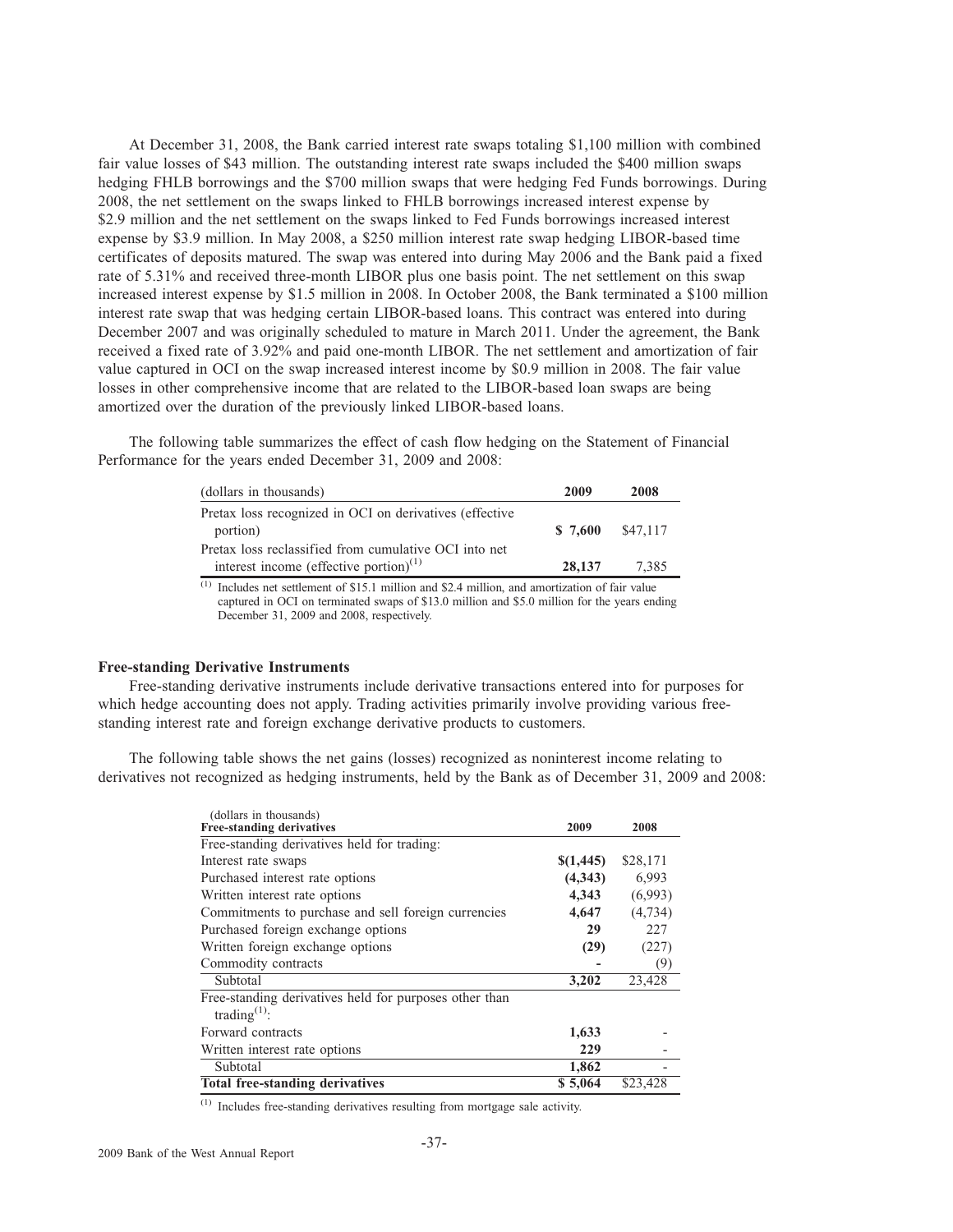At December 31, 2008, the Bank carried interest rate swaps totaling $1,100 million with combined fair value losses of $43 million. The outstanding interest rate swaps included the $400 million swaps hedging FHLB borrowings and the $700 million swaps that were hedging Fed Funds borrowings. During 2008, the net settlement on the swaps linked to FHLB borrowings increased interest expense by $2.9 million and the net settlement on the swaps linked to Fed Funds borrowings increased interest expense by $3.9 million. In May 2008, a $250 million interest rate swap hedging LIBOR-based time certificates of deposits matured. The swap was entered into during May 2006 and the Bank paid a fixed rate of 5.31% and received three-month LIBOR plus one basis point. The net settlement on this swap increased interest expense by $1.5 million in 2008. In October 2008, the Bank terminated a $100 million interest rate swap that was hedging certain LIBOR-based loans. This contract was entered into during December 2007 and was originally scheduled to mature in March 2011. Under the agreement, the Bank received a fixed rate of 3.92% and paid one-month LIBOR. The net settlement and amortization of fair value captured in OCI on the swap increased interest income by $0.9 million in 2008. The fair value losses in other comprehensive income that are related to the LIBOR-based loan swaps are being amortized over the duration of the previously linked LIBOR-based loans.

The following table summarizes the effect of cash flow hedging on the Statement of Financial Performance for the years ended December 31, 2009 and 2008:

| (dollars in thousands) | 2009 | 2008 |
|---|---|---|
| Pretax loss recognized in OCI on derivatives (effective portion) | **$ 7,600** | $47,117 |
| Pretax loss reclassified from cumulative OCI into net interest income (effective portion)[1] | **28,137** | 7,385 |

[1] Includes net settlement of $15.1 million and $2.4 million, and amortization of fair value captured in OCI on terminated swaps of $13.0 million and $5.0 million for the years ending December 31, 2009 and 2008, respectively.

**Free-standing Derivative Instruments**

Free-standing derivative instruments include derivative transactions entered into for purposes for which hedge accounting does not apply. Trading activities primarily involve providing various free-standing interest rate and foreign exchange derivative products to customers.

The following table shows the net gains (losses) recognized as noninterest income relating to derivatives not recognized as hedging instruments, held by the Bank as of December 31, 2009 and 2008:

| (dollars in thousands)<br>**Free-standing derivatives** | **2009** | **2008** |
|---|---|---|
| Free-standing derivatives held for trading: | | |
| Interest rate swaps | **$(1,445)** | $28,171 |
| Purchased interest rate options | **(4,343)** | 6,993 |
| Written interest rate options | **4,343** | (6,993) |
| Commitments to purchase and sell foreign currencies | **4,647** | (4,734) |
| Purchased foreign exchange options | **29** | 227 |
| Written foreign exchange options | **(29)** | (227) |
| Commodity contracts | **-** | (9) |
| Subtotal | **3,202** | 23,428 |
| Free-standing derivatives held for purposes other than trading[1]: | | |
| Forward contracts | **1,633** | - |
| Written interest rate options | **229** | - |
| Subtotal | **1,862** | - |
| **Total free-standing derivatives** | **$ 5,064** | $23,428 |

[1] Includes free-standing derivatives resulting from mortgage sale activity.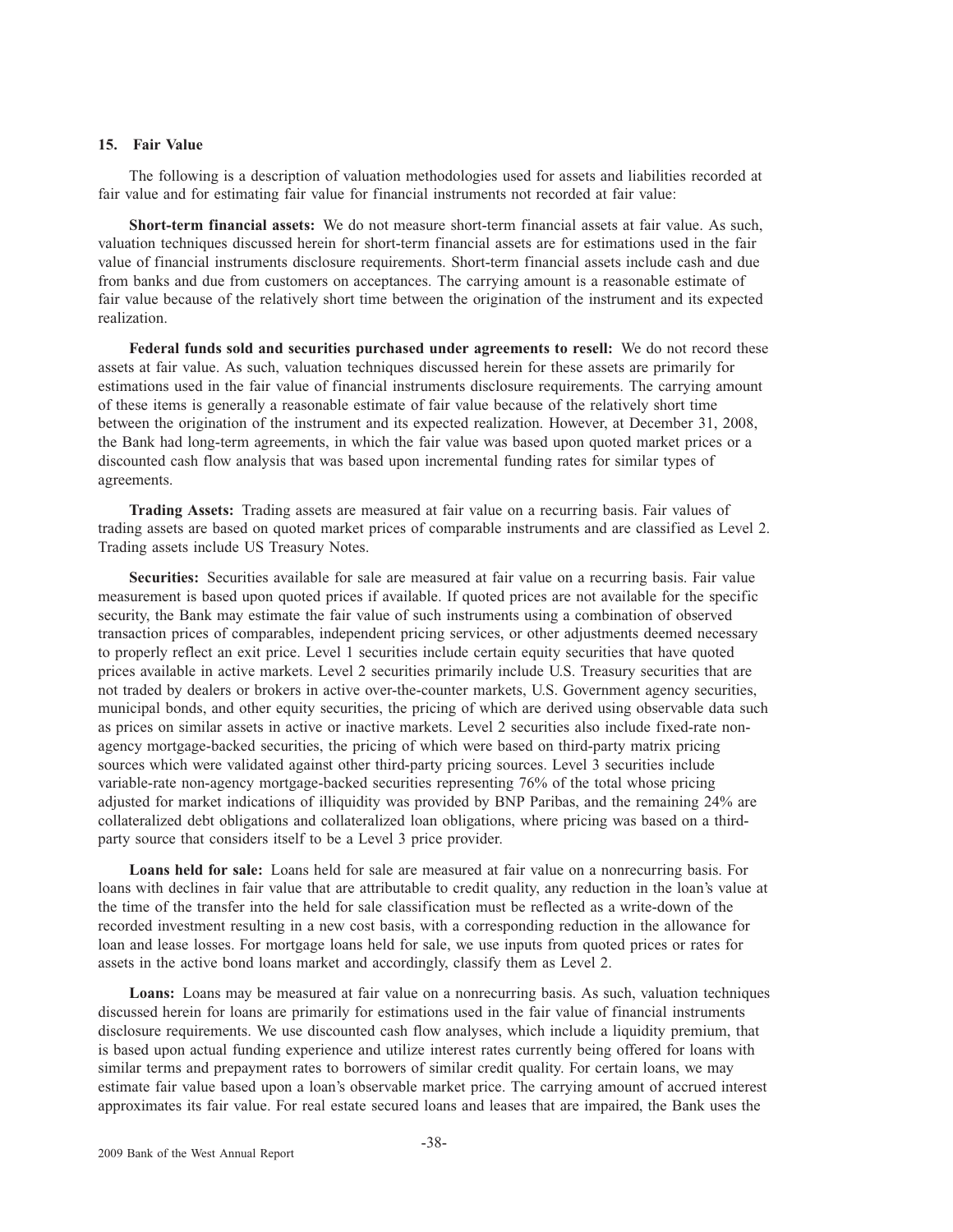## 15. Fair Value

The following is a description of valuation methodologies used for assets and liabilities recorded at fair value and for estimating fair value for financial instruments not recorded at fair value:

**Short-term financial assets:** We do not measure short-term financial assets at fair value. As such, valuation techniques discussed herein for short-term financial assets are for estimations used in the fair value of financial instruments disclosure requirements. Short-term financial assets include cash and due from banks and due from customers on acceptances. The carrying amount is a reasonable estimate of fair value because of the relatively short time between the origination of the instrument and its expected realization.

**Federal funds sold and securities purchased under agreements to resell:** We do not record these assets at fair value. As such, valuation techniques discussed herein for these assets are primarily for estimations used in the fair value of financial instruments disclosure requirements. The carrying amount of these items is generally a reasonable estimate of fair value because of the relatively short time between the origination of the instrument and its expected realization. However, at December 31, 2008, the Bank had long-term agreements, in which the fair value was based upon quoted market prices or a discounted cash flow analysis that was based upon incremental funding rates for similar types of agreements.

**Trading Assets:** Trading assets are measured at fair value on a recurring basis. Fair values of trading assets are based on quoted market prices of comparable instruments and are classified as Level 2. Trading assets include US Treasury Notes.

**Securities:** Securities available for sale are measured at fair value on a recurring basis. Fair value measurement is based upon quoted prices if available. If quoted prices are not available for the specific security, the Bank may estimate the fair value of such instruments using a combination of observed transaction prices of comparables, independent pricing services, or other adjustments deemed necessary to properly reflect an exit price. Level 1 securities include certain equity securities that have quoted prices available in active markets. Level 2 securities primarily include U.S. Treasury securities that are not traded by dealers or brokers in active over-the-counter markets, U.S. Government agency securities, municipal bonds, and other equity securities, the pricing of which are derived using observable data such as prices on similar assets in active or inactive markets. Level 2 securities also include fixed-rate non-agency mortgage-backed securities, the pricing of which were based on third-party matrix pricing sources which were validated against other third-party pricing sources. Level 3 securities include variable-rate non-agency mortgage-backed securities representing 76% of the total whose pricing adjusted for market indications of illiquidity was provided by BNP Paribas, and the remaining 24% are collateralized debt obligations and collateralized loan obligations, where pricing was based on a third-party source that considers itself to be a Level 3 price provider.

**Loans held for sale:** Loans held for sale are measured at fair value on a nonrecurring basis. For loans with declines in fair value that are attributable to credit quality, any reduction in the loan's value at the time of the transfer into the held for sale classification must be reflected as a write-down of the recorded investment resulting in a new cost basis, with a corresponding reduction in the allowance for loan and lease losses. For mortgage loans held for sale, we use inputs from quoted prices or rates for assets in the active bond loans market and accordingly, classify them as Level 2.

**Loans:** Loans may be measured at fair value on a nonrecurring basis. As such, valuation techniques discussed herein for loans are primarily for estimations used in the fair value of financial instruments disclosure requirements. We use discounted cash flow analyses, which include a liquidity premium, that is based upon actual funding experience and utilize interest rates currently being offered for loans with similar terms and prepayment rates to borrowers of similar credit quality. For certain loans, we may estimate fair value based upon a loan's observable market price. The carrying amount of accrued interest approximates its fair value. For real estate secured loans and leases that are impaired, the Bank uses the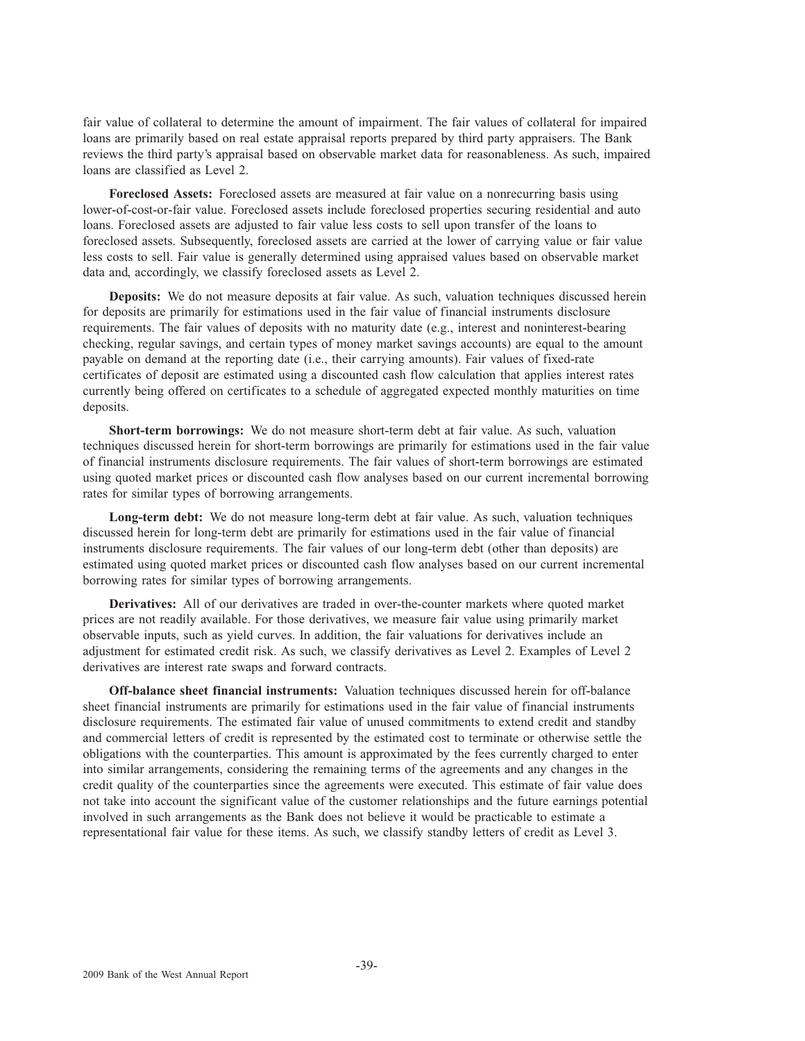fair value of collateral to determine the amount of impairment. The fair values of collateral for impaired loans are primarily based on real estate appraisal reports prepared by third party appraisers. The Bank reviews the third party's appraisal based on observable market data for reasonableness. As such, impaired loans are classified as Level 2.

**Foreclosed Assets:** Foreclosed assets are measured at fair value on a nonrecurring basis using lower-of-cost-or-fair value. Foreclosed assets include foreclosed properties securing residential and auto loans. Foreclosed assets are adjusted to fair value less costs to sell upon transfer of the loans to foreclosed assets. Subsequently, foreclosed assets are carried at the lower of carrying value or fair value less costs to sell. Fair value is generally determined using appraised values based on observable market data and, accordingly, we classify foreclosed assets as Level 2.

**Deposits:** We do not measure deposits at fair value. As such, valuation techniques discussed herein for deposits are primarily for estimations used in the fair value of financial instruments disclosure requirements. The fair values of deposits with no maturity date (e.g., interest and noninterest-bearing checking, regular savings, and certain types of money market savings accounts) are equal to the amount payable on demand at the reporting date (i.e., their carrying amounts). Fair values of fixed-rate certificates of deposit are estimated using a discounted cash flow calculation that applies interest rates currently being offered on certificates to a schedule of aggregated expected monthly maturities on time deposits.

**Short-term borrowings:** We do not measure short-term debt at fair value. As such, valuation techniques discussed herein for short-term borrowings are primarily for estimations used in the fair value of financial instruments disclosure requirements. The fair values of short-term borrowings are estimated using quoted market prices or discounted cash flow analyses based on our current incremental borrowing rates for similar types of borrowing arrangements.

**Long-term debt:** We do not measure long-term debt at fair value. As such, valuation techniques discussed herein for long-term debt are primarily for estimations used in the fair value of financial instruments disclosure requirements. The fair values of our long-term debt (other than deposits) are estimated using quoted market prices or discounted cash flow analyses based on our current incremental borrowing rates for similar types of borrowing arrangements.

**Derivatives:** All of our derivatives are traded in over-the-counter markets where quoted market prices are not readily available. For those derivatives, we measure fair value using primarily market observable inputs, such as yield curves. In addition, the fair valuations for derivatives include an adjustment for estimated credit risk. As such, we classify derivatives as Level 2. Examples of Level 2 derivatives are interest rate swaps and forward contracts.

**Off-balance sheet financial instruments:** Valuation techniques discussed herein for off-balance sheet financial instruments are primarily for estimations used in the fair value of financial instruments disclosure requirements. The estimated fair value of unused commitments to extend credit and standby and commercial letters of credit is represented by the estimated cost to terminate or otherwise settle the obligations with the counterparties. This amount is approximated by the fees currently charged to enter into similar arrangements, considering the remaining terms of the agreements and any changes in the credit quality of the counterparties since the agreements were executed. This estimate of fair value does not take into account the significant value of the customer relationships and the future earnings potential involved in such arrangements as the Bank does not believe it would be practicable to estimate a representational fair value for these items. As such, we classify standby letters of credit as Level 3.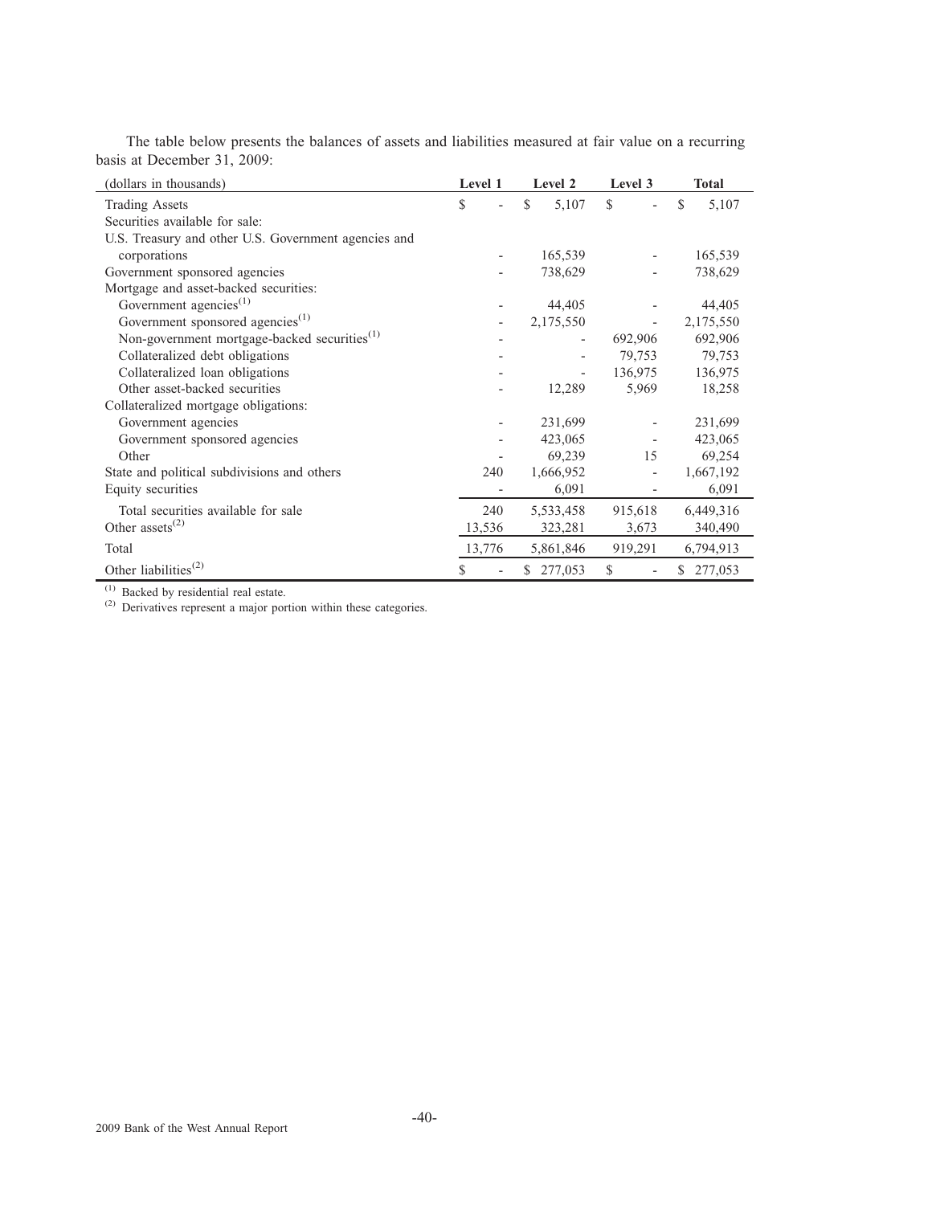The table below presents the balances of assets and liabilities measured at fair value on a recurring basis at December 31, 2009:

| (dollars in thousands) | Level 1 | Level 2 | Level 3 | Total |
|---|---|---|---|---|
| Trading Assets | $ - | $ 5,107 | $ - | $ 5,107 |
| Securities available for sale: | | | | |
| U.S. Treasury and other U.S. Government agencies and corporations | - | 165,539 | - | 165,539 |
| Government sponsored agencies | - | 738,629 | - | 738,629 |
| Mortgage and asset-backed securities: | | | | |
| Government agencies[(1)] | - | 44,405 | - | 44,405 |
| Government sponsored agencies[(1)] | - | 2,175,550 | - | 2,175,550 |
| Non-government mortgage-backed securities[(1)] | - | - | 692,906 | 692,906 |
| Collateralized debt obligations | - | - | 79,753 | 79,753 |
| Collateralized loan obligations | - | - | 136,975 | 136,975 |
| Other asset-backed securities | - | 12,289 | 5,969 | 18,258 |
| Collateralized mortgage obligations: | | | | |
| Government agencies | - | 231,699 | - | 231,699 |
| Government sponsored agencies | - | 423,065 | - | 423,065 |
| Other | - | 69,239 | 15 | 69,254 |
| State and political subdivisions and others | 240 | 1,666,952 | - | 1,667,192 |
| Equity securities | - | 6,091 | - | 6,091 |
| Total securities available for sale | 240 | 5,533,458 | 915,618 | 6,449,316 |
| Other assets[(2)] | 13,536 | 323,281 | 3,673 | 340,490 |
| Total | 13,776 | 5,861,846 | 919,291 | 6,794,913 |
| Other liabilities[(2)] | $ - | $ 277,053 | $ - | $ 277,053 |

(1) Backed by residential real estate.
(2) Derivatives represent a major portion within these categories.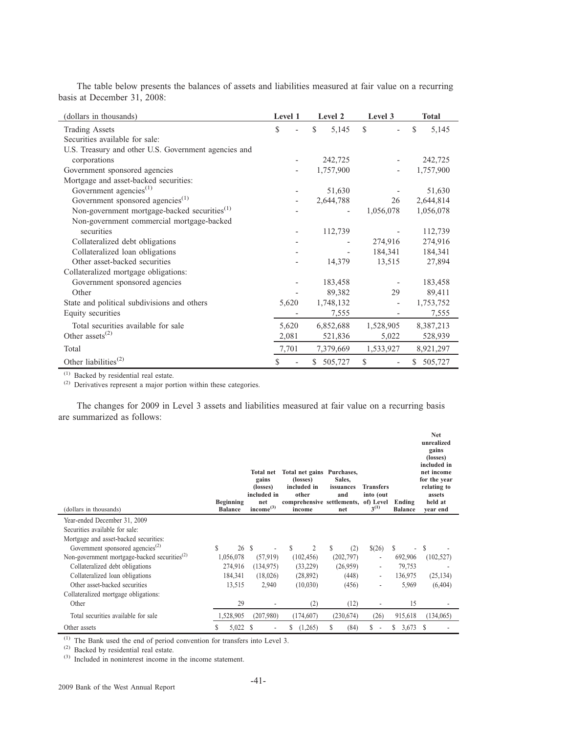The table below presents the balances of assets and liabilities measured at fair value on a recurring basis at December 31, 2008:

| (dollars in thousands) | Level 1 | Level 2 | Level 3 | Total |
|---|---|---|---|---|
| Trading Assets | $ - | $ 5,145 | $ - | $ 5,145 |
| Securities available for sale: | | | | |
| U.S. Treasury and other U.S. Government agencies and corporations | - | 242,725 | - | 242,725 |
| Government sponsored agencies | - | 1,757,900 | - | 1,757,900 |
| Mortgage and asset-backed securities: | | | | |
| Government agencies[(1)] | - | 51,630 | - | 51,630 |
| Government sponsored agencies[(1)] | - | 2,644,788 | 26 | 2,644,814 |
| Non-government mortgage-backed securities[(1)] | - | - | 1,056,078 | 1,056,078 |
| Non-government commercial mortgage-backed securities | - | 112,739 | - | 112,739 |
| Collateralized debt obligations | - | - | 274,916 | 274,916 |
| Collateralized loan obligations | - | - | 184,341 | 184,341 |
| Other asset-backed securities | - | 14,379 | 13,515 | 27,894 |
| Collateralized mortgage obligations: | | | | |
| Government sponsored agencies | - | 183,458 | - | 183,458 |
| Other | - | 89,382 | 29 | 89,411 |
| State and political subdivisions and others | 5,620 | 1,748,132 | - | 1,753,752 |
| Equity securities | - | 7,555 | - | 7,555 |
| Total securities available for sale | 5,620 | 6,852,688 | 1,528,905 | 8,387,213 |
| Other assets[(2)] | 2,081 | 521,836 | 5,022 | 528,939 |
| Total | 7,701 | 7,379,669 | 1,533,927 | 8,921,297 |
| Other liabilities[(2)] | $ - | $ 505,727 | $ - | $ 505,727 |

(1) Backed by residential real estate.
(2) Derivatives represent a major portion within these categories.

The changes for 2009 in Level 3 assets and liabilities measured at fair value on a recurring basis are summarized as follows:

| (dollars in thousands) | Beginning Balance | Total net gains (losses) included in net income[(3)] | Total net gains (losses) included in other comprehensive income | Purchases, Sales, issuances and settlements, net | Transfers into (out of) Level 3[(1)] | Ending Balance | Net unrealized gains (losses) included in net income for the year relating to assets held at year end |
|---|---|---|---|---|---|---|---|
| Year-ended December 31, 2009 | | | | | | | |
| Securities available for sale: | | | | | | | |
| Mortgage and asset-backed securities: | | | | | | | |
| Government sponsored agencies[(2)] | $ 26 | $ - | $ 2 | $ (2) | $(26) | $ - | $ - |
| Non-government mortgage-backed securities[(2)] | 1,056,078 | (57,919) | (102,456) | (202,797) | - | 692,906 | (102,527) |
| Collateralized debt obligations | 274,916 | (134,975) | (33,229) | (26,959) | - | 79,753 | - |
| Collateralized loan obligations | 184,341 | (18,026) | (28,892) | (448) | - | 136,975 | (25,134) |
| Other asset-backed securities | 13,515 | 2,940 | (10,030) | (456) | - | 5,969 | (6,404) |
| Collateralized mortgage obligations: | | | | | | | |
| Other | 29 | - | (2) | (12) | - | 15 | - |
| Total securities available for sale | 1,528,905 | (207,980) | (174,607) | (230,674) | (26) | 915,618 | (134,065) |
| Other assets | $ 5,022 | $ - | $ (1,265) | $ (84) | $ - | $ 3,673 | $ - |

(1) The Bank used the end of period convention for transfers into Level 3.
(2) Backed by residential real estate.
(3) Included in noninterest income in the income statement.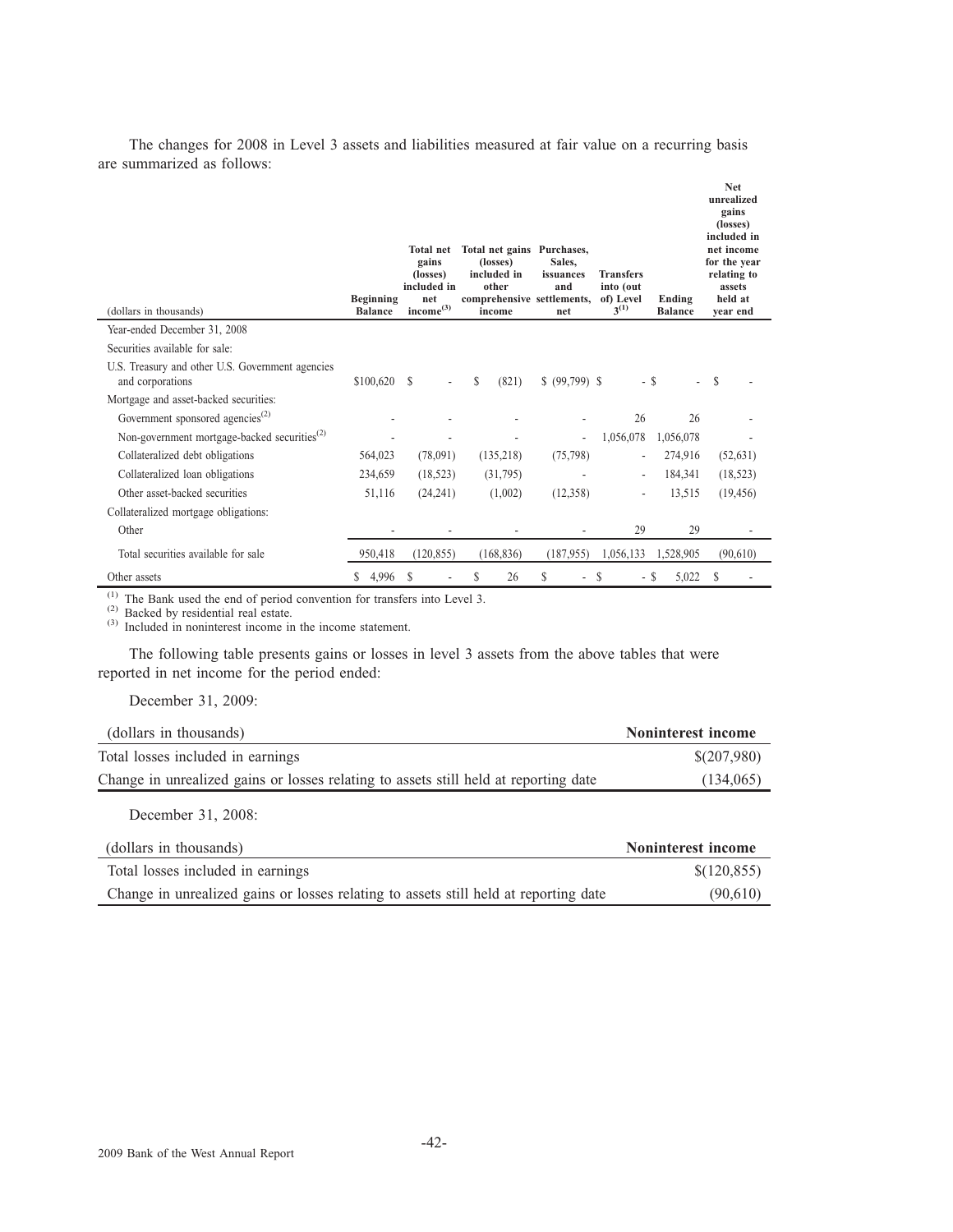The changes for 2008 in Level 3 assets and liabilities measured at fair value on a recurring basis are summarized as follows:

| (dollars in thousands) | Beginning Balance | Total net gains (losses) included in net income[3] | Total net gains (losses) included in other comprehensive income | Purchases, Sales, issuances and settlements, net | Transfers into (out of) Level 3[1] | Ending Balance | Net unrealized gains (losses) included in net income for the year relating to assets held at year end |
|---|---|---|---|---|---|---|---|
| Year-ended December 31, 2008 | | | | | | | |
| Securities available for sale: | | | | | | | |
| U.S. Treasury and other U.S. Government agencies and corporations | $100,620 | $ - | $ (821) | $ (99,799) | $ - | $ - | $ - |
| Mortgage and asset-backed securities: | | | | | | | |
| Government sponsored agencies[2] | - | - | - | - | 26 | 26 | - |
| Non-government mortgage-backed securities[2] | - | - | - | - | 1,056,078 | 1,056,078 | - |
| Collateralized debt obligations | 564,023 | (78,091) | (135,218) | (75,798) | - | 274,916 | (52,631) |
| Collateralized loan obligations | 234,659 | (18,523) | (31,795) | - | - | 184,341 | (18,523) |
| Other asset-backed securities | 51,116 | (24,241) | (1,002) | (12,358) | - | 13,515 | (19,456) |
| Collateralized mortgage obligations: | | | | | | | |
| Other | - | - | - | - | 29 | 29 | - |
| Total securities available for sale | 950,418 | (120,855) | (168,836) | (187,955) | 1,056,133 | 1,528,905 | (90,610) |
| Other assets | $ 4,996 | $ - | $ 26 | $ - | $ - | $ 5,022 | $ - |

[1] The Bank used the end of period convention for transfers into Level 3.
[2] Backed by residential real estate.
[3] Included in noninterest income in the income statement.

The following table presents gains or losses in level 3 assets from the above tables that were reported in net income for the period ended:

December 31, 2009:

| (dollars in thousands) | Noninterest income |
|---|---|
| Total losses included in earnings | $(207,980) |
| Change in unrealized gains or losses relating to assets still held at reporting date | (134,065) |

December 31, 2008:

| (dollars in thousands) | Noninterest income |
|---|---|
| Total losses included in earnings | $(120,855) |
| Change in unrealized gains or losses relating to assets still held at reporting date | (90,610) |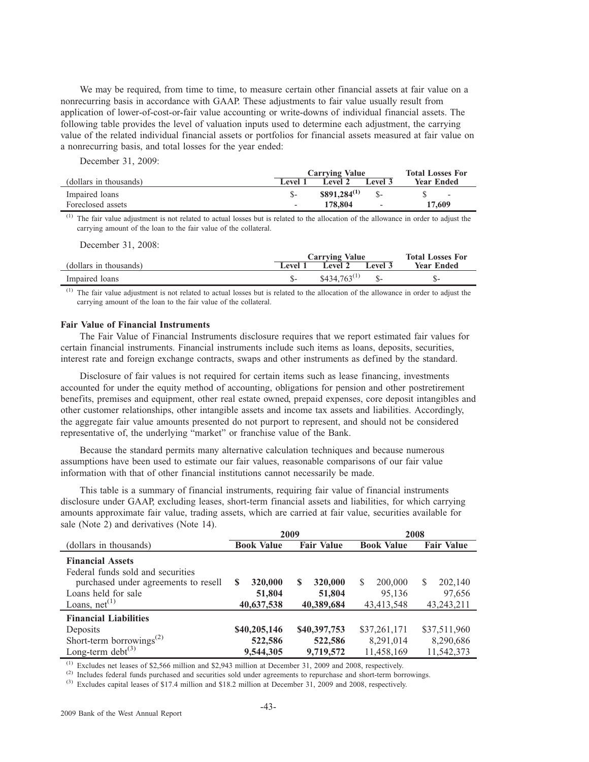We may be required, from time to time, to measure certain other financial assets at fair value on a nonrecurring basis in accordance with GAAP. These adjustments to fair value usually result from application of lower-of-cost-or-fair value accounting or write-downs of individual financial assets. The following table provides the level of valuation inputs used to determine each adjustment, the carrying value of the related individual financial assets or portfolios for financial assets measured at fair value on a nonrecurring basis, and total losses for the year ended:

December 31, 2009:

| (dollars in thousands) | Carrying Value | | | Total Losses For |
|---|---|---|---|---|
| | Level 1 | Level 2 | Level 3 | Year Ended |
| Impaired loans | $- | **$891,284**[(1)] | $- | $ - |
| Foreclosed assets | - | **178,804** | - | **17,609** |

(1) The fair value adjustment is not related to actual losses but is related to the allocation of the allowance in order to adjust the carrying amount of the loan to the fair value of the collateral.

December 31, 2008:

| (dollars in thousands) | Carrying Value | | | Total Losses For |
|---|---|---|---|---|
| | Level 1 | Level 2 | Level 3 | Year Ended |
| Impaired loans | $- | $434,763[(1)] | $- | $- |

(1) The fair value adjustment is not related to actual losses but is related to the allocation of the allowance in order to adjust the carrying amount of the loan to the fair value of the collateral.

**Fair Value of Financial Instruments**

The Fair Value of Financial Instruments disclosure requires that we report estimated fair values for certain financial instruments. Financial instruments include such items as loans, deposits, securities, interest rate and foreign exchange contracts, swaps and other instruments as defined by the standard.

Disclosure of fair values is not required for certain items such as lease financing, investments accounted for under the equity method of accounting, obligations for pension and other postretirement benefits, premises and equipment, other real estate owned, prepaid expenses, core deposit intangibles and other customer relationships, other intangible assets and income tax assets and liabilities. Accordingly, the aggregate fair value amounts presented do not purport to represent, and should not be considered representative of, the underlying "market" or franchise value of the Bank.

Because the standard permits many alternative calculation techniques and because numerous assumptions have been used to estimate our fair values, reasonable comparisons of our fair value information with that of other financial institutions cannot necessarily be made.

This table is a summary of financial instruments, requiring fair value of financial instruments disclosure under GAAP, excluding leases, short-term financial assets and liabilities, for which carrying amounts approximate fair value, trading assets, which are carried at fair value, securities available for sale (Note 2) and derivatives (Note 14).

| (dollars in thousands) | 2009 | | 2008 | |
|---|---|---|---|---|
| | Book Value | Fair Value | Book Value | Fair Value |
| **Financial Assets** | | | | |
| Federal funds sold and securities purchased under agreements to resell | **$ 320,000** | **$ 320,000** | $ 200,000 | $ 202,140 |
| Loans held for sale | **51,804** | **51,804** | 95,136 | 97,656 |
| Loans, net[(1)] | **40,637,538** | **40,389,684** | 43,413,548 | 43,243,211 |
| **Financial Liabilities** | | | | |
| Deposits | **$40,205,146** | **$40,397,753** | $37,261,171 | $37,511,960 |
| Short-term borrowings[(2)] | **522,586** | **522,586** | 8,291,014 | 8,290,686 |
| Long-term debt[(3)] | **9,544,305** | **9,719,572** | 11,458,169 | 11,542,373 |

(1) Excludes net leases of $2,566 million and $2,943 million at December 31, 2009 and 2008, respectively.

(2) Includes federal funds purchased and securities sold under agreements to repurchase and short-term borrowings.

(3) Excludes capital leases of $17.4 million and $18.2 million at December 31, 2009 and 2008, respectively.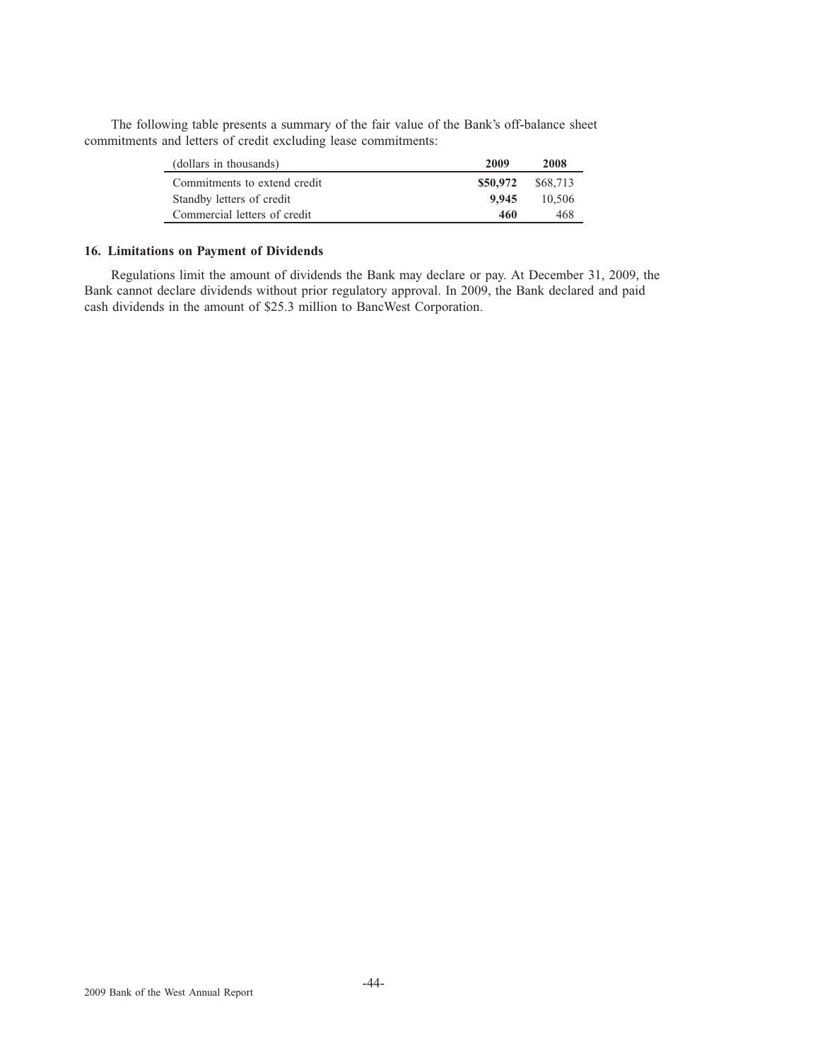The following table presents a summary of the fair value of the Bank's off-balance sheet commitments and letters of credit excluding lease commitments:

| (dollars in thousands) | 2009 | 2008 |
| --- | --- | --- |
| Commitments to extend credit | **$50,972** | $68,713 |
| Standby letters of credit | **9,945** | 10,506 |
| Commercial letters of credit | **460** | 468 |

### 16. Limitations on Payment of Dividends

Regulations limit the amount of dividends the Bank may declare or pay. At December 31, 2009, the Bank cannot declare dividends without prior regulatory approval. In 2009, the Bank declared and paid cash dividends in the amount of $25.3 million to BancWest Corporation.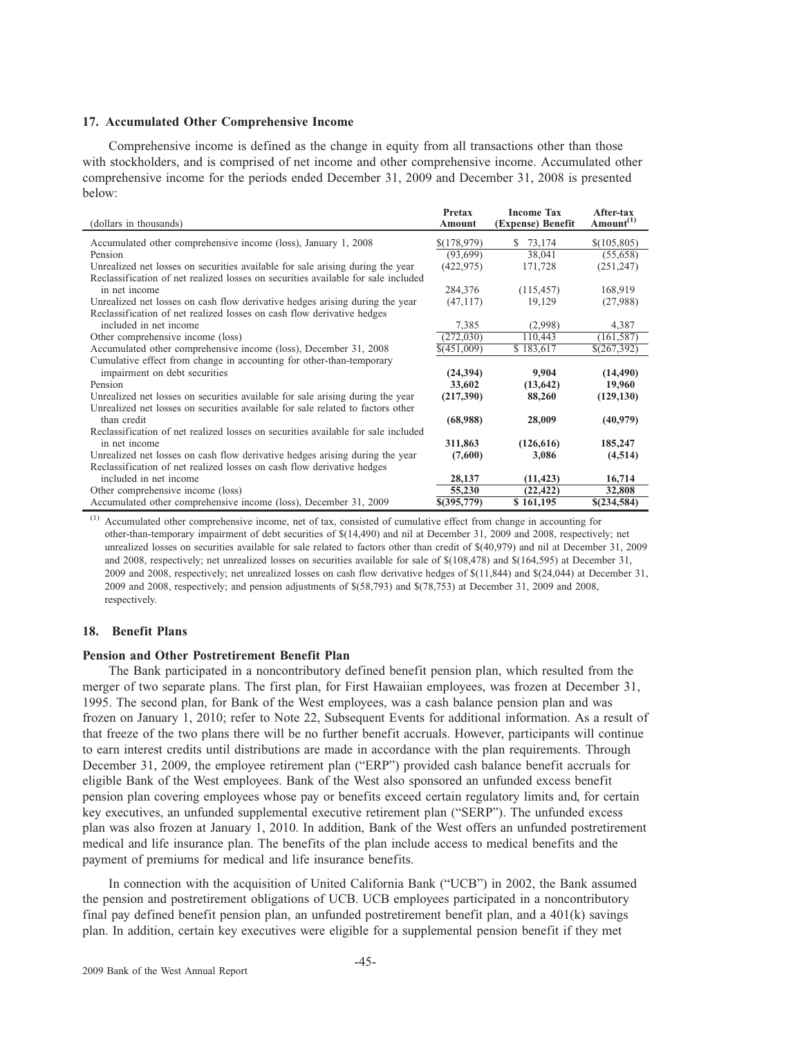### 17. Accumulated Other Comprehensive Income

Comprehensive income is defined as the change in equity from all transactions other than those with stockholders, and is comprised of net income and other comprehensive income. Accumulated other comprehensive income for the periods ended December 31, 2009 and December 31, 2008 is presented below:

| (dollars in thousands) | Pretax Amount | Income Tax (Expense) Benefit | After-tax Amount[(1)] |
|---|---|---|---|
| Accumulated other comprehensive income (loss), January 1, 2008 | $(178,979) | $ 73,174 | $(105,805) |
| Pension | (93,699) | 38,041 | (55,658) |
| Unrealized net losses on securities available for sale arising during the year | (422,975) | 171,728 | (251,247) |
| Reclassification of net realized losses on securities available for sale included in net income | 284,376 | (115,457) | 168,919 |
| Unrealized net losses on cash flow derivative hedges arising during the year | (47,117) | 19,129 | (27,988) |
| Reclassification of net realized losses on cash flow derivative hedges included in net income | 7,385 | (2,998) | 4,387 |
| Other comprehensive income (loss) | (272,030) | 110,443 | (161,587) |
| Accumulated other comprehensive income (loss), December 31, 2008 | $(451,009) | $ 183,617 | $(267,392) |
| Cumulative effect from change in accounting for other-than-temporary impairment on debt securities | **(24,394)** | **9,904** | **(14,490)** |
| Pension | **33,602** | **(13,642)** | **19,960** |
| Unrealized net losses on securities available for sale arising during the year | **(217,390)** | **88,260** | **(129,130)** |
| Unrealized net losses on securities available for sale related to factors other than credit | **(68,988)** | **28,009** | **(40,979)** |
| Reclassification of net realized losses on securities available for sale included in net income | **311,863** | **(126,616)** | **185,247** |
| Unrealized net losses on cash flow derivative hedges arising during the year | **(7,600)** | **3,086** | **(4,514)** |
| Reclassification of net realized losses on cash flow derivative hedges included in net income | **28,137** | **(11,423)** | **16,714** |
| Other comprehensive income (loss) | **55,230** | **(22,422)** | **32,808** |
| Accumulated other comprehensive income (loss), December 31, 2009 | **$(395,779)** | **$ 161,195** | **$(234,584)** |

(1) Accumulated other comprehensive income, net of tax, consisted of cumulative effect from change in accounting for other-than-temporary impairment of debt securities of $(14,490) and nil at December 31, 2009 and 2008, respectively; net unrealized losses on securities available for sale related to factors other than credit of $(40,979) and nil at December 31, 2009 and 2008, respectively; net unrealized losses on securities available for sale of $(108,478) and $(164,595) at December 31, 2009 and 2008, respectively; net unrealized losses on cash flow derivative hedges of $(11,844) and $(24,044) at December 31, 2009 and 2008, respectively; and pension adjustments of $(58,793) and $(78,753) at December 31, 2009 and 2008, respectively.

### 18. Benefit Plans

**Pension and Other Postretirement Benefit Plan**

The Bank participated in a noncontributory defined benefit pension plan, which resulted from the merger of two separate plans. The first plan, for First Hawaiian employees, was frozen at December 31, 1995. The second plan, for Bank of the West employees, was a cash balance pension plan and was frozen on January 1, 2010; refer to Note 22, Subsequent Events for additional information. As a result of that freeze of the two plans there will be no further benefit accruals. However, participants will continue to earn interest credits until distributions are made in accordance with the plan requirements. Through December 31, 2009, the employee retirement plan ("ERP") provided cash balance benefit accruals for eligible Bank of the West employees. Bank of the West also sponsored an unfunded excess benefit pension plan covering employees whose pay or benefits exceed certain regulatory limits and, for certain key executives, an unfunded supplemental executive retirement plan ("SERP"). The unfunded excess plan was also frozen at January 1, 2010. In addition, Bank of the West offers an unfunded postretirement medical and life insurance plan. The benefits of the plan include access to medical benefits and the payment of premiums for medical and life insurance benefits.

In connection with the acquisition of United California Bank ("UCB") in 2002, the Bank assumed the pension and postretirement obligations of UCB. UCB employees participated in a noncontributory final pay defined benefit pension plan, an unfunded postretirement benefit plan, and a 401(k) savings plan. In addition, certain key executives were eligible for a supplemental pension benefit if they met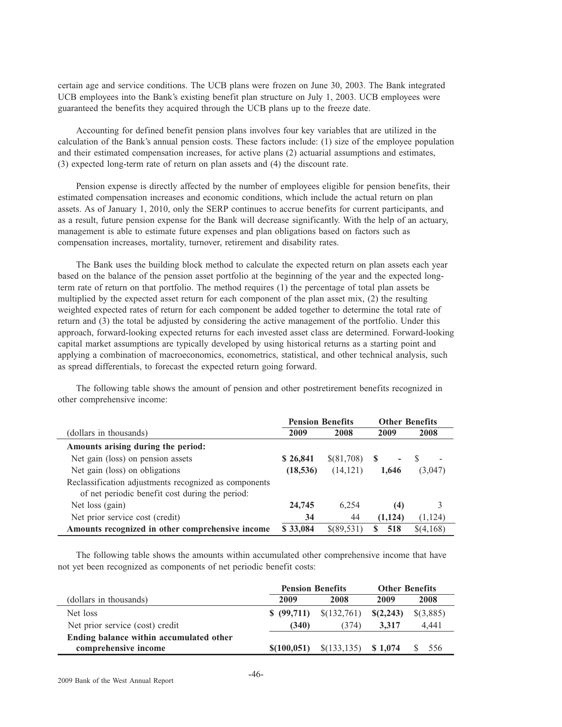certain age and service conditions. The UCB plans were frozen on June 30, 2003. The Bank integrated UCB employees into the Bank's existing benefit plan structure on July 1, 2003. UCB employees were guaranteed the benefits they acquired through the UCB plans up to the freeze date.

Accounting for defined benefit pension plans involves four key variables that are utilized in the calculation of the Bank's annual pension costs. These factors include: (1) size of the employee population and their estimated compensation increases, for active plans (2) actuarial assumptions and estimates, (3) expected long-term rate of return on plan assets and (4) the discount rate.

Pension expense is directly affected by the number of employees eligible for pension benefits, their estimated compensation increases and economic conditions, which include the actual return on plan assets. As of January 1, 2010, only the SERP continues to accrue benefits for current participants, and as a result, future pension expense for the Bank will decrease significantly. With the help of an actuary, management is able to estimate future expenses and plan obligations based on factors such as compensation increases, mortality, turnover, retirement and disability rates.

The Bank uses the building block method to calculate the expected return on plan assets each year based on the balance of the pension asset portfolio at the beginning of the year and the expected long-term rate of return on that portfolio. The method requires (1) the percentage of total plan assets be multiplied by the expected asset return for each component of the plan asset mix, (2) the resulting weighted expected rates of return for each component be added together to determine the total rate of return and (3) the total be adjusted by considering the active management of the portfolio. Under this approach, forward-looking expected returns for each invested asset class are determined. Forward-looking capital market assumptions are typically developed by using historical returns as a starting point and applying a combination of macroeconomics, econometrics, statistical, and other technical analysis, such as spread differentials, to forecast the expected return going forward.

The following table shows the amount of pension and other postretirement benefits recognized in other comprehensive income:

| | Pension Benefits | | Other Benefits | |
|---|---|---|---|---|
| (dollars in thousands) | **2009** | 2008 | **2009** | 2008 |
| **Amounts arising during the period:** | | | | |
| Net gain (loss) on pension assets | **$ 26,841** | $(81,708) | **$ -** | $ - |
| Net gain (loss) on obligations | **(18,536)** | (14,121) | **1,646** | (3,047) |
| Reclassification adjustments recognized as components of net periodic benefit cost during the period: | | | | |
| Net loss (gain) | **24,745** | 6,254 | **(4)** | 3 |
| Net prior service cost (credit) | **34** | 44 | **(1,124)** | (1,124) |
| **Amounts recognized in other comprehensive income** | **$ 33,084** | $(89,531) | **$ 518** | $(4,168) |

The following table shows the amounts within accumulated other comprehensive income that have not yet been recognized as components of net periodic benefit costs:

| | Pension Benefits | | Other Benefits | |
|---|---|---|---|---|
| (dollars in thousands) | **2009** | 2008 | **2009** | 2008 |
| Net loss | **$ (99,711)** | $(132,761) | **$(2,243)** | $(3,885) |
| Net prior service (cost) credit | **(340)** | (374) | **3,317** | 4,441 |
| **Ending balance within accumulated other comprehensive income** | **$(100,051)** | $(133,135) | **$ 1,074** | $ 556 |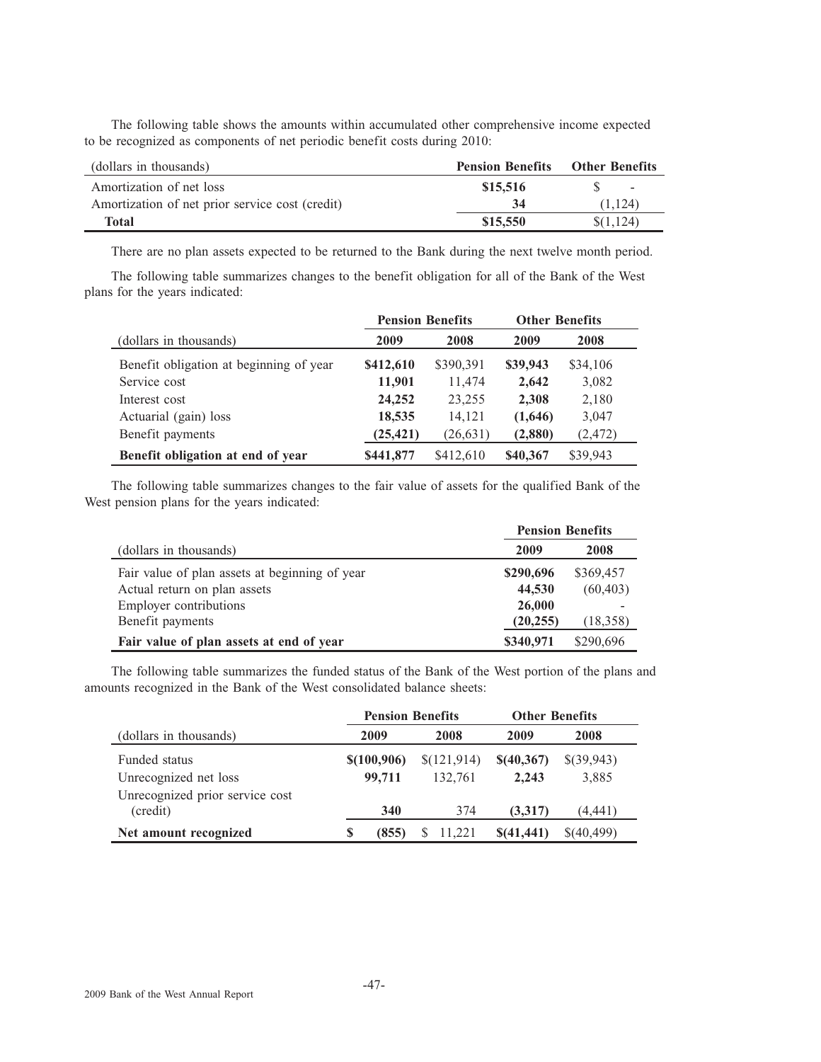The following table shows the amounts within accumulated other comprehensive income expected to be recognized as components of net periodic benefit costs during 2010:

| (dollars in thousands) | Pension Benefits | Other Benefits |
|---|---|---|
| Amortization of net loss | **$15,516** | $ - |
| Amortization of net prior service cost (credit) | **34** | (1,124) |
| **Total** | **$15,550** | $(1,124) |

There are no plan assets expected to be returned to the Bank during the next twelve month period.

The following table summarizes changes to the benefit obligation for all of the Bank of the West plans for the years indicated:

| | Pension Benefits | | Other Benefits | |
|---|---|---|---|---|
| (dollars in thousands) | 2009 | 2008 | 2009 | 2008 |
| Benefit obligation at beginning of year | **$412,610** | $390,391 | **$39,943** | $34,106 |
| Service cost | **11,901** | 11,474 | **2,642** | 3,082 |
| Interest cost | **24,252** | 23,255 | **2,308** | 2,180 |
| Actuarial (gain) loss | **18,535** | 14,121 | **(1,646)** | 3,047 |
| Benefit payments | **(25,421)** | (26,631) | **(2,880)** | (2,472) |
| **Benefit obligation at end of year** | **$441,877** | $412,610 | **$40,367** | $39,943 |

The following table summarizes changes to the fair value of assets for the qualified Bank of the West pension plans for the years indicated:

| | Pension Benefits | |
|---|---|---|
| (dollars in thousands) | 2009 | 2008 |
| Fair value of plan assets at beginning of year | **$290,696** | $369,457 |
| Actual return on plan assets | **44,530** | (60,403) |
| Employer contributions | **26,000** | - |
| Benefit payments | **(20,255)** | (18,358) |
| **Fair value of plan assets at end of year** | **$340,971** | $290,696 |

The following table summarizes the funded status of the Bank of the West portion of the plans and amounts recognized in the Bank of the West consolidated balance sheets:

| | Pension Benefits | | Other Benefits | |
|---|---|---|---|---|
| (dollars in thousands) | 2009 | 2008 | 2009 | 2008 |
| Funded status | **$(100,906)** | $(121,914) | **$(40,367)** | $(39,943) |
| Unrecognized net loss | **99,711** | 132,761 | **2,243** | 3,885 |
| Unrecognized prior service cost (credit) | **340** | 374 | **(3,317)** | (4,441) |
| **Net amount recognized** | **$ (855)** | $ 11,221 | **$(41,441)** | $(40,499) |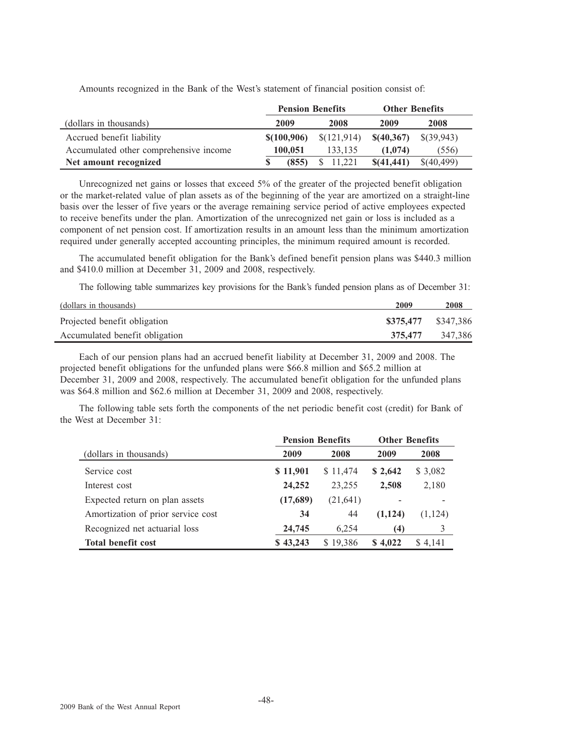Amounts recognized in the Bank of the West's statement of financial position consist of:

| | Pension Benefits | | Other Benefits | |
|---|---|---|---|---|
| (dollars in thousands) | **2009** | 2008 | **2009** | 2008 |
| Accrued benefit liability | **$(100,906)** | $(121,914) | **$(40,367)** | $(39,943) |
| Accumulated other comprehensive income | **100,051** | 133,135 | **(1,074)** | (556) |
| **Net amount recognized** | **$ (855)** | $ 11,221 | **$(41,441)** | $(40,499) |

Unrecognized net gains or losses that exceed 5% of the greater of the projected benefit obligation or the market-related value of plan assets as of the beginning of the year are amortized on a straight-line basis over the lesser of five years or the average remaining service period of active employees expected to receive benefits under the plan. Amortization of the unrecognized net gain or loss is included as a component of net pension cost. If amortization results in an amount less than the minimum amortization required under generally accepted accounting principles, the minimum required amount is recorded.

The accumulated benefit obligation for the Bank's defined benefit pension plans was $440.3 million and $410.0 million at December 31, 2009 and 2008, respectively.

The following table summarizes key provisions for the Bank's funded pension plans as of December 31:

| (dollars in thousands) | 2009 | 2008 |
|---|---|---|
| Projected benefit obligation | **$375,477** | $347,386 |
| Accumulated benefit obligation | **375,477** | 347,386 |

Each of our pension plans had an accrued benefit liability at December 31, 2009 and 2008. The projected benefit obligations for the unfunded plans were $66.8 million and $65.2 million at December 31, 2009 and 2008, respectively. The accumulated benefit obligation for the unfunded plans was $64.8 million and $62.6 million at December 31, 2009 and 2008, respectively.

The following table sets forth the components of the net periodic benefit cost (credit) for Bank of the West at December 31:

| | Pension Benefits | | Other Benefits | |
|---|---|---|---|---|
| (dollars in thousands) | **2009** | 2008 | **2009** | 2008 |
| Service cost | **$ 11,901** | $ 11,474 | **$ 2,642** | $ 3,082 |
| Interest cost | **24,252** | 23,255 | **2,508** | 2,180 |
| Expected return on plan assets | **(17,689)** | (21,641) | - | - |
| Amortization of prior service cost | **34** | 44 | **(1,124)** | (1,124) |
| Recognized net actuarial loss | **24,745** | 6,254 | **(4)** | 3 |
| **Total benefit cost** | **$ 43,243** | $ 19,386 | **$ 4,022** | $ 4,141 |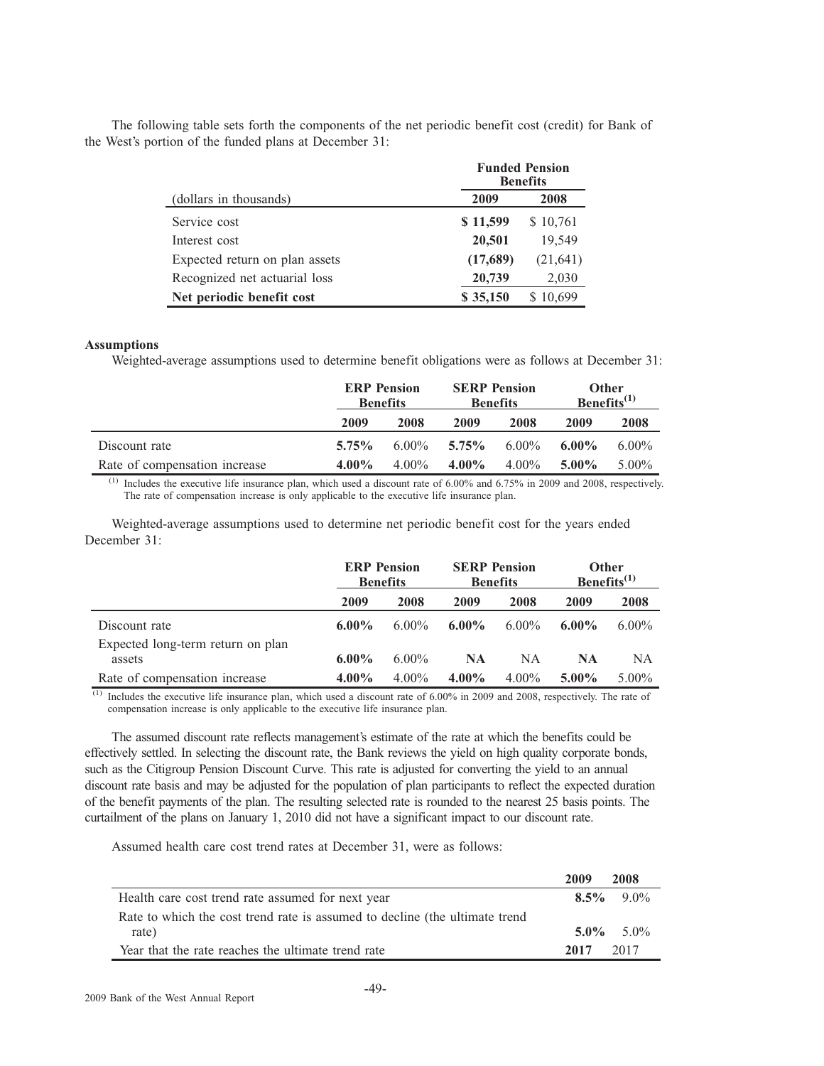The following table sets forth the components of the net periodic benefit cost (credit) for Bank of the West's portion of the funded plans at December 31:

| | Funded Pension Benefits | |
|---|---|---|
| (dollars in thousands) | **2009** | **2008** |
| Service cost | **$ 11,599** | $ 10,761 |
| Interest cost | **20,501** | 19,549 |
| Expected return on plan assets | **(17,689)** | (21,641) |
| Recognized net actuarial loss | **20,739** | 2,030 |
| **Net periodic benefit cost** | **$ 35,150** | $ 10,699 |

**Assumptions**

Weighted-average assumptions used to determine benefit obligations were as follows at December 31:

| | ERP Pension Benefits | | SERP Pension Benefits | | Other Benefits[(1)] | |
|---|---|---|---|---|---|---|
| | **2009** | **2008** | **2009** | **2008** | **2009** | **2008** |
| Discount rate | **5.75%** | 6.00% | **5.75%** | 6.00% | **6.00%** | 6.00% |
| Rate of compensation increase | **4.00%** | 4.00% | **4.00%** | 4.00% | **5.00%** | 5.00% |

(1) Includes the executive life insurance plan, which used a discount rate of 6.00% and 6.75% in 2009 and 2008, respectively. The rate of compensation increase is only applicable to the executive life insurance plan.

Weighted-average assumptions used to determine net periodic benefit cost for the years ended December 31:

| | ERP Pension Benefits | | SERP Pension Benefits | | Other Benefits[(1)] | |
|---|---|---|---|---|---|---|
| | **2009** | **2008** | **2009** | **2008** | **2009** | **2008** |
| Discount rate | **6.00%** | 6.00% | **6.00%** | 6.00% | **6.00%** | 6.00% |
| Expected long-term return on plan assets | **6.00%** | 6.00% | **NA** | NA | **NA** | NA |
| Rate of compensation increase | **4.00%** | 4.00% | **4.00%** | 4.00% | **5.00%** | 5.00% |

(1) Includes the executive life insurance plan, which used a discount rate of 6.00% in 2009 and 2008, respectively. The rate of compensation increase is only applicable to the executive life insurance plan.

The assumed discount rate reflects management's estimate of the rate at which the benefits could be effectively settled. In selecting the discount rate, the Bank reviews the yield on high quality corporate bonds, such as the Citigroup Pension Discount Curve. This rate is adjusted for converting the yield to an annual discount rate basis and may be adjusted for the population of plan participants to reflect the expected duration of the benefit payments of the plan. The resulting selected rate is rounded to the nearest 25 basis points. The curtailment of the plans on January 1, 2010 did not have a significant impact to our discount rate.

Assumed health care cost trend rates at December 31, were as follows:

| | **2009** | **2008** |
|---|---|---|
| Health care cost trend rate assumed for next year | **8.5%** | 9.0% |
| Rate to which the cost trend rate is assumed to decline (the ultimate trend rate) | **5.0%** | 5.0% |
| Year that the rate reaches the ultimate trend rate | **2017** | 2017 |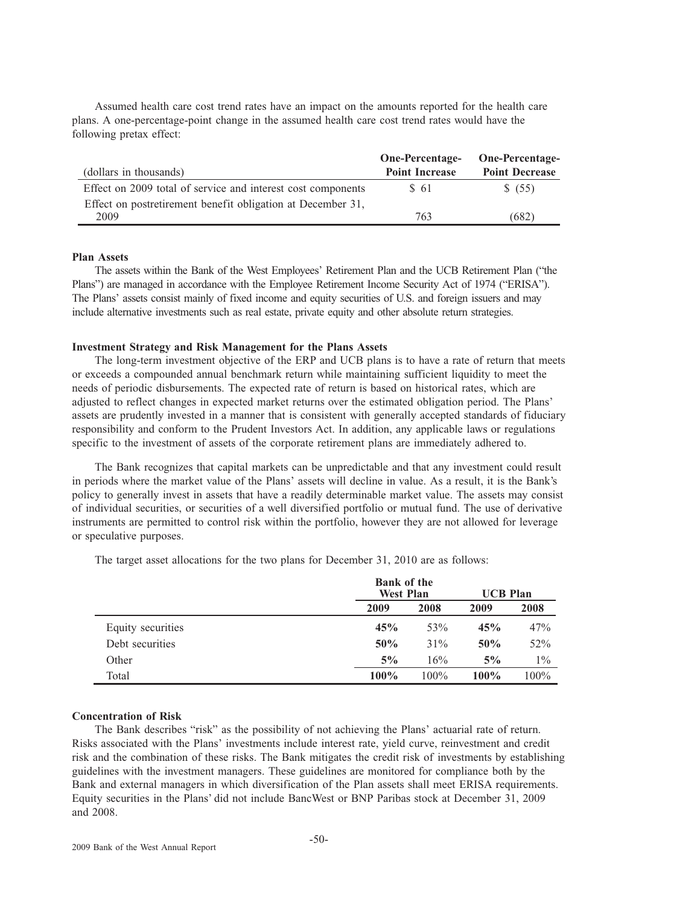Assumed health care cost trend rates have an impact on the amounts reported for the health care plans. A one-percentage-point change in the assumed health care cost trend rates would have the following pretax effect:

| (dollars in thousands) | One-Percentage-Point Increase | One-Percentage-Point Decrease |
|---|---|---|
| Effect on 2009 total of service and interest cost components | $ 61 | $ (55) |
| Effect on postretirement benefit obligation at December 31, 2009 | 763 | (682) |

**Plan Assets**

The assets within the Bank of the West Employees' Retirement Plan and the UCB Retirement Plan ("the Plans") are managed in accordance with the Employee Retirement Income Security Act of 1974 ("ERISA"). The Plans' assets consist mainly of fixed income and equity securities of U.S. and foreign issuers and may include alternative investments such as real estate, private equity and other absolute return strategies.

**Investment Strategy and Risk Management for the Plans Assets**

The long-term investment objective of the ERP and UCB plans is to have a rate of return that meets or exceeds a compounded annual benchmark return while maintaining sufficient liquidity to meet the needs of periodic disbursements. The expected rate of return is based on historical rates, which are adjusted to reflect changes in expected market returns over the estimated obligation period. The Plans' assets are prudently invested in a manner that is consistent with generally accepted standards of fiduciary responsibility and conform to the Prudent Investors Act. In addition, any applicable laws or regulations specific to the investment of assets of the corporate retirement plans are immediately adhered to.

The Bank recognizes that capital markets can be unpredictable and that any investment could result in periods where the market value of the Plans' assets will decline in value. As a result, it is the Bank's policy to generally invest in assets that have a readily determinable market value. The assets may consist of individual securities, or securities of a well diversified portfolio or mutual fund. The use of derivative instruments are permitted to control risk within the portfolio, however they are not allowed for leverage or speculative purposes.

The target asset allocations for the two plans for December 31, 2010 are as follows:

| | Bank of the West Plan | | UCB Plan | |
|---|---|---|---|---|
| | **2009** | 2008 | **2009** | 2008 |
| Equity securities | **45%** | 53% | **45%** | 47% |
| Debt securities | **50%** | 31% | **50%** | 52% |
| Other | **5%** | 16% | **5%** | 1% |
| Total | **100%** | 100% | **100%** | 100% |

**Concentration of Risk**

The Bank describes "risk" as the possibility of not achieving the Plans' actuarial rate of return. Risks associated with the Plans' investments include interest rate, yield curve, reinvestment and credit risk and the combination of these risks. The Bank mitigates the credit risk of investments by establishing guidelines with the investment managers. These guidelines are monitored for compliance both by the Bank and external managers in which diversification of the Plan assets shall meet ERISA requirements. Equity securities in the Plans' did not include BancWest or BNP Paribas stock at December 31, 2009 and 2008.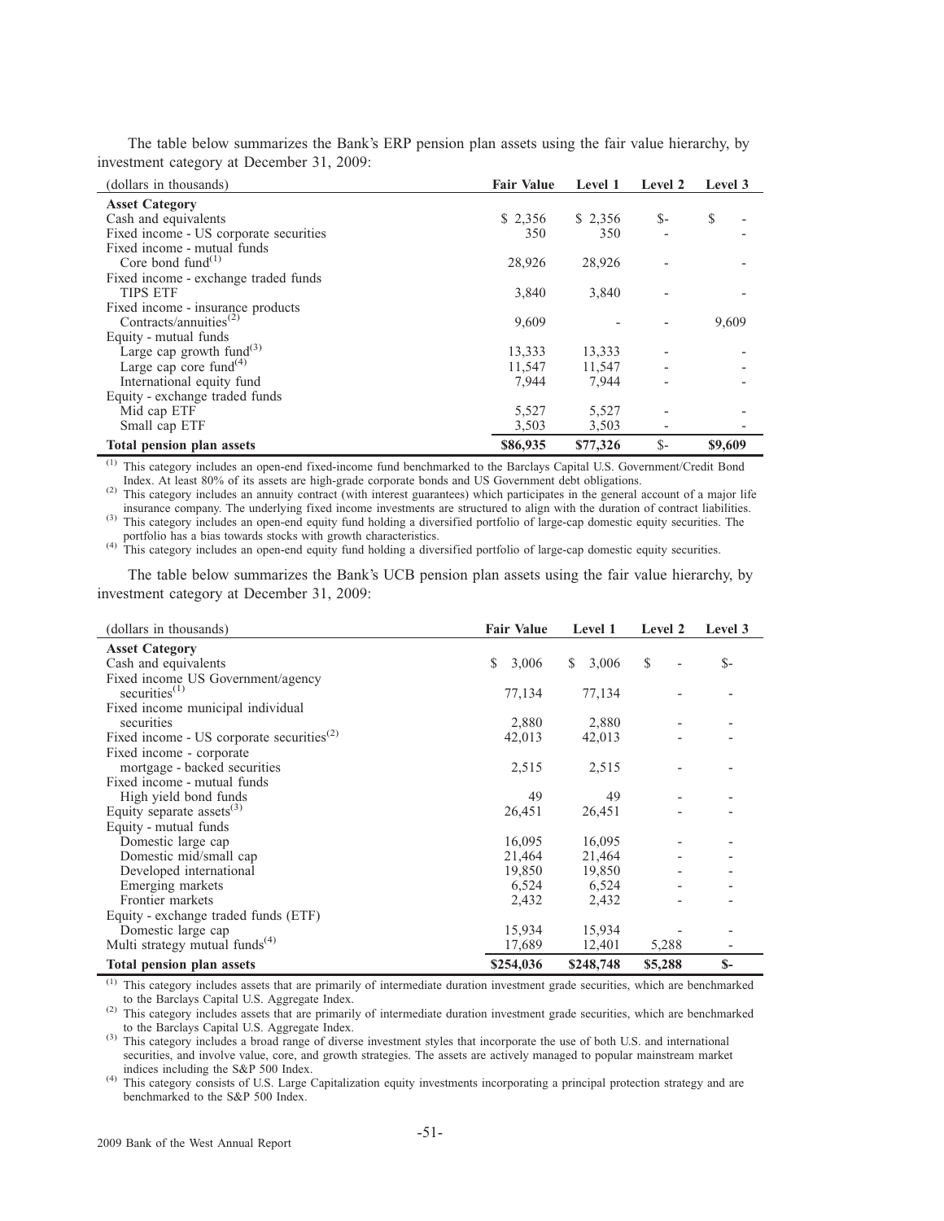The table below summarizes the Bank's ERP pension plan assets using the fair value hierarchy, by investment category at December 31, 2009:

| (dollars in thousands) | Fair Value | Level 1 | Level 2 | Level 3 |
|---|---|---|---|---|
| **Asset Category** | | | | |
| Cash and equivalents | $ 2,356 | $ 2,356 | $- | $ - |
| Fixed income - US corporate securities | 350 | 350 | - | - |
| Fixed income - mutual funds | | | | |
| Core bond fund[(1)] | 28,926 | 28,926 | - | - |
| Fixed income - exchange traded funds | | | | |
| TIPS ETF | 3,840 | 3,840 | - | - |
| Fixed income - insurance products | | | | |
| Contracts/annuities[(2)] | 9,609 | - | - | 9,609 |
| Equity - mutual funds | | | | |
| Large cap growth fund[(3)] | 13,333 | 13,333 | - | - |
| Large cap core fund[(4)] | 11,547 | 11,547 | - | - |
| International equity fund | 7,944 | 7,944 | - | - |
| Equity - exchange traded funds | | | | |
| Mid cap ETF | 5,527 | 5,527 | - | - |
| Small cap ETF | 3,503 | 3,503 | - | - |
| **Total pension plan assets** | **$86,935** | **$77,326** | **$-** | **$9,609** |

(1) This category includes an open-end fixed-income fund benchmarked to the Barclays Capital U.S. Government/Credit Bond Index. At least 80% of its assets are high-grade corporate bonds and US Government debt obligations.

(2) This category includes an annuity contract (with interest guarantees) which participates in the general account of a major life insurance company. The underlying fixed income investments are structured to align with the duration of contract liabilities.

(3) This category includes an open-end equity fund holding a diversified portfolio of large-cap domestic equity securities. The portfolio has a bias towards stocks with growth characteristics.

(4) This category includes an open-end equity fund holding a diversified portfolio of large-cap domestic equity securities.

The table below summarizes the Bank's UCB pension plan assets using the fair value hierarchy, by investment category at December 31, 2009:

| (dollars in thousands) | Fair Value | Level 1 | Level 2 | Level 3 |
|---|---|---|---|---|
| **Asset Category** | | | | |
| Cash and equivalents | $ 3,006 | $ 3,006 | $ - | $- |
| Fixed income US Government/agency securities[(1)] | 77,134 | 77,134 | - | - |
| Fixed income municipal individual securities | 2,880 | 2,880 | - | - |
| Fixed income - US corporate securities[(2)] | 42,013 | 42,013 | - | - |
| Fixed income - corporate mortgage - backed securities | 2,515 | 2,515 | - | - |
| Fixed income - mutual funds | | | | |
| High yield bond funds | 49 | 49 | - | - |
| Equity separate assets[(3)] | 26,451 | 26,451 | - | - |
| Equity - mutual funds | | | | |
| Domestic large cap | 16,095 | 16,095 | - | - |
| Domestic mid/small cap | 21,464 | 21,464 | - | - |
| Developed international | 19,850 | 19,850 | - | - |
| Emerging markets | 6,524 | 6,524 | - | - |
| Frontier markets | 2,432 | 2,432 | - | - |
| Equity - exchange traded funds (ETF) | | | | |
| Domestic large cap | 15,934 | 15,934 | - | - |
| Multi strategy mutual funds[(4)] | 17,689 | 12,401 | 5,288 | - |
| **Total pension plan assets** | **$254,036** | **$248,748** | **$5,288** | **$-** |

(1) This category includes assets that are primarily of intermediate duration investment grade securities, which are benchmarked to the Barclays Capital U.S. Aggregate Index.

(2) This category includes assets that are primarily of intermediate duration investment grade securities, which are benchmarked to the Barclays Capital U.S. Aggregate Index.

(3) This category includes a broad range of diverse investment styles that incorporate the use of both U.S. and international securities, and involve value, core, and growth strategies. The assets are actively managed to popular mainstream market indices including the S&P 500 Index.

(4) This category consists of U.S. Large Capitalization equity investments incorporating a principal protection strategy and are benchmarked to the S&P 500 Index.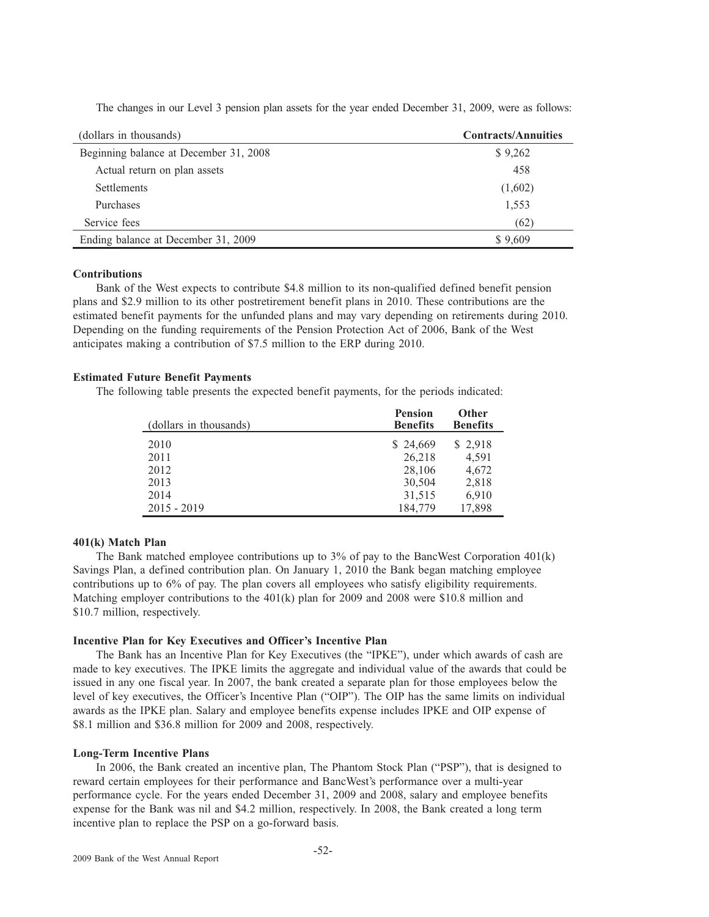The changes in our Level 3 pension plan assets for the year ended December 31, 2009, were as follows:

| (dollars in thousands) | Contracts/Annuities |
|---|---|
| Beginning balance at December 31, 2008 | $ 9,262 |
| Actual return on plan assets | 458 |
| Settlements | (1,602) |
| Purchases | 1,553 |
| Service fees | (62) |
| Ending balance at December 31, 2009 | $ 9,609 |

**Contributions**

Bank of the West expects to contribute $4.8 million to its non-qualified defined benefit pension plans and $2.9 million to its other postretirement benefit plans in 2010. These contributions are the estimated benefit payments for the unfunded plans and may vary depending on retirements during 2010. Depending on the funding requirements of the Pension Protection Act of 2006, Bank of the West anticipates making a contribution of $7.5 million to the ERP during 2010.

**Estimated Future Benefit Payments**

The following table presents the expected benefit payments, for the periods indicated:

| (dollars in thousands) | Pension Benefits | Other Benefits |
|---|---|---|
| 2010 | $ 24,669 | $ 2,918 |
| 2011 | 26,218 | 4,591 |
| 2012 | 28,106 | 4,672 |
| 2013 | 30,504 | 2,818 |
| 2014 | 31,515 | 6,910 |
| 2015 - 2019 | 184,779 | 17,898 |

**401(k) Match Plan**

The Bank matched employee contributions up to 3% of pay to the BancWest Corporation 401(k) Savings Plan, a defined contribution plan. On January 1, 2010 the Bank began matching employee contributions up to 6% of pay. The plan covers all employees who satisfy eligibility requirements. Matching employer contributions to the 401(k) plan for 2009 and 2008 were $10.8 million and $10.7 million, respectively.

**Incentive Plan for Key Executives and Officer's Incentive Plan**

The Bank has an Incentive Plan for Key Executives (the "IPKE"), under which awards of cash are made to key executives. The IPKE limits the aggregate and individual value of the awards that could be issued in any one fiscal year. In 2007, the bank created a separate plan for those employees below the level of key executives, the Officer's Incentive Plan ("OIP"). The OIP has the same limits on individual awards as the IPKE plan. Salary and employee benefits expense includes IPKE and OIP expense of $8.1 million and $36.8 million for 2009 and 2008, respectively.

**Long-Term Incentive Plans**

In 2006, the Bank created an incentive plan, The Phantom Stock Plan ("PSP"), that is designed to reward certain employees for their performance and BancWest's performance over a multi-year performance cycle. For the years ended December 31, 2009 and 2008, salary and employee benefits expense for the Bank was nil and $4.2 million, respectively. In 2008, the Bank created a long term incentive plan to replace the PSP on a go-forward basis.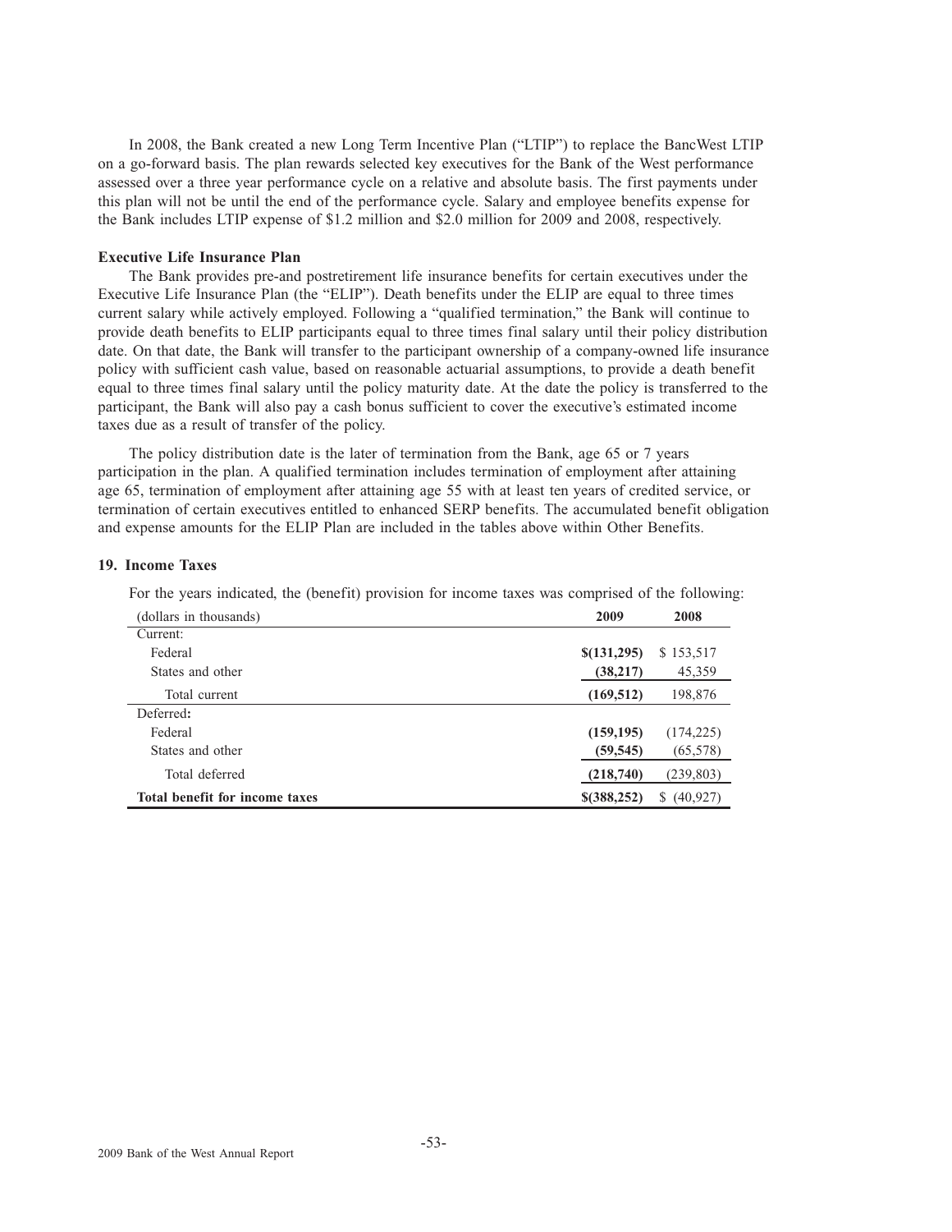In 2008, the Bank created a new Long Term Incentive Plan ("LTIP") to replace the BancWest LTIP on a go-forward basis. The plan rewards selected key executives for the Bank of the West performance assessed over a three year performance cycle on a relative and absolute basis. The first payments under this plan will not be until the end of the performance cycle. Salary and employee benefits expense for the Bank includes LTIP expense of $1.2 million and $2.0 million for 2009 and 2008, respectively.

**Executive Life Insurance Plan**

The Bank provides pre-and postretirement life insurance benefits for certain executives under the Executive Life Insurance Plan (the "ELIP"). Death benefits under the ELIP are equal to three times current salary while actively employed. Following a "qualified termination," the Bank will continue to provide death benefits to ELIP participants equal to three times final salary until their policy distribution date. On that date, the Bank will transfer to the participant ownership of a company-owned life insurance policy with sufficient cash value, based on reasonable actuarial assumptions, to provide a death benefit equal to three times final salary until the policy maturity date. At the date the policy is transferred to the participant, the Bank will also pay a cash bonus sufficient to cover the executive's estimated income taxes due as a result of transfer of the policy.

The policy distribution date is the later of termination from the Bank, age 65 or 7 years participation in the plan. A qualified termination includes termination of employment after attaining age 65, termination of employment after attaining age 55 with at least ten years of credited service, or termination of certain executives entitled to enhanced SERP benefits. The accumulated benefit obligation and expense amounts for the ELIP Plan are included in the tables above within Other Benefits.

**19. Income Taxes**

For the years indicated, the (benefit) provision for income taxes was comprised of the following:

| (dollars in thousands) | 2009 | 2008 |
|---|---|---|
| Current: | | |
| Federal | **$(131,295)** | $ 153,517 |
| States and other | **(38,217)** | 45,359 |
| Total current | **(169,512)** | 198,876 |
| Deferred**:** | | |
| Federal | **(159,195)** | (174,225) |
| States and other | **(59,545)** | (65,578) |
| Total deferred | **(218,740)** | (239,803) |
| **Total benefit for income taxes** | **$(388,252)** | $ (40,927) |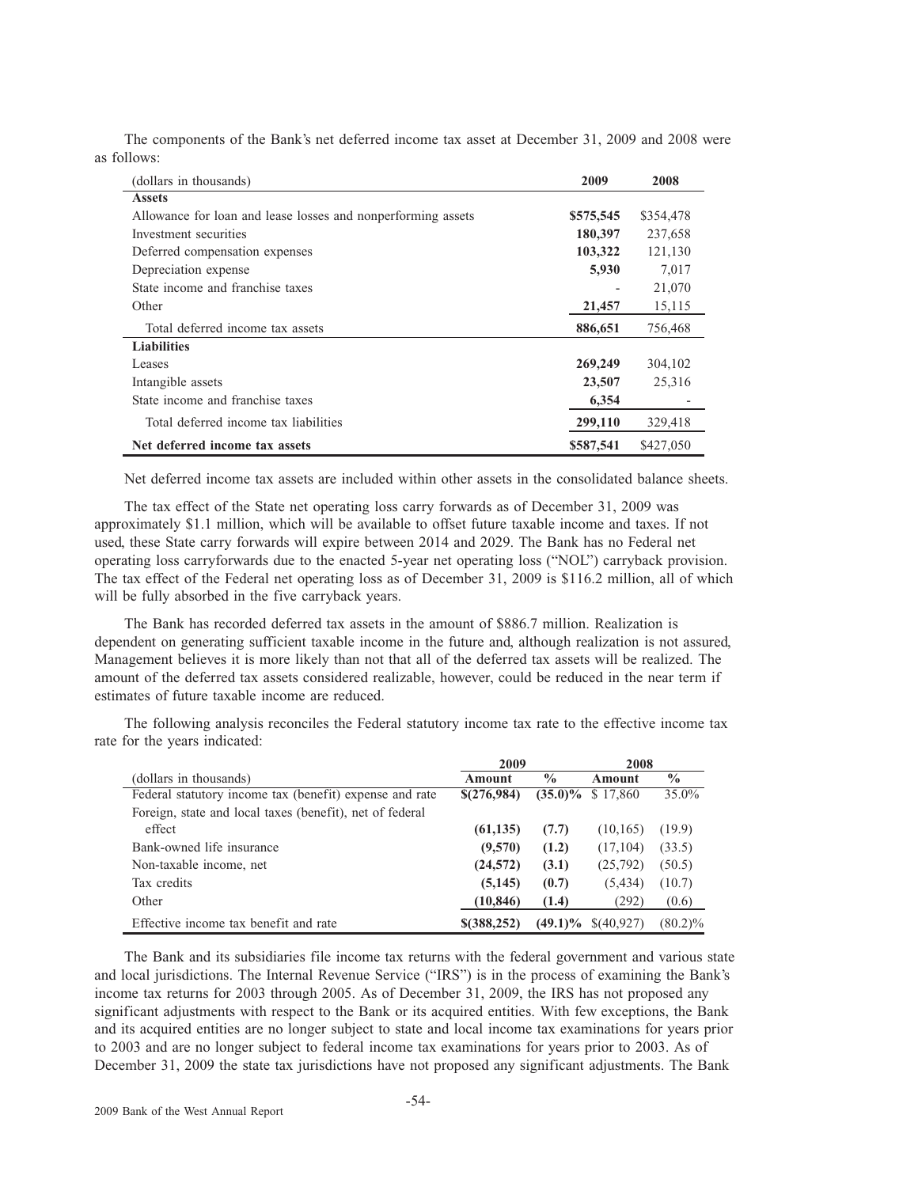The components of the Bank's net deferred income tax asset at December 31, 2009 and 2008 were as follows:

| (dollars in thousands) | 2009 | 2008 |
|---|---|---|
| **Assets** | | |
| Allowance for loan and lease losses and nonperforming assets | **$575,545** | $354,478 |
| Investment securities | **180,397** | 237,658 |
| Deferred compensation expenses | **103,322** | 121,130 |
| Depreciation expense | **5,930** | 7,017 |
| State income and franchise taxes | - | 21,070 |
| Other | **21,457** | 15,115 |
| Total deferred income tax assets | **886,651** | 756,468 |
| **Liabilities** | | |
| Leases | **269,249** | 304,102 |
| Intangible assets | **23,507** | 25,316 |
| State income and franchise taxes | **6,354** | - |
| Total deferred income tax liabilities | **299,110** | 329,418 |
| **Net deferred income tax assets** | **$587,541** | $427,050 |

Net deferred income tax assets are included within other assets in the consolidated balance sheets.

The tax effect of the State net operating loss carry forwards as of December 31, 2009 was approximately $1.1 million, which will be available to offset future taxable income and taxes. If not used, these State carry forwards will expire between 2014 and 2029. The Bank has no Federal net operating loss carryforwards due to the enacted 5-year net operating loss ("NOL") carryback provision. The tax effect of the Federal net operating loss as of December 31, 2009 is $116.2 million, all of which will be fully absorbed in the five carryback years.

The Bank has recorded deferred tax assets in the amount of $886.7 million. Realization is dependent on generating sufficient taxable income in the future and, although realization is not assured, Management believes it is more likely than not that all of the deferred tax assets will be realized. The amount of the deferred tax assets considered realizable, however, could be reduced in the near term if estimates of future taxable income are reduced.

The following analysis reconciles the Federal statutory income tax rate to the effective income tax rate for the years indicated:

| | 2009 | | 2008 | |
|---|---|---|---|---|
| (dollars in thousands) | Amount | % | Amount | % |
| Federal statutory income tax (benefit) expense and rate | **$(276,984)** | **(35.0)%** | $ 17,860 | 35.0% |
| Foreign, state and local taxes (benefit), net of federal effect | **(61,135)** | **(7.7)** | (10,165) | (19.9) |
| Bank-owned life insurance | **(9,570)** | **(1.2)** | (17,104) | (33.5) |
| Non-taxable income, net | **(24,572)** | **(3.1)** | (25,792) | (50.5) |
| Tax credits | **(5,145)** | **(0.7)** | (5,434) | (10.7) |
| Other | **(10,846)** | **(1.4)** | (292) | (0.6) |
| Effective income tax benefit and rate | **$(388,252)** | **(49.1)%** | $(40,927) | (80.2)% |

The Bank and its subsidiaries file income tax returns with the federal government and various state and local jurisdictions. The Internal Revenue Service ("IRS") is in the process of examining the Bank's income tax returns for 2003 through 2005. As of December 31, 2009, the IRS has not proposed any significant adjustments with respect to the Bank or its acquired entities. With few exceptions, the Bank and its acquired entities are no longer subject to state and local income tax examinations for years prior to 2003 and are no longer subject to federal income tax examinations for years prior to 2003. As of December 31, 2009 the state tax jurisdictions have not proposed any significant adjustments. The Bank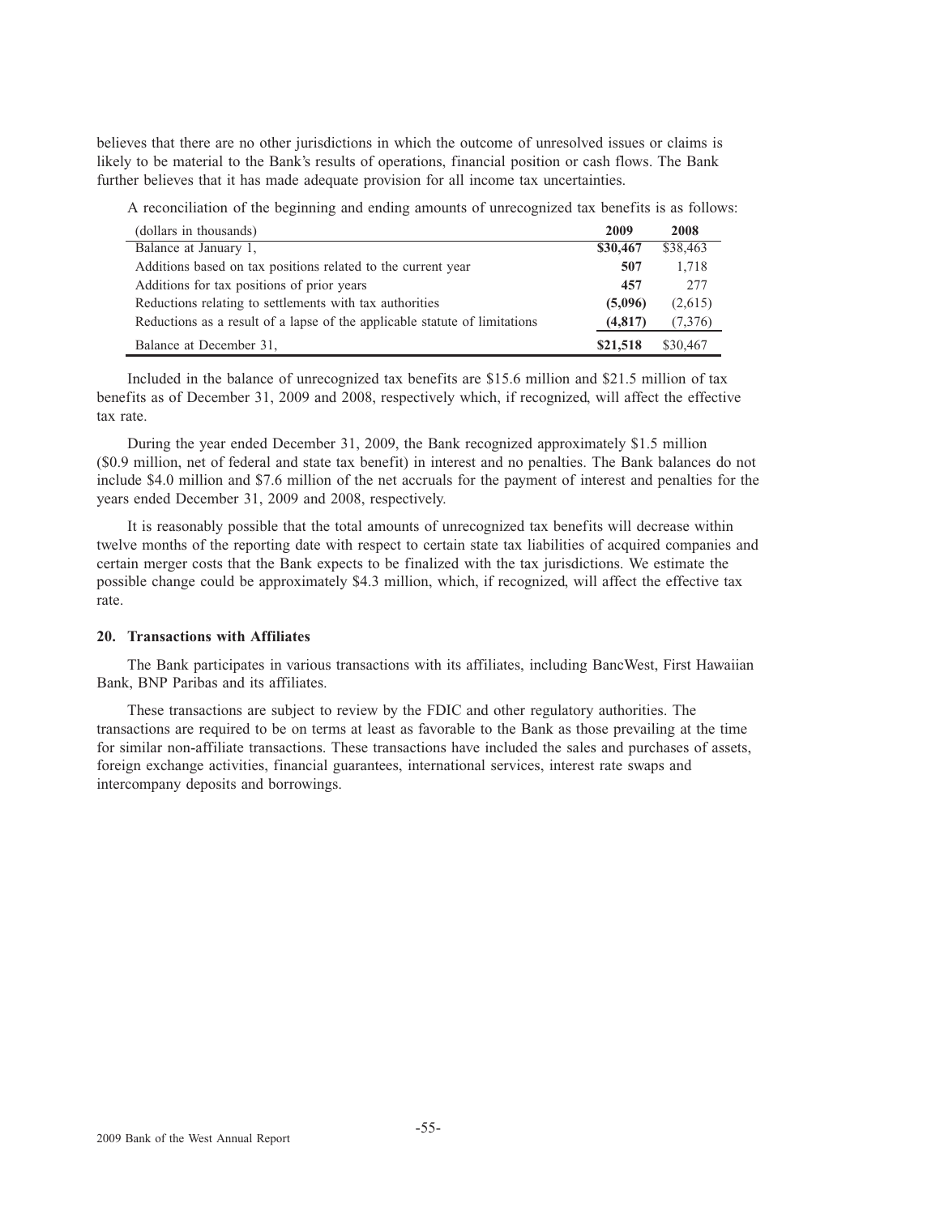believes that there are no other jurisdictions in which the outcome of unresolved issues or claims is likely to be material to the Bank's results of operations, financial position or cash flows. The Bank further believes that it has made adequate provision for all income tax uncertainties.

A reconciliation of the beginning and ending amounts of unrecognized tax benefits is as follows:

| (dollars in thousands) | 2009 | 2008 |
|---|---|---|
| Balance at January 1, | **$30,467** | $38,463 |
| Additions based on tax positions related to the current year | **507** | 1,718 |
| Additions for tax positions of prior years | **457** | 277 |
| Reductions relating to settlements with tax authorities | **(5,096)** | (2,615) |
| Reductions as a result of a lapse of the applicable statute of limitations | **(4,817)** | (7,376) |
| Balance at December 31, | **$21,518** | $30,467 |

Included in the balance of unrecognized tax benefits are $15.6 million and $21.5 million of tax benefits as of December 31, 2009 and 2008, respectively which, if recognized, will affect the effective tax rate.

During the year ended December 31, 2009, the Bank recognized approximately $1.5 million ($0.9 million, net of federal and state tax benefit) in interest and no penalties. The Bank balances do not include $4.0 million and $7.6 million of the net accruals for the payment of interest and penalties for the years ended December 31, 2009 and 2008, respectively.

It is reasonably possible that the total amounts of unrecognized tax benefits will decrease within twelve months of the reporting date with respect to certain state tax liabilities of acquired companies and certain merger costs that the Bank expects to be finalized with the tax jurisdictions. We estimate the possible change could be approximately $4.3 million, which, if recognized, will affect the effective tax rate.

### 20. Transactions with Affiliates

The Bank participates in various transactions with its affiliates, including BancWest, First Hawaiian Bank, BNP Paribas and its affiliates.

These transactions are subject to review by the FDIC and other regulatory authorities. The transactions are required to be on terms at least as favorable to the Bank as those prevailing at the time for similar non-affiliate transactions. These transactions have included the sales and purchases of assets, foreign exchange activities, financial guarantees, international services, interest rate swaps and intercompany deposits and borrowings.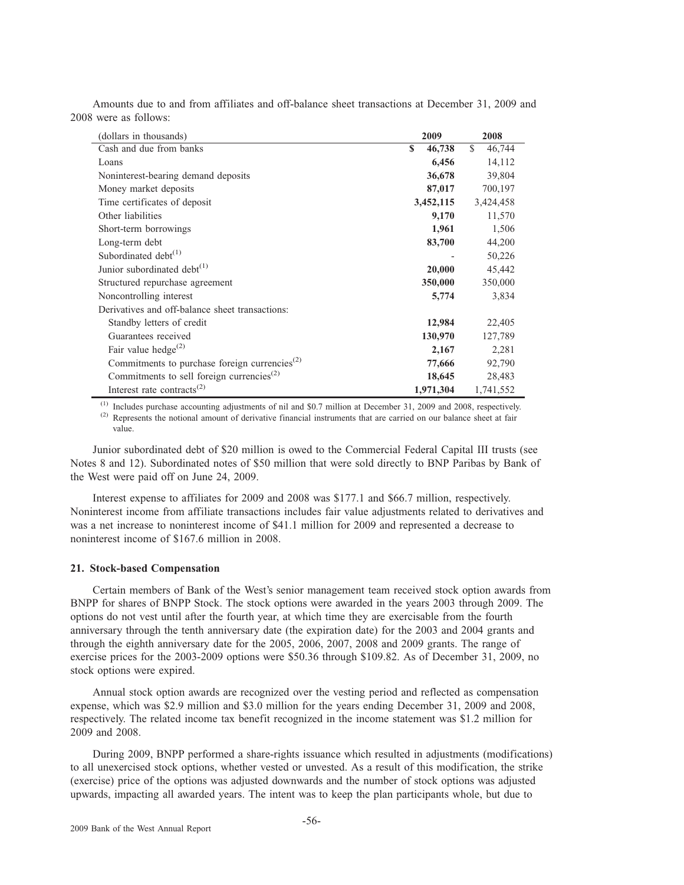Amounts due to and from affiliates and off-balance sheet transactions at December 31, 2009 and 2008 were as follows:

| (dollars in thousands) | 2009 | 2008 |
|---|---|---|
| Cash and due from banks | **$ 46,738** | $ 46,744 |
| Loans | **6,456** | 14,112 |
| Noninterest-bearing demand deposits | **36,678** | 39,804 |
| Money market deposits | **87,017** | 700,197 |
| Time certificates of deposit | **3,452,115** | 3,424,458 |
| Other liabilities | **9,170** | 11,570 |
| Short-term borrowings | **1,961** | 1,506 |
| Long-term debt | **83,700** | 44,200 |
| Subordinated debt[(1)] | **-** | 50,226 |
| Junior subordinated debt[(1)] | **20,000** | 45,442 |
| Structured repurchase agreement | **350,000** | 350,000 |
| Noncontrolling interest | **5,774** | 3,834 |
| Derivatives and off-balance sheet transactions: | | |
| Standby letters of credit | **12,984** | 22,405 |
| Guarantees received | **130,970** | 127,789 |
| Fair value hedge[(2)] | **2,167** | 2,281 |
| Commitments to purchase foreign currencies[(2)] | **77,666** | 92,790 |
| Commitments to sell foreign currencies[(2)] | **18,645** | 28,483 |
| Interest rate contracts[(2)] | **1,971,304** | 1,741,552 |

(1) Includes purchase accounting adjustments of nil and $0.7 million at December 31, 2009 and 2008, respectively.
(2) Represents the notional amount of derivative financial instruments that are carried on our balance sheet at fair value.

Junior subordinated debt of $20 million is owed to the Commercial Federal Capital III trusts (see Notes 8 and 12). Subordinated notes of $50 million that were sold directly to BNP Paribas by Bank of the West were paid off on June 24, 2009.

Interest expense to affiliates for 2009 and 2008 was $177.1 and $66.7 million, respectively. Noninterest income from affiliate transactions includes fair value adjustments related to derivatives and was a net increase to noninterest income of $41.1 million for 2009 and represented a decrease to noninterest income of $167.6 million in 2008.

### 21. Stock-based Compensation

Certain members of Bank of the West's senior management team received stock option awards from BNPP for shares of BNPP Stock. The stock options were awarded in the years 2003 through 2009. The options do not vest until after the fourth year, at which time they are exercisable from the fourth anniversary through the tenth anniversary date (the expiration date) for the 2003 and 2004 grants and through the eighth anniversary date for the 2005, 2006, 2007, 2008 and 2009 grants. The range of exercise prices for the 2003-2009 options were $50.36 through $109.82. As of December 31, 2009, no stock options were expired.

Annual stock option awards are recognized over the vesting period and reflected as compensation expense, which was $2.9 million and $3.0 million for the years ending December 31, 2009 and 2008, respectively. The related income tax benefit recognized in the income statement was $1.2 million for 2009 and 2008.

During 2009, BNPP performed a share-rights issuance which resulted in adjustments (modifications) to all unexercised stock options, whether vested or unvested. As a result of this modification, the strike (exercise) price of the options was adjusted downwards and the number of stock options was adjusted upwards, impacting all awarded years. The intent was to keep the plan participants whole, but due to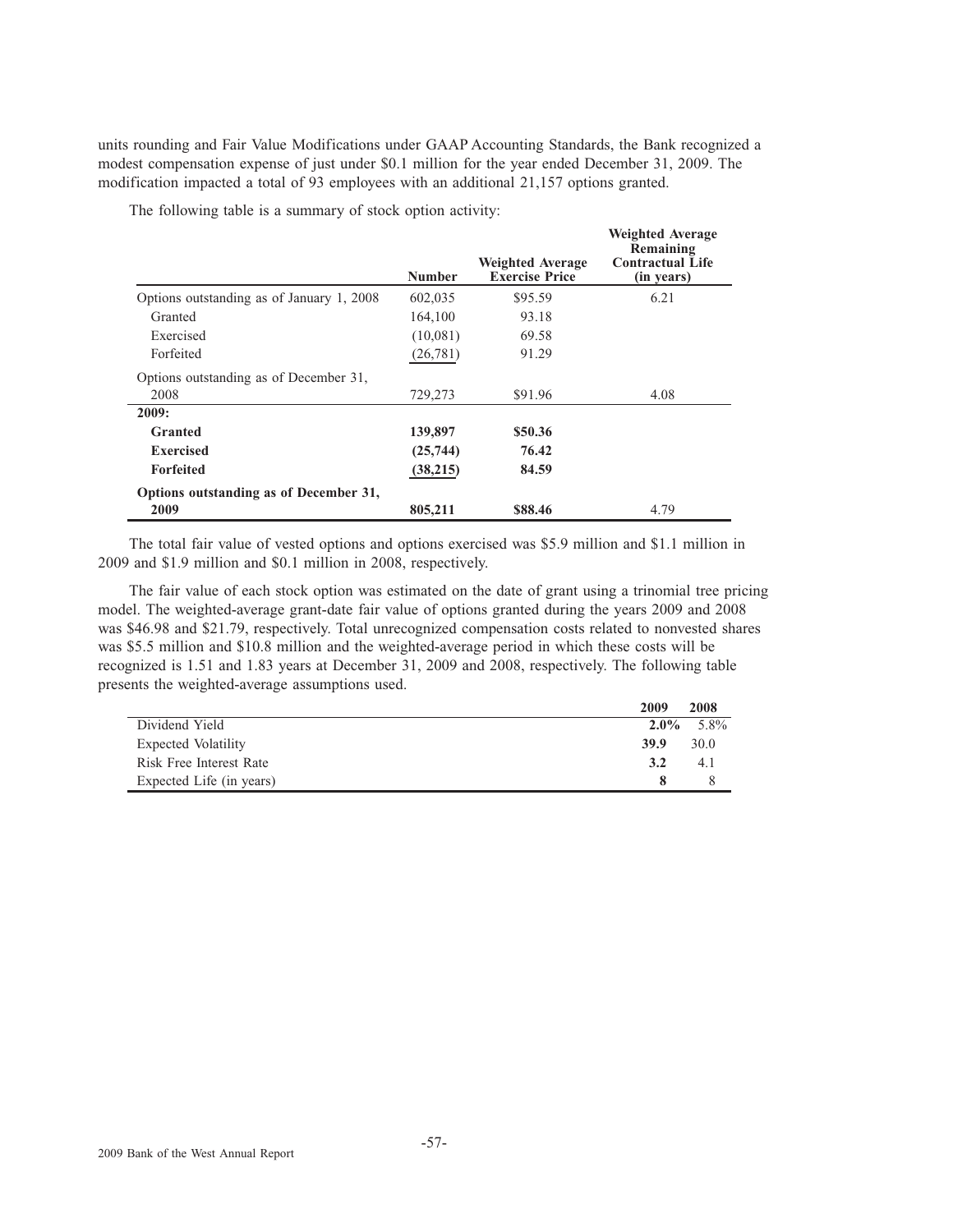units rounding and Fair Value Modifications under GAAP Accounting Standards, the Bank recognized a modest compensation expense of just under $0.1 million for the year ended December 31, 2009. The modification impacted a total of 93 employees with an additional 21,157 options granted.

The following table is a summary of stock option activity:

| | Number | Weighted Average Exercise Price | Weighted Average Remaining Contractual Life (in years) |
|---|---|---|---|
| Options outstanding as of January 1, 2008 | 602,035 | $95.59 | 6.21 |
| Granted | 164,100 | 93.18 | |
| Exercised | (10,081) | 69.58 | |
| Forfeited | (26,781) | 91.29 | |
| Options outstanding as of December 31, 2008 | 729,273 | $91.96 | 4.08 |
| **2009:** | | | |
| **Granted** | **139,897** | **$50.36** | |
| **Exercised** | **(25,744)** | **76.42** | |
| **Forfeited** | **(38,215)** | **84.59** | |
| **Options outstanding as of December 31, 2009** | **805,211** | **$88.46** | 4.79 |

The total fair value of vested options and options exercised was $5.9 million and $1.1 million in 2009 and $1.9 million and $0.1 million in 2008, respectively.

The fair value of each stock option was estimated on the date of grant using a trinomial tree pricing model. The weighted-average grant-date fair value of options granted during the years 2009 and 2008 was $46.98 and $21.79, respectively. Total unrecognized compensation costs related to nonvested shares was $5.5 million and $10.8 million and the weighted-average period in which these costs will be recognized is 1.51 and 1.83 years at December 31, 2009 and 2008, respectively. The following table presents the weighted-average assumptions used.

| | 2009 | 2008 |
|---|---|---|
| Dividend Yield | **2.0%** | 5.8% |
| Expected Volatility | **39.9** | 30.0 |
| Risk Free Interest Rate | **3.2** | 4.1 |
| Expected Life (in years) | **8** | 8 |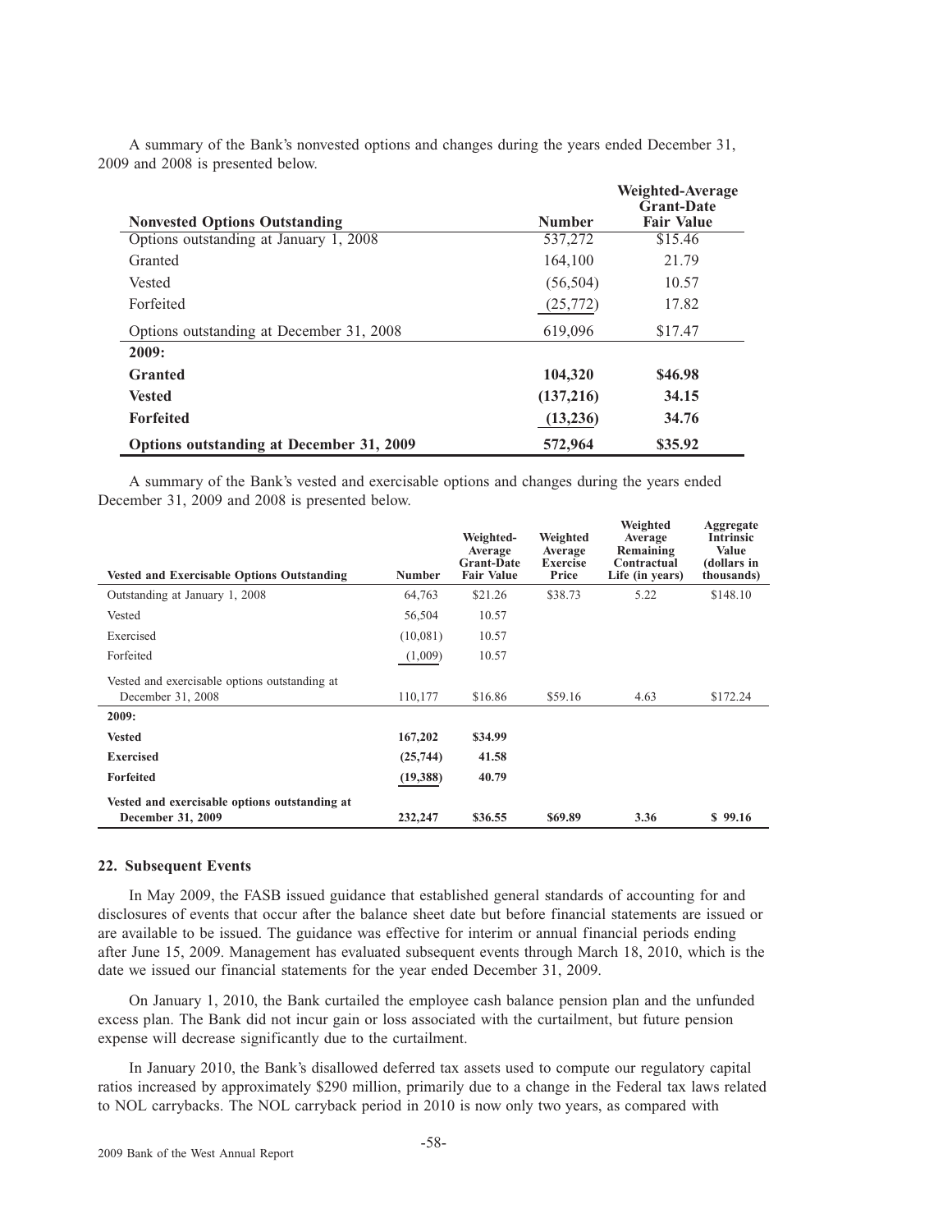A summary of the Bank's nonvested options and changes during the years ended December 31, 2009 and 2008 is presented below.

| Nonvested Options Outstanding | Number | Weighted-Average Grant-Date Fair Value |
|---|---|---|
| Options outstanding at January 1, 2008 | 537,272 | $15.46 |
| Granted | 164,100 | 21.79 |
| Vested | (56,504) | 10.57 |
| Forfeited | (25,772) | 17.82 |
| Options outstanding at December 31, 2008 | 619,096 | $17.47 |
| **2009:** | | |
| **Granted** | **104,320** | **$46.98** |
| **Vested** | **(137,216)** | **34.15** |
| **Forfeited** | **(13,236)** | **34.76** |
| **Options outstanding at December 31, 2009** | **572,964** | **$35.92** |

A summary of the Bank's vested and exercisable options and changes during the years ended December 31, 2009 and 2008 is presented below.

| Vested and Exercisable Options Outstanding | Number | Weighted-Average Grant-Date Fair Value | Weighted Average Exercise Price | Weighted Average Remaining Contractual Life (in years) | Aggregate Intrinsic Value (dollars in thousands) |
|---|---|---|---|---|---|
| Outstanding at January 1, 2008 | 64,763 | $21.26 | $38.73 | 5.22 | $148.10 |
| Vested | 56,504 | 10.57 | | | |
| Exercised | (10,081) | 10.57 | | | |
| Forfeited | (1,009) | 10.57 | | | |
| Vested and exercisable options outstanding at December 31, 2008 | 110,177 | $16.86 | $59.16 | 4.63 | $172.24 |
| **2009:** | | | | | |
| **Vested** | **167,202** | **$34.99** | | | |
| **Exercised** | **(25,744)** | **41.58** | | | |
| **Forfeited** | **(19,388)** | **40.79** | | | |
| **Vested and exercisable options outstanding at December 31, 2009** | **232,247** | **$36.55** | **$69.89** | **3.36** | **$ 99.16** |

## 22. Subsequent Events

In May 2009, the FASB issued guidance that established general standards of accounting for and disclosures of events that occur after the balance sheet date but before financial statements are issued or are available to be issued. The guidance was effective for interim or annual financial periods ending after June 15, 2009. Management has evaluated subsequent events through March 18, 2010, which is the date we issued our financial statements for the year ended December 31, 2009.

On January 1, 2010, the Bank curtailed the employee cash balance pension plan and the unfunded excess plan. The Bank did not incur gain or loss associated with the curtailment, but future pension expense will decrease significantly due to the curtailment.

In January 2010, the Bank's disallowed deferred tax assets used to compute our regulatory capital ratios increased by approximately $290 million, primarily due to a change in the Federal tax laws related to NOL carrybacks. The NOL carryback period in 2010 is now only two years, as compared with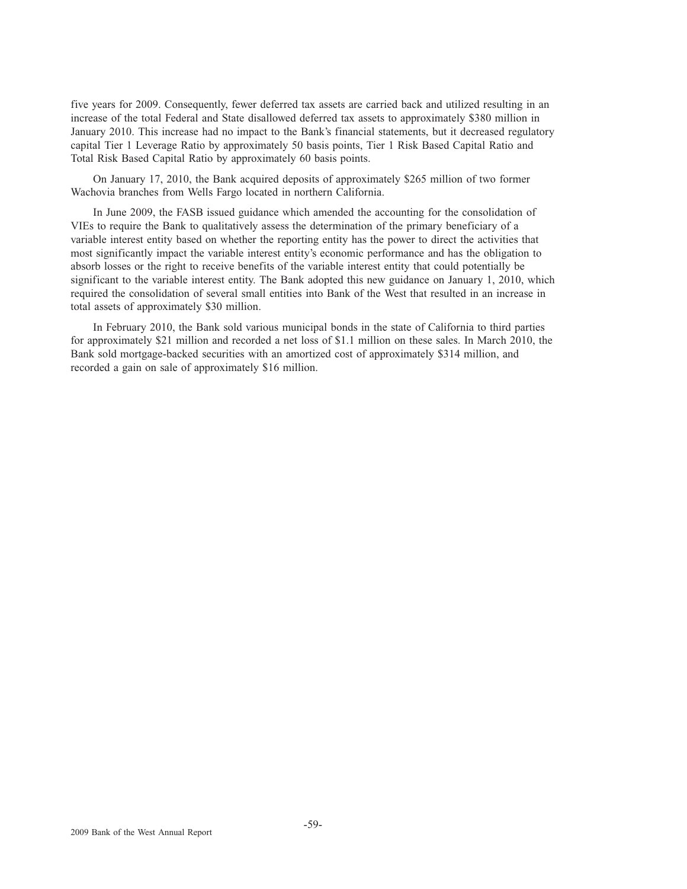five years for 2009. Consequently, fewer deferred tax assets are carried back and utilized resulting in an increase of the total Federal and State disallowed deferred tax assets to approximately $380 million in January 2010. This increase had no impact to the Bank's financial statements, but it decreased regulatory capital Tier 1 Leverage Ratio by approximately 50 basis points, Tier 1 Risk Based Capital Ratio and Total Risk Based Capital Ratio by approximately 60 basis points.

On January 17, 2010, the Bank acquired deposits of approximately $265 million of two former Wachovia branches from Wells Fargo located in northern California.

In June 2009, the FASB issued guidance which amended the accounting for the consolidation of VIEs to require the Bank to qualitatively assess the determination of the primary beneficiary of a variable interest entity based on whether the reporting entity has the power to direct the activities that most significantly impact the variable interest entity's economic performance and has the obligation to absorb losses or the right to receive benefits of the variable interest entity that could potentially be significant to the variable interest entity. The Bank adopted this new guidance on January 1, 2010, which required the consolidation of several small entities into Bank of the West that resulted in an increase in total assets of approximately $30 million.

In February 2010, the Bank sold various municipal bonds in the state of California to third parties for approximately $21 million and recorded a net loss of $1.1 million on these sales. In March 2010, the Bank sold mortgage-backed securities with an amortized cost of approximately $314 million, and recorded a gain on sale of approximately $16 million.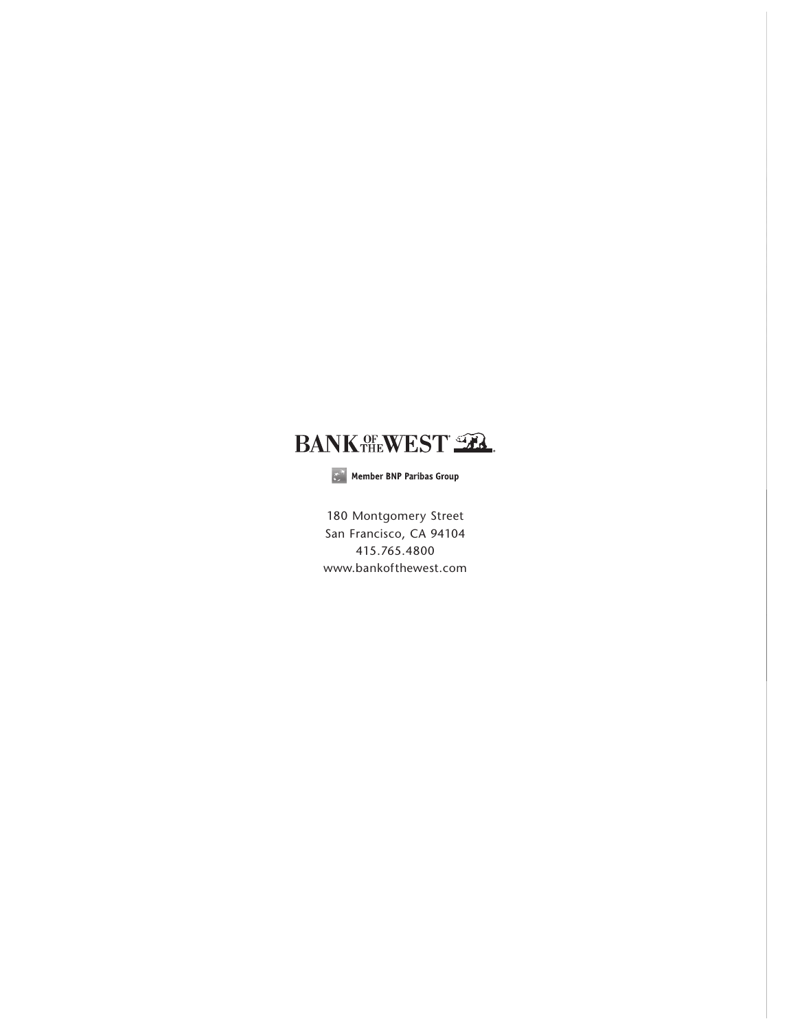BANK OF THE WEST®

Member BNP Paribas Group

180 Montgomery Street
San Francisco, CA 94104
415.765.4800
www.bankofthewest.com